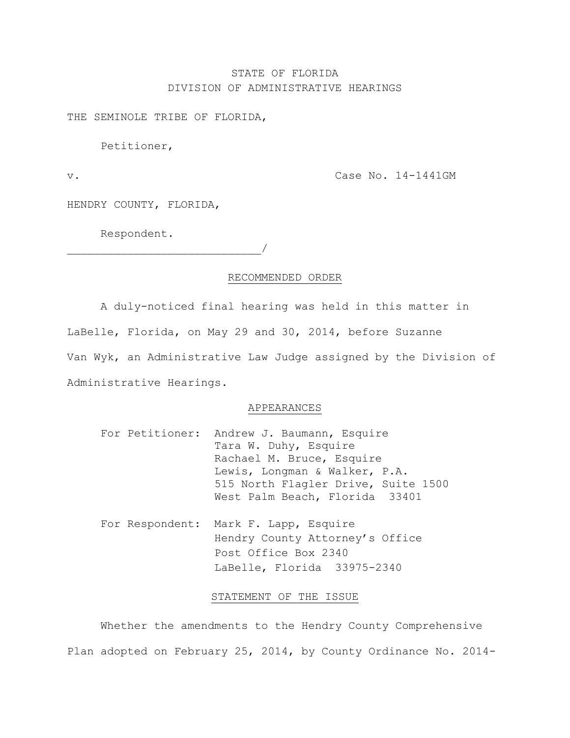STATE OF FLORIDA
DIVISION OF ADMINISTRATIVE HEARINGS

THE SEMINOLE TRIBE OF FLORIDA,

Petitioner,

v. Case No. 14-1441GM

HENDRY COUNTY, FLORIDA,

Respondent.
_____________________________/

## RECOMMENDED ORDER

A duly-noticed final hearing was held in this matter in LaBelle, Florida, on May 29 and 30, 2014, before Suzanne Van Wyk, an Administrative Law Judge assigned by the Division of Administrative Hearings.

## APPEARANCES

For Petitioner: Andrew J. Baumann, Esquire
Tara W. Duhy, Esquire
Rachael M. Bruce, Esquire
Lewis, Longman & Walker, P.A.
515 North Flagler Drive, Suite 1500
West Palm Beach, Florida 33401

For Respondent: Mark F. Lapp, Esquire
Hendry County Attorney's Office
Post Office Box 2340
LaBelle, Florida 33975-2340

## STATEMENT OF THE ISSUE

Whether the amendments to the Hendry County Comprehensive Plan adopted on February 25, 2014, by County Ordinance No. 2014-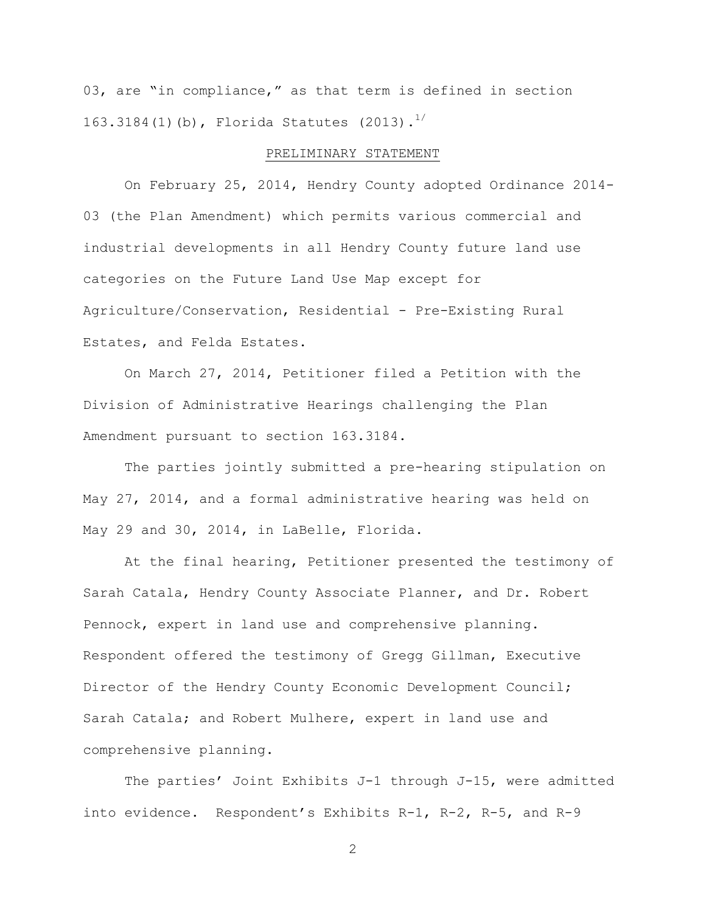03, are "in compliance," as that term is defined in section 163.3184(1)(b), Florida Statutes (2013).[1/]

## PRELIMINARY STATEMENT

On February 25, 2014, Hendry County adopted Ordinance 2014-03 (the Plan Amendment) which permits various commercial and industrial developments in all Hendry County future land use categories on the Future Land Use Map except for Agriculture/Conservation, Residential - Pre-Existing Rural Estates, and Felda Estates.

On March 27, 2014, Petitioner filed a Petition with the Division of Administrative Hearings challenging the Plan Amendment pursuant to section 163.3184.

The parties jointly submitted a pre-hearing stipulation on May 27, 2014, and a formal administrative hearing was held on May 29 and 30, 2014, in LaBelle, Florida.

At the final hearing, Petitioner presented the testimony of Sarah Catala, Hendry County Associate Planner, and Dr. Robert Pennock, expert in land use and comprehensive planning. Respondent offered the testimony of Gregg Gillman, Executive Director of the Hendry County Economic Development Council; Sarah Catala; and Robert Mulhere, expert in land use and comprehensive planning.

The parties' Joint Exhibits J-1 through J-15, were admitted into evidence. Respondent's Exhibits R-1, R-2, R-5, and R-9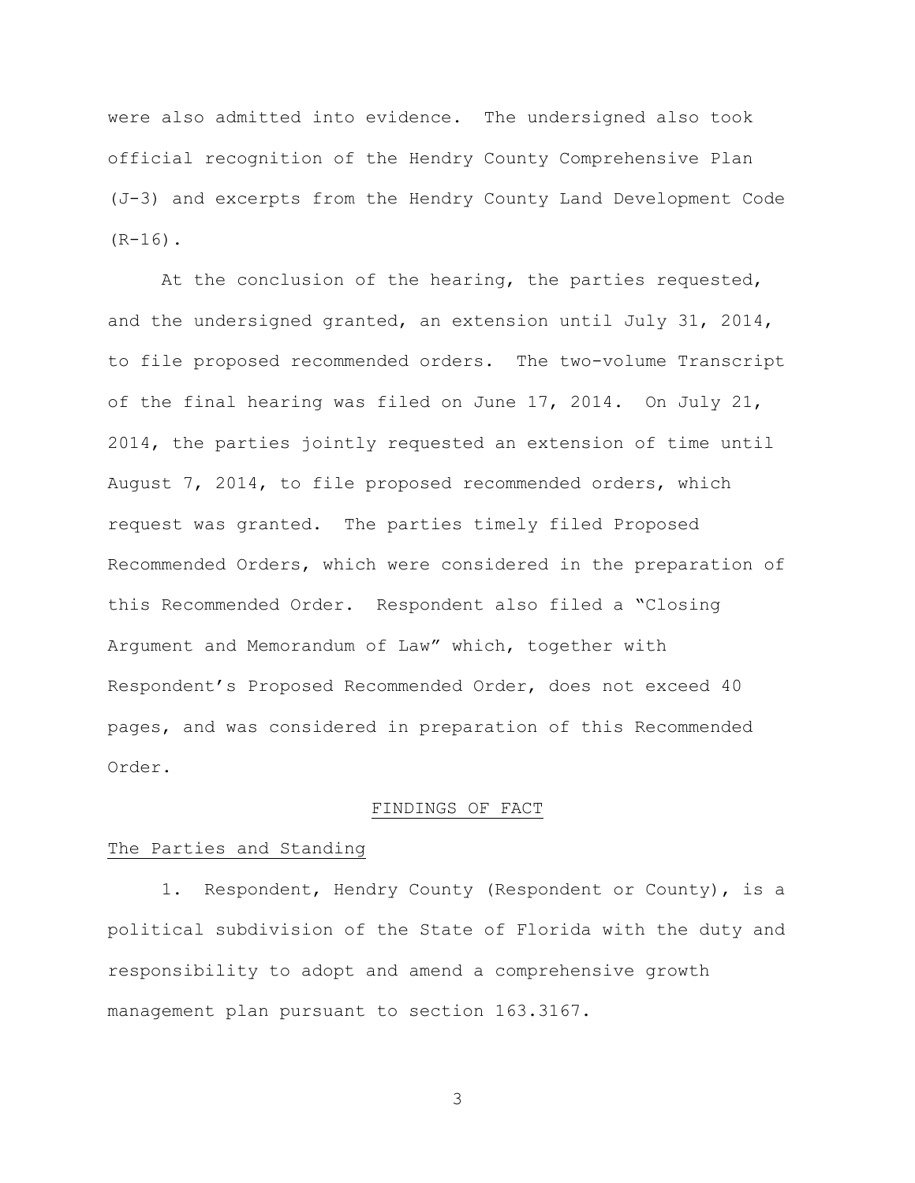were also admitted into evidence. The undersigned also took official recognition of the Hendry County Comprehensive Plan (J-3) and excerpts from the Hendry County Land Development Code (R-16).

At the conclusion of the hearing, the parties requested, and the undersigned granted, an extension until July 31, 2014, to file proposed recommended orders. The two-volume Transcript of the final hearing was filed on June 17, 2014. On July 21, 2014, the parties jointly requested an extension of time until August 7, 2014, to file proposed recommended orders, which request was granted. The parties timely filed Proposed Recommended Orders, which were considered in the preparation of this Recommended Order. Respondent also filed a "Closing Argument and Memorandum of Law" which, together with Respondent's Proposed Recommended Order, does not exceed 40 pages, and was considered in preparation of this Recommended Order.

## FINDINGS OF FACT

### The Parties and Standing

1. Respondent, Hendry County (Respondent or County), is a political subdivision of the State of Florida with the duty and responsibility to adopt and amend a comprehensive growth management plan pursuant to section 163.3167.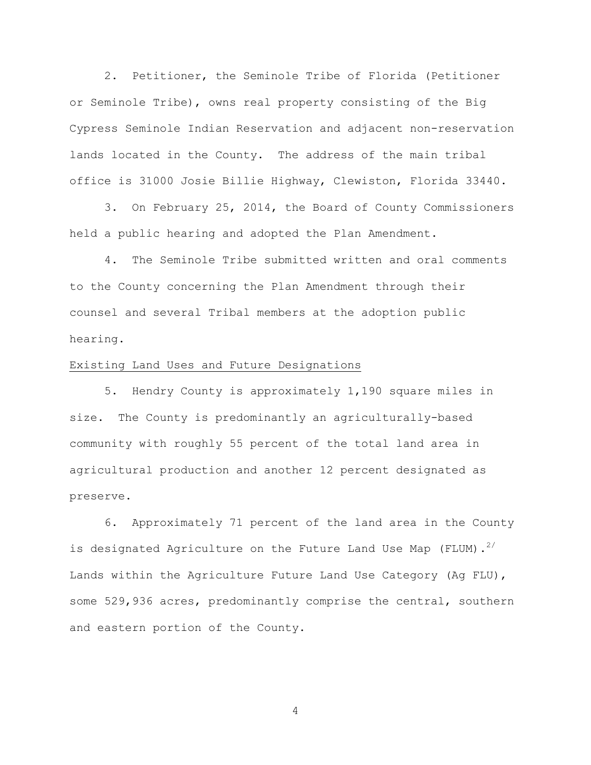2. Petitioner, the Seminole Tribe of Florida (Petitioner or Seminole Tribe), owns real property consisting of the Big Cypress Seminole Indian Reservation and adjacent non-reservation lands located in the County. The address of the main tribal office is 31000 Josie Billie Highway, Clewiston, Florida 33440.

3. On February 25, 2014, the Board of County Commissioners held a public hearing and adopted the Plan Amendment.

4. The Seminole Tribe submitted written and oral comments to the County concerning the Plan Amendment through their counsel and several Tribal members at the adoption public hearing.

<u>Existing Land Uses and Future Designations</u>

5. Hendry County is approximately 1,190 square miles in size. The County is predominantly an agriculturally-based community with roughly 55 percent of the total land area in agricultural production and another 12 percent designated as preserve.

6. Approximately 71 percent of the land area in the County is designated Agriculture on the Future Land Use Map (FLUM).[2/] Lands within the Agriculture Future Land Use Category (Ag FLU), some 529,936 acres, predominantly comprise the central, southern and eastern portion of the County.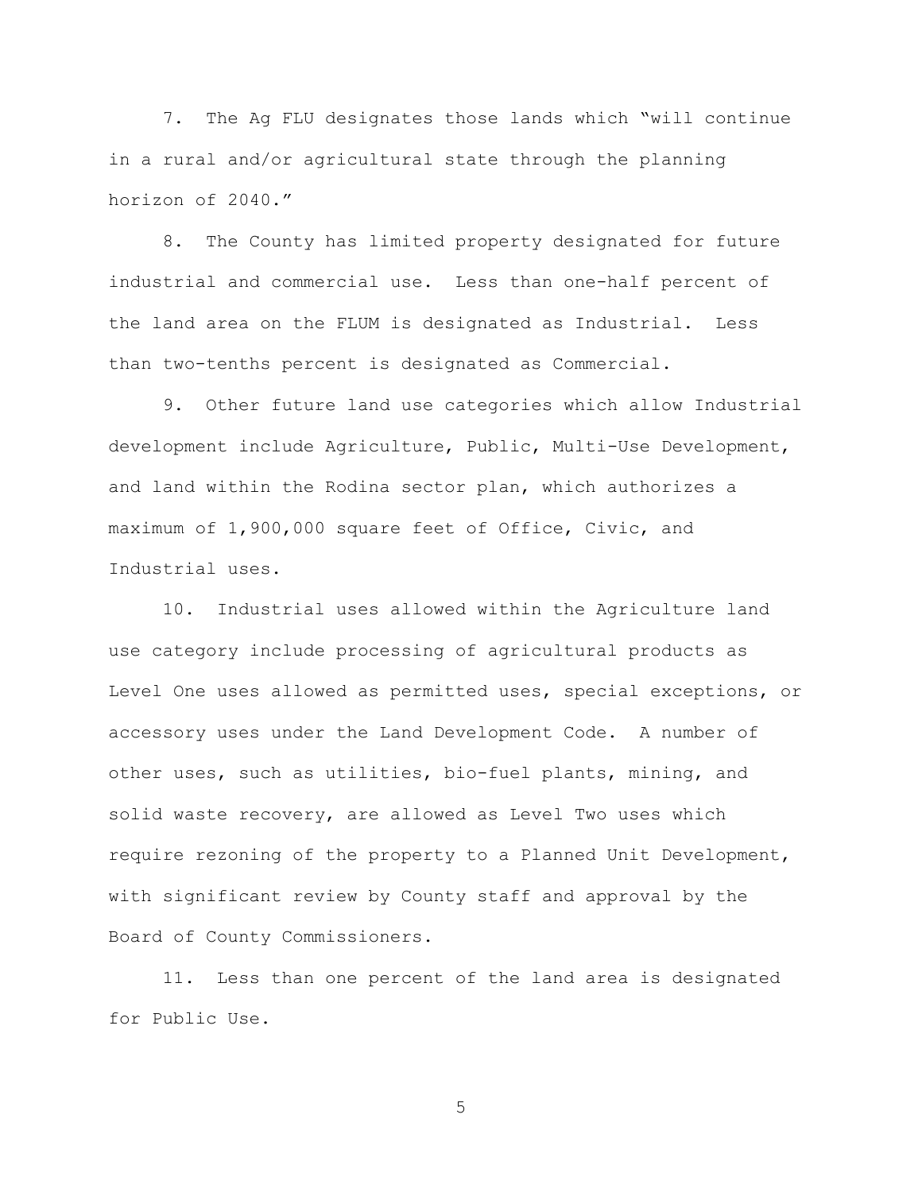7. The Ag FLU designates those lands which "will continue in a rural and/or agricultural state through the planning horizon of 2040."

8. The County has limited property designated for future industrial and commercial use. Less than one-half percent of the land area on the FLUM is designated as Industrial. Less than two-tenths percent is designated as Commercial.

9. Other future land use categories which allow Industrial development include Agriculture, Public, Multi-Use Development, and land within the Rodina sector plan, which authorizes a maximum of 1,900,000 square feet of Office, Civic, and Industrial uses.

10. Industrial uses allowed within the Agriculture land use category include processing of agricultural products as Level One uses allowed as permitted uses, special exceptions, or accessory uses under the Land Development Code. A number of other uses, such as utilities, bio-fuel plants, mining, and solid waste recovery, are allowed as Level Two uses which require rezoning of the property to a Planned Unit Development, with significant review by County staff and approval by the Board of County Commissioners.

11. Less than one percent of the land area is designated for Public Use.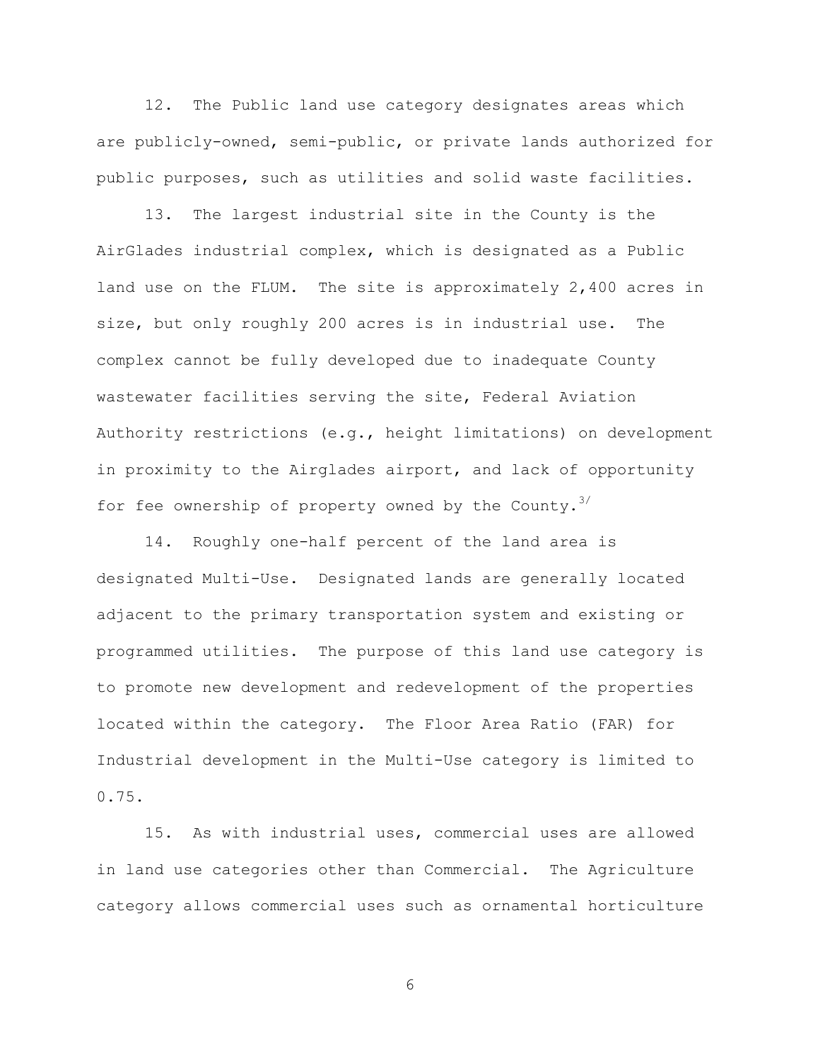12. The Public land use category designates areas which are publicly-owned, semi-public, or private lands authorized for public purposes, such as utilities and solid waste facilities.

13. The largest industrial site in the County is the AirGlades industrial complex, which is designated as a Public land use on the FLUM. The site is approximately 2,400 acres in size, but only roughly 200 acres is in industrial use. The complex cannot be fully developed due to inadequate County wastewater facilities serving the site, Federal Aviation Authority restrictions (e.g., height limitations) on development in proximity to the Airglades airport, and lack of opportunity for fee ownership of property owned by the County.[3/]

14. Roughly one-half percent of the land area is designated Multi-Use. Designated lands are generally located adjacent to the primary transportation system and existing or programmed utilities. The purpose of this land use category is to promote new development and redevelopment of the properties located within the category. The Floor Area Ratio (FAR) for Industrial development in the Multi-Use category is limited to 0.75.

15. As with industrial uses, commercial uses are allowed in land use categories other than Commercial. The Agriculture category allows commercial uses such as ornamental horticulture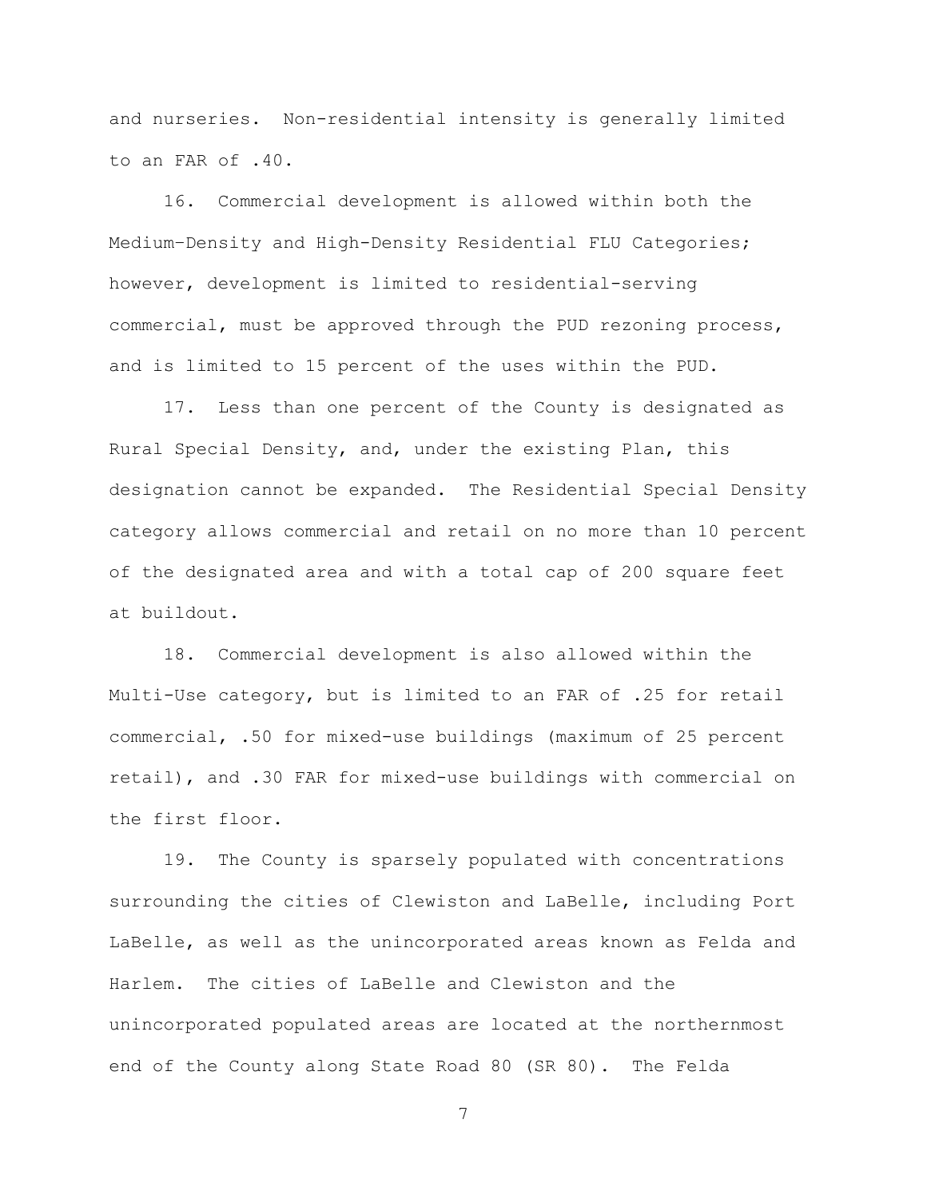and nurseries. Non-residential intensity is generally limited to an FAR of .40.

16. Commercial development is allowed within both the Medium-Density and High-Density Residential FLU Categories; however, development is limited to residential-serving commercial, must be approved through the PUD rezoning process, and is limited to 15 percent of the uses within the PUD.

17. Less than one percent of the County is designated as Rural Special Density, and, under the existing Plan, this designation cannot be expanded. The Residential Special Density category allows commercial and retail on no more than 10 percent of the designated area and with a total cap of 200 square feet at buildout.

18. Commercial development is also allowed within the Multi-Use category, but is limited to an FAR of .25 for retail commercial, .50 for mixed-use buildings (maximum of 25 percent retail), and .30 FAR for mixed-use buildings with commercial on the first floor.

19. The County is sparsely populated with concentrations surrounding the cities of Clewiston and LaBelle, including Port LaBelle, as well as the unincorporated areas known as Felda and Harlem. The cities of LaBelle and Clewiston and the unincorporated populated areas are located at the northernmost end of the County along State Road 80 (SR 80). The Felda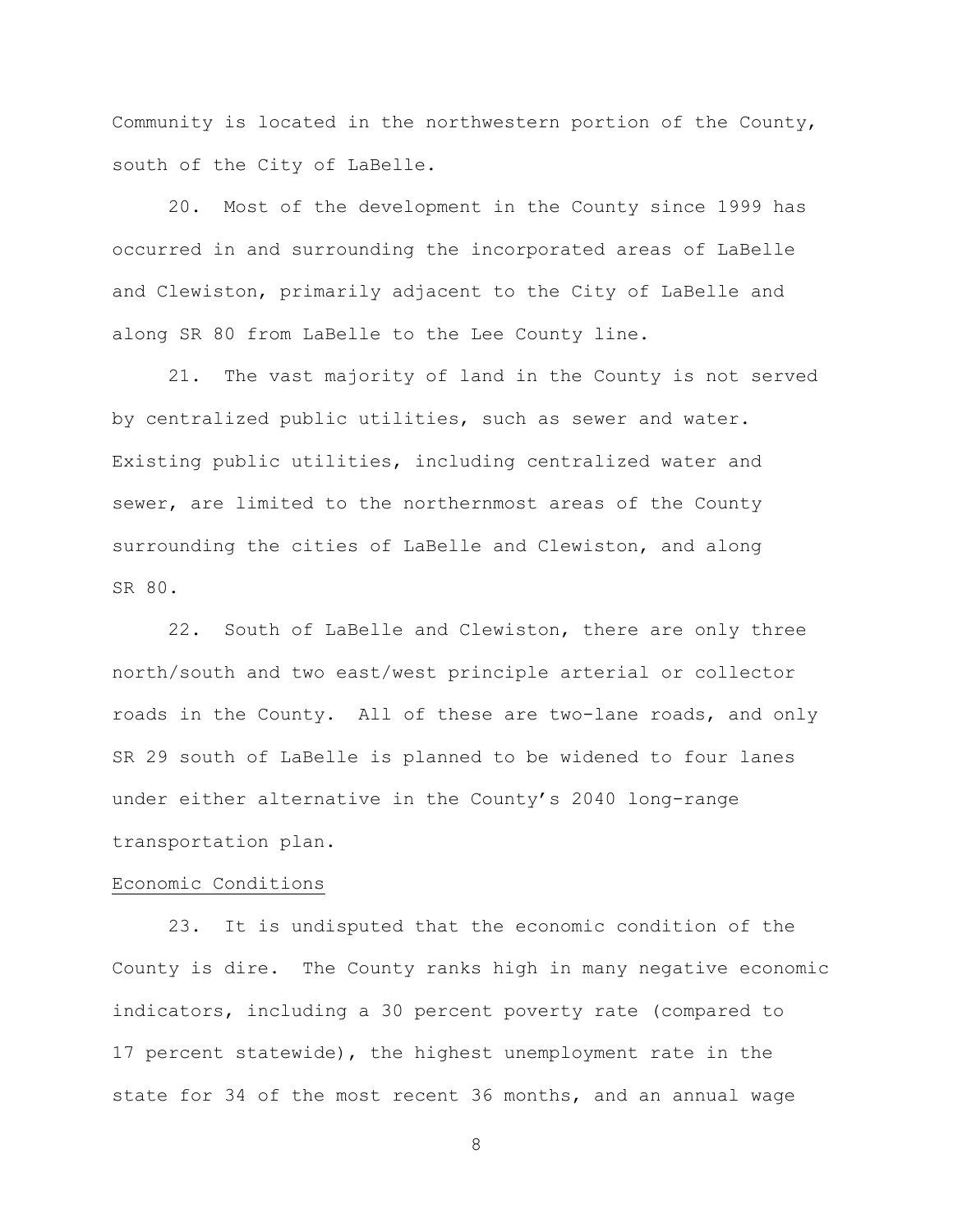Community is located in the northwestern portion of the County, south of the City of LaBelle.

20. Most of the development in the County since 1999 has occurred in and surrounding the incorporated areas of LaBelle and Clewiston, primarily adjacent to the City of LaBelle and along SR 80 from LaBelle to the Lee County line.

21. The vast majority of land in the County is not served by centralized public utilities, such as sewer and water. Existing public utilities, including centralized water and sewer, are limited to the northernmost areas of the County surrounding the cities of LaBelle and Clewiston, and along SR 80.

22. South of LaBelle and Clewiston, there are only three north/south and two east/west principle arterial or collector roads in the County. All of these are two-lane roads, and only SR 29 south of LaBelle is planned to be widened to four lanes under either alternative in the County's 2040 long-range transportation plan.

Economic Conditions

23. It is undisputed that the economic condition of the County is dire. The County ranks high in many negative economic indicators, including a 30 percent poverty rate (compared to 17 percent statewide), the highest unemployment rate in the state for 34 of the most recent 36 months, and an annual wage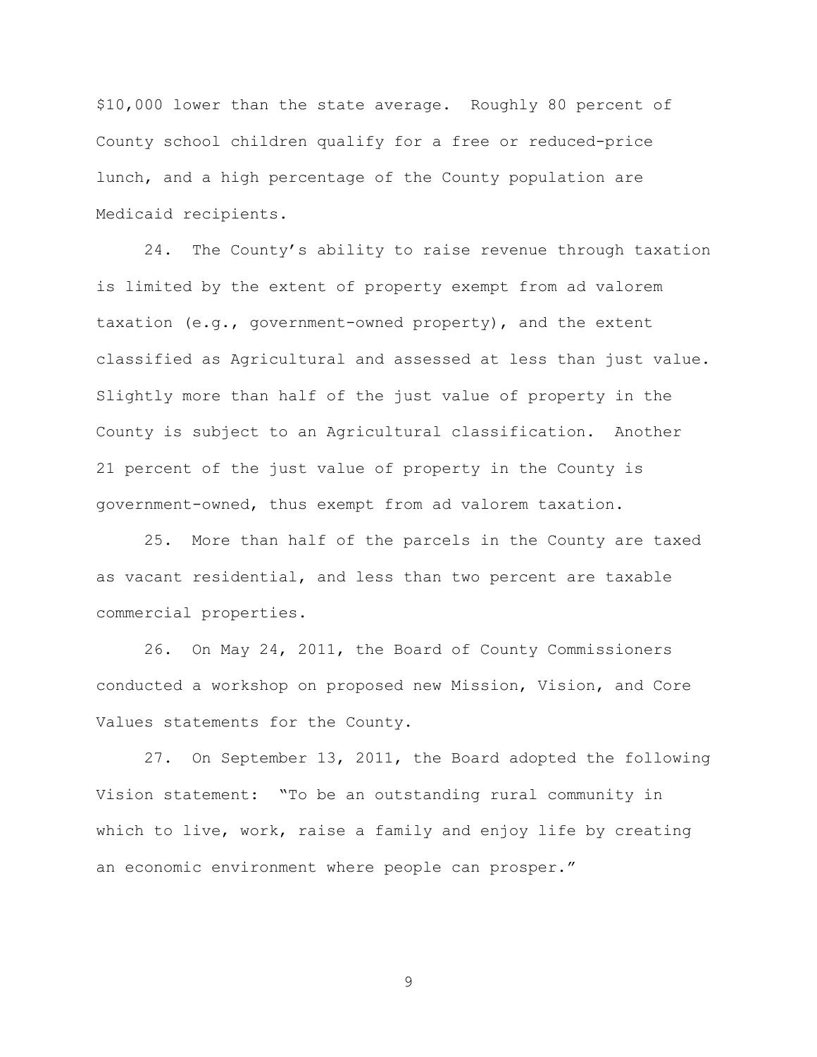$10,000 lower than the state average. Roughly 80 percent of County school children qualify for a free or reduced-price lunch, and a high percentage of the County population are Medicaid recipients.

24. The County's ability to raise revenue through taxation is limited by the extent of property exempt from ad valorem taxation (e.g., government-owned property), and the extent classified as Agricultural and assessed at less than just value. Slightly more than half of the just value of property in the County is subject to an Agricultural classification. Another 21 percent of the just value of property in the County is government-owned, thus exempt from ad valorem taxation.

25. More than half of the parcels in the County are taxed as vacant residential, and less than two percent are taxable commercial properties.

26. On May 24, 2011, the Board of County Commissioners conducted a workshop on proposed new Mission, Vision, and Core Values statements for the County.

27. On September 13, 2011, the Board adopted the following Vision statement: "To be an outstanding rural community in which to live, work, raise a family and enjoy life by creating an economic environment where people can prosper."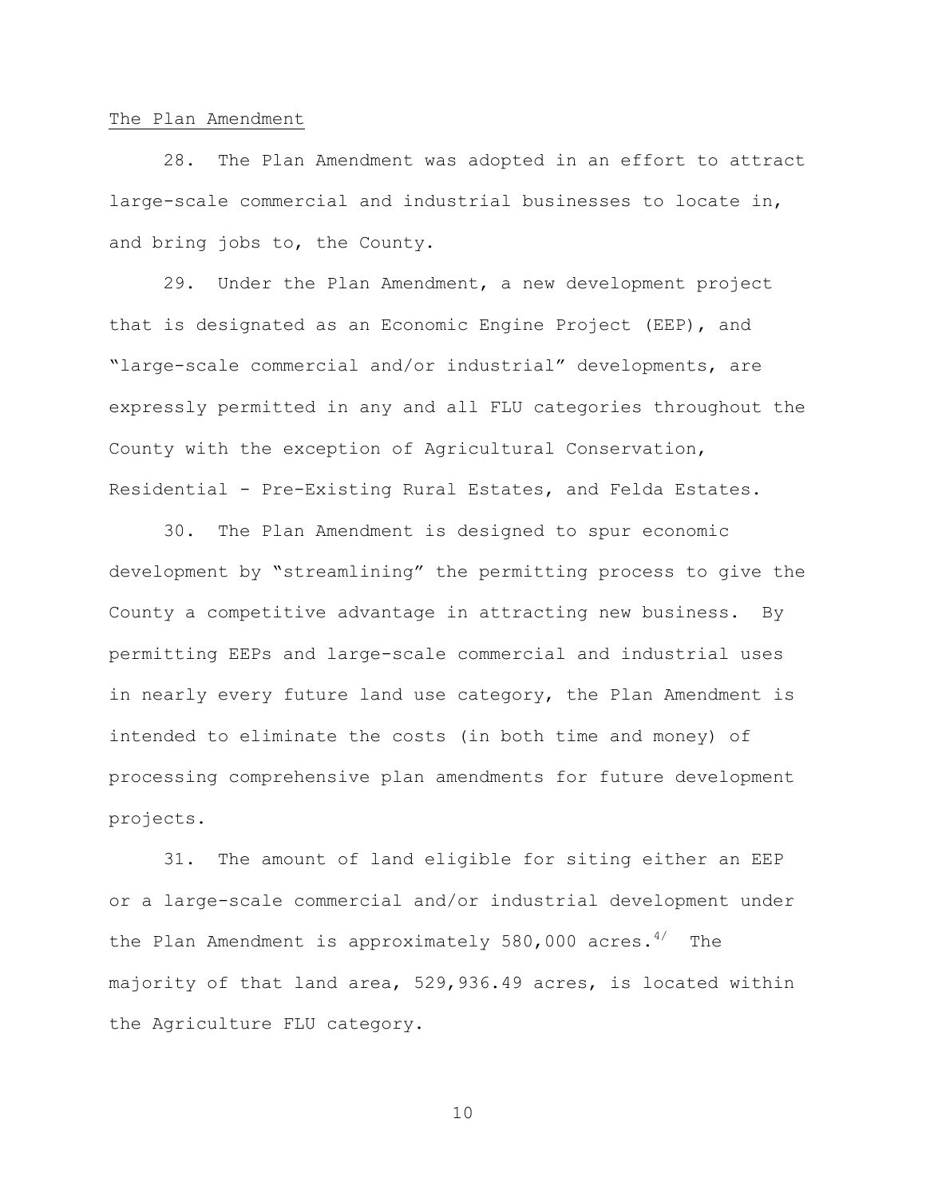The Plan Amendment

28. The Plan Amendment was adopted in an effort to attract large-scale commercial and industrial businesses to locate in, and bring jobs to, the County.

29. Under the Plan Amendment, a new development project that is designated as an Economic Engine Project (EEP), and "large-scale commercial and/or industrial" developments, are expressly permitted in any and all FLU categories throughout the County with the exception of Agricultural Conservation, Residential - Pre-Existing Rural Estates, and Felda Estates.

30. The Plan Amendment is designed to spur economic development by "streamlining" the permitting process to give the County a competitive advantage in attracting new business. By permitting EEPs and large-scale commercial and industrial uses in nearly every future land use category, the Plan Amendment is intended to eliminate the costs (in both time and money) of processing comprehensive plan amendments for future development projects.

31. The amount of land eligible for siting either an EEP or a large-scale commercial and/or industrial development under the Plan Amendment is approximately 580,000 acres.[4/] The majority of that land area, 529,936.49 acres, is located within the Agriculture FLU category.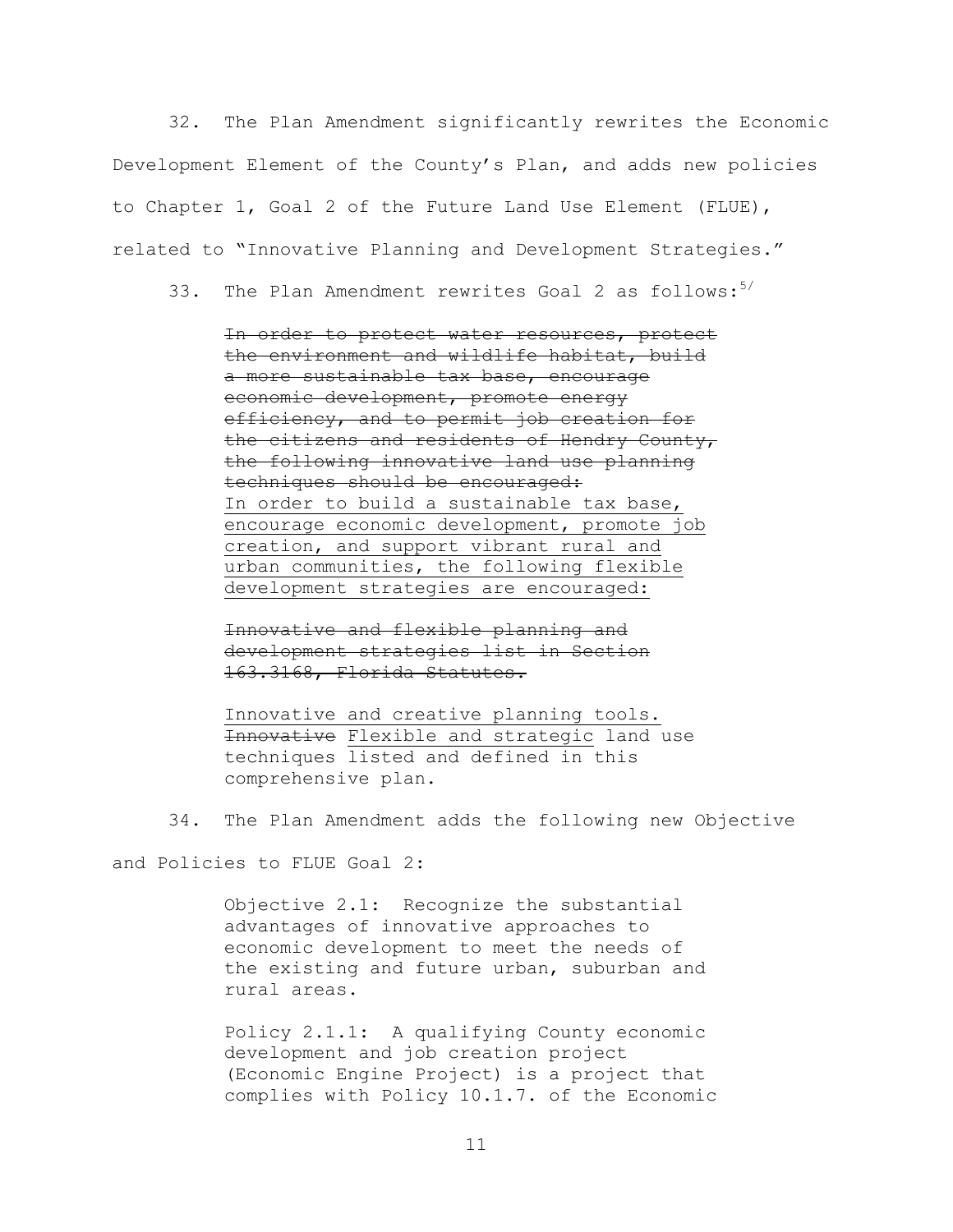32. The Plan Amendment significantly rewrites the Economic Development Element of the County's Plan, and adds new policies to Chapter 1, Goal 2 of the Future Land Use Element (FLUE), related to "Innovative Planning and Development Strategies."

33. The Plan Amendment rewrites Goal 2 as follows:[5/]

> ~~In order to protect water resources, protect the environment and wildlife habitat, build a more sustainable tax base, encourage economic development, promote energy efficiency, and to permit job creation for the citizens and residents of Hendry County, the following innovative land use planning techniques should be encouraged:~~ <u>In order to build a sustainable tax base, encourage economic development, promote job creation, and support vibrant rural and urban communities, the following flexible development strategies are encouraged:</u>
>
> ~~Innovative and flexible planning and development strategies list in Section 163.3168, Florida Statutes.~~
>
> <u>Innovative and creative planning tools.</u> ~~Innovative~~ <u>Flexible and strategic</u> land use techniques listed and defined in this comprehensive plan.

34. The Plan Amendment adds the following new Objective and Policies to FLUE Goal 2:

> Objective 2.1: Recognize the substantial advantages of innovative approaches to economic development to meet the needs of the existing and future urban, suburban and rural areas.
>
> Policy 2.1.1: A qualifying County economic development and job creation project (Economic Engine Project) is a project that complies with Policy 10.1.7. of the Economic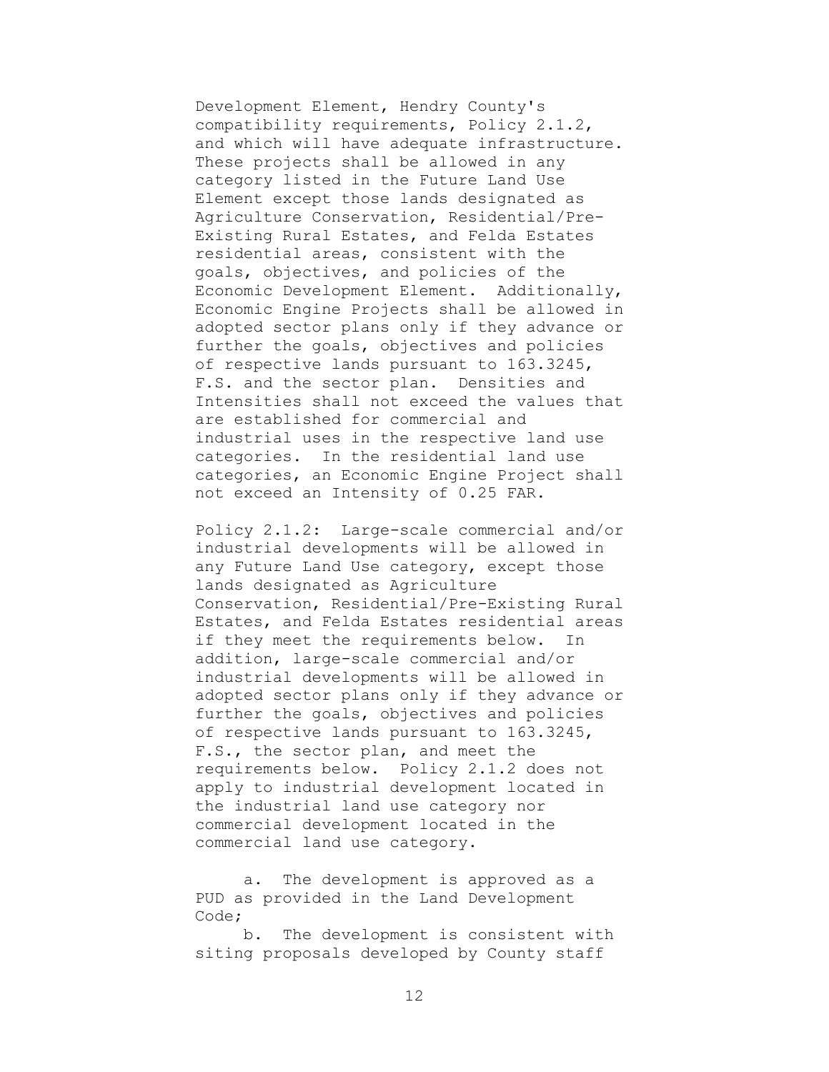Development Element, Hendry County's compatibility requirements, Policy 2.1.2, and which will have adequate infrastructure. These projects shall be allowed in any category listed in the Future Land Use Element except those lands designated as Agriculture Conservation, Residential/Pre-Existing Rural Estates, and Felda Estates residential areas, consistent with the goals, objectives, and policies of the Economic Development Element. Additionally, Economic Engine Projects shall be allowed in adopted sector plans only if they advance or further the goals, objectives and policies of respective lands pursuant to 163.3245, F.S. and the sector plan. Densities and Intensities shall not exceed the values that are established for commercial and industrial uses in the respective land use categories. In the residential land use categories, an Economic Engine Project shall not exceed an Intensity of 0.25 FAR.

Policy 2.1.2: Large-scale commercial and/or industrial developments will be allowed in any Future Land Use category, except those lands designated as Agriculture Conservation, Residential/Pre-Existing Rural Estates, and Felda Estates residential areas if they meet the requirements below. In addition, large-scale commercial and/or industrial developments will be allowed in adopted sector plans only if they advance or further the goals, objectives and policies of respective lands pursuant to 163.3245, F.S., the sector plan, and meet the requirements below. Policy 2.1.2 does not apply to industrial development located in the industrial land use category nor commercial development located in the commercial land use category.

a. The development is approved as a PUD as provided in the Land Development Code;

b. The development is consistent with siting proposals developed by County staff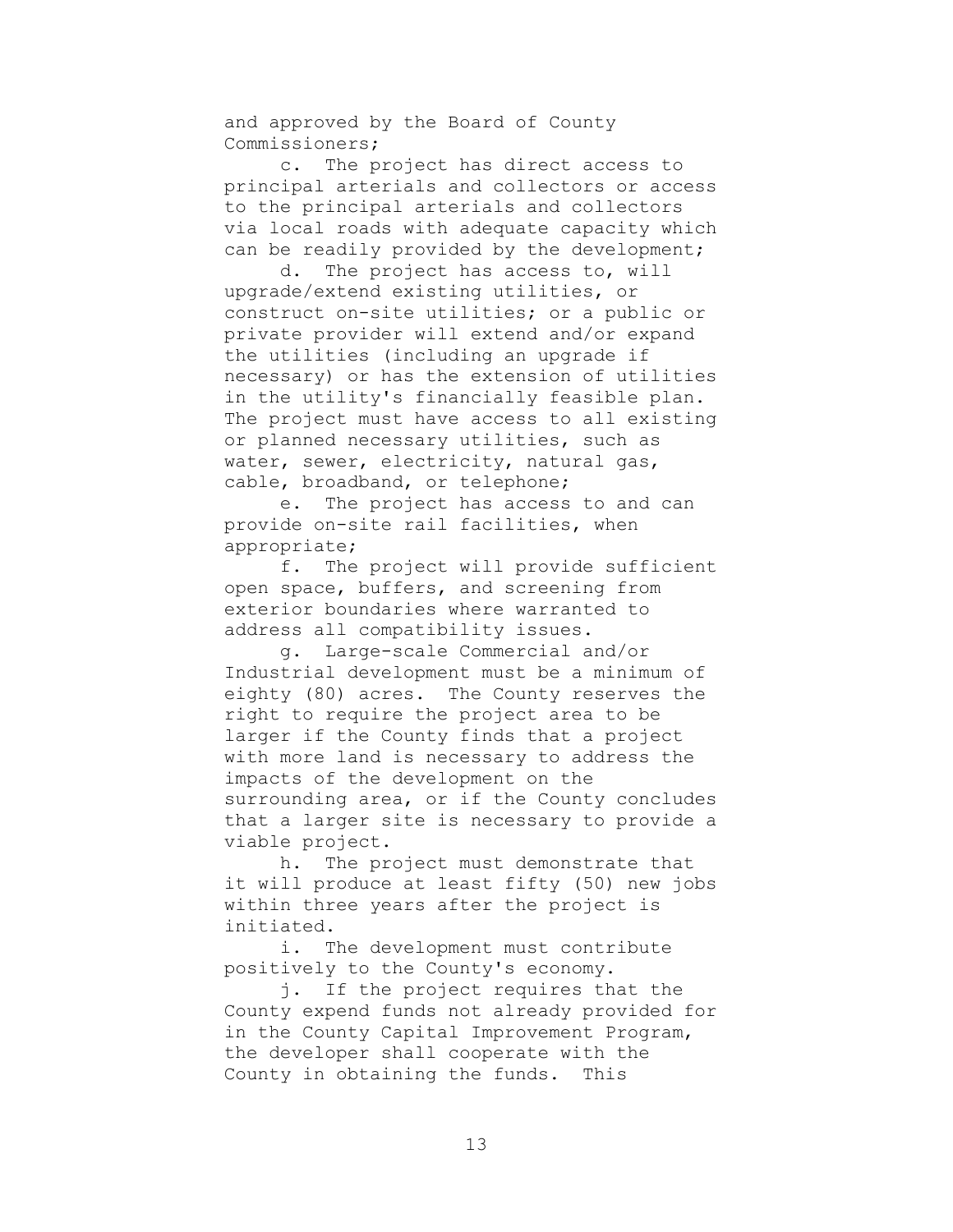and approved by the Board of County Commissioners;

c. The project has direct access to principal arterials and collectors or access to the principal arterials and collectors via local roads with adequate capacity which can be readily provided by the development;

d. The project has access to, will upgrade/extend existing utilities, or construct on-site utilities; or a public or private provider will extend and/or expand the utilities (including an upgrade if necessary) or has the extension of utilities in the utility's financially feasible plan. The project must have access to all existing or planned necessary utilities, such as water, sewer, electricity, natural gas, cable, broadband, or telephone;

e. The project has access to and can provide on-site rail facilities, when appropriate;

f. The project will provide sufficient open space, buffers, and screening from exterior boundaries where warranted to address all compatibility issues.

g. Large-scale Commercial and/or Industrial development must be a minimum of eighty (80) acres. The County reserves the right to require the project area to be larger if the County finds that a project with more land is necessary to address the impacts of the development on the surrounding area, or if the County concludes that a larger site is necessary to provide a viable project.

h. The project must demonstrate that it will produce at least fifty (50) new jobs within three years after the project is initiated.

i. The development must contribute positively to the County's economy.

j. If the project requires that the County expend funds not already provided for in the County Capital Improvement Program, the developer shall cooperate with the County in obtaining the funds. This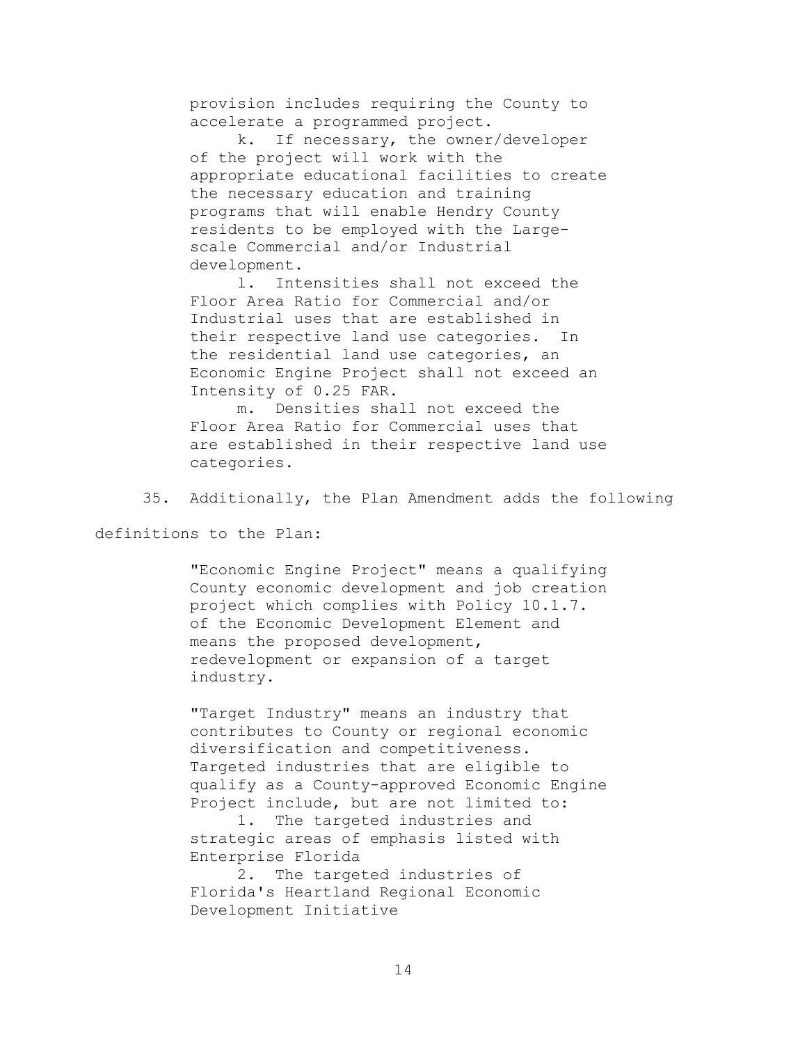provision includes requiring the County to accelerate a programmed project.

k. If necessary, the owner/developer of the project will work with the appropriate educational facilities to create the necessary education and training programs that will enable Hendry County residents to be employed with the Large-scale Commercial and/or Industrial development.

l. Intensities shall not exceed the Floor Area Ratio for Commercial and/or Industrial uses that are established in their respective land use categories. In the residential land use categories, an Economic Engine Project shall not exceed an Intensity of 0.25 FAR.

m. Densities shall not exceed the Floor Area Ratio for Commercial uses that are established in their respective land use categories.

35. Additionally, the Plan Amendment adds the following definitions to the Plan:

> "Economic Engine Project" means a qualifying County economic development and job creation project which complies with Policy 10.1.7. of the Economic Development Element and means the proposed development, redevelopment or expansion of a target industry.
>
> "Target Industry" means an industry that contributes to County or regional economic diversification and competitiveness. Targeted industries that are eligible to qualify as a County-approved Economic Engine Project include, but are not limited to:
>
> 1. The targeted industries and strategic areas of emphasis listed with Enterprise Florida
> 2. The targeted industries of Florida's Heartland Regional Economic Development Initiative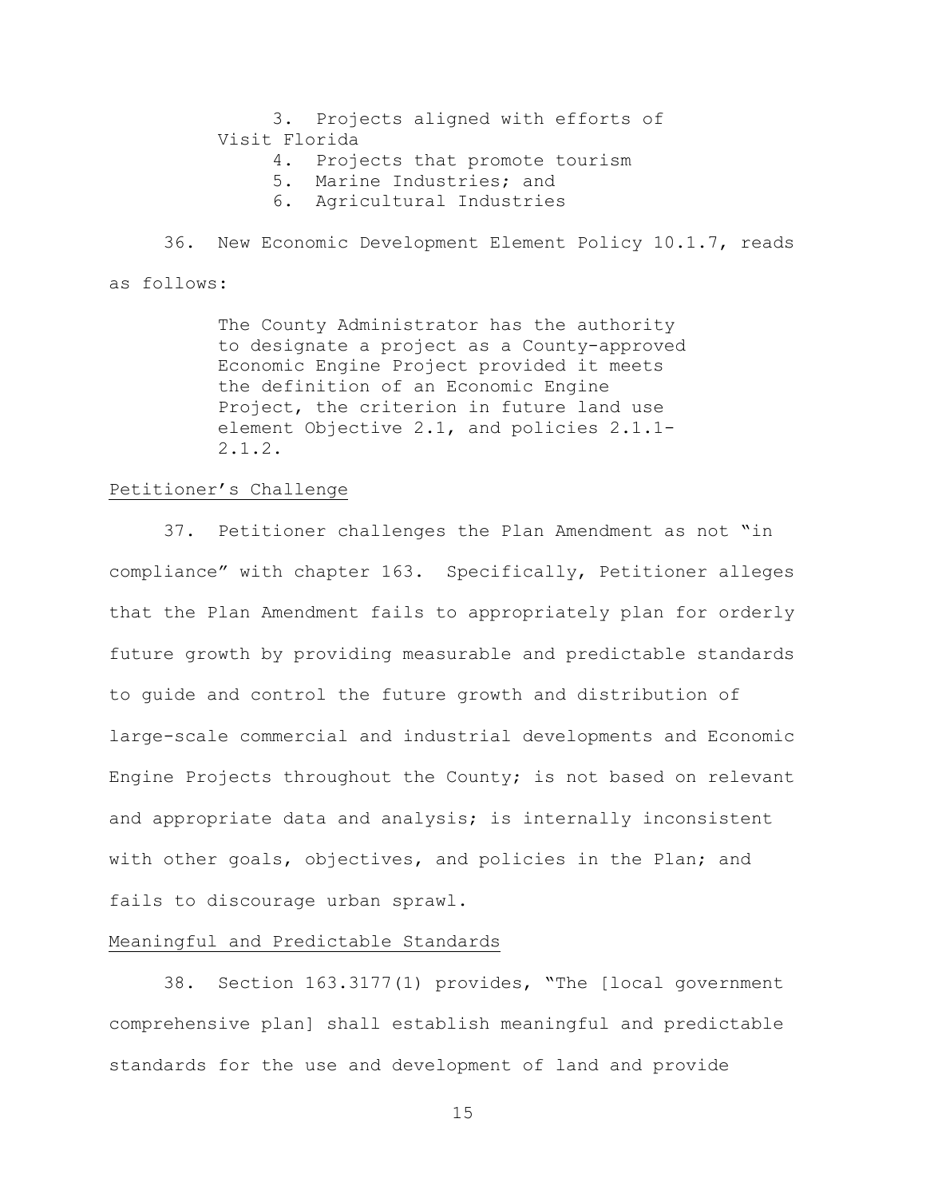3. Projects aligned with efforts of Visit Florida
4. Projects that promote tourism
5. Marine Industries; and
6. Agricultural Industries

36. New Economic Development Element Policy 10.1.7, reads as follows:

> The County Administrator has the authority to designate a project as a County-approved Economic Engine Project provided it meets the definition of an Economic Engine Project, the criterion in future land use element Objective 2.1, and policies 2.1.1-2.1.2.

Petitioner's Challenge

37. Petitioner challenges the Plan Amendment as not "in compliance" with chapter 163. Specifically, Petitioner alleges that the Plan Amendment fails to appropriately plan for orderly future growth by providing measurable and predictable standards to guide and control the future growth and distribution of large-scale commercial and industrial developments and Economic Engine Projects throughout the County; is not based on relevant and appropriate data and analysis; is internally inconsistent with other goals, objectives, and policies in the Plan; and fails to discourage urban sprawl.

Meaningful and Predictable Standards

38. Section 163.3177(1) provides, "The [local government comprehensive plan] shall establish meaningful and predictable standards for the use and development of land and provide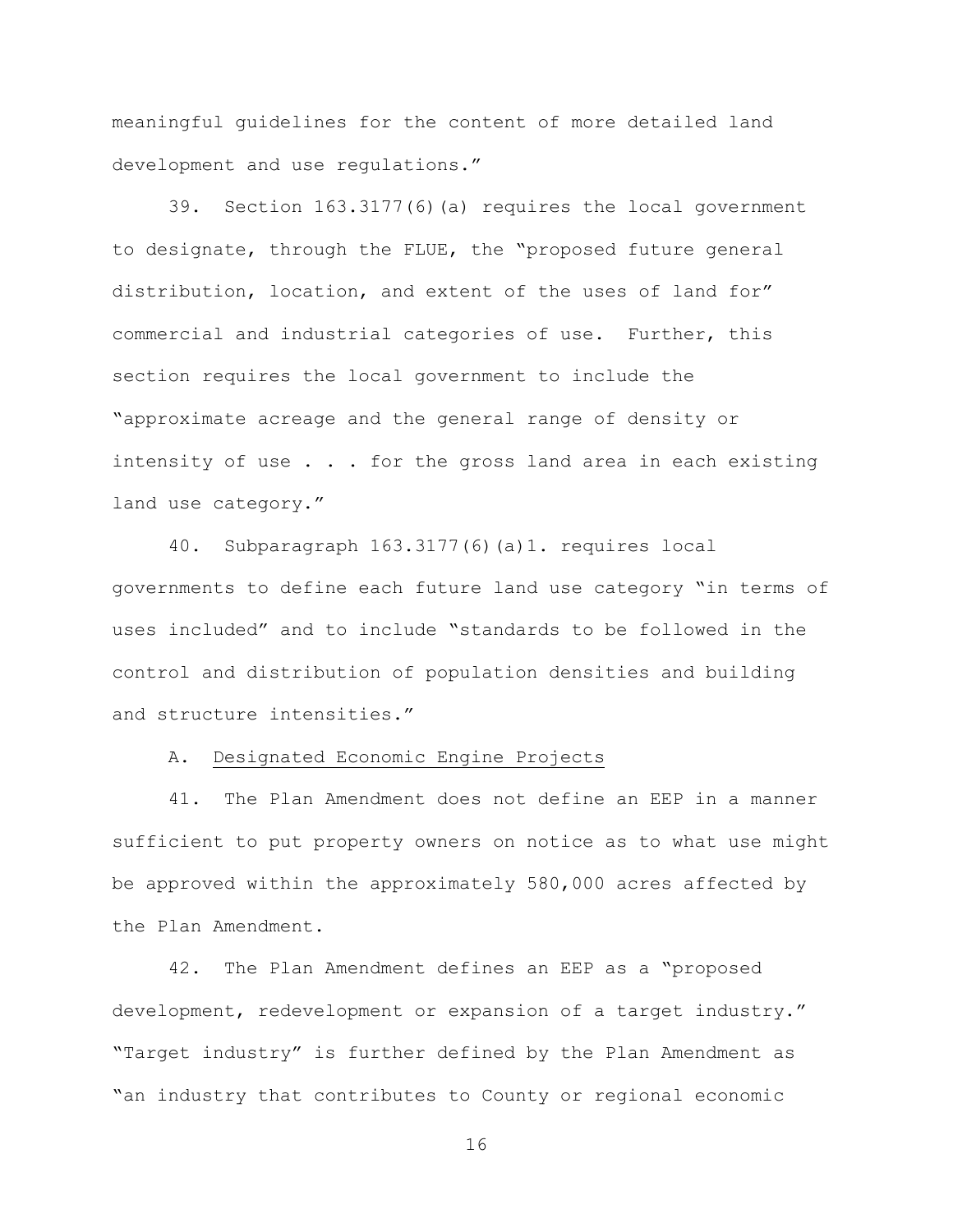meaningful guidelines for the content of more detailed land development and use regulations."

39. Section 163.3177(6)(a) requires the local government to designate, through the FLUE, the "proposed future general distribution, location, and extent of the uses of land for" commercial and industrial categories of use. Further, this section requires the local government to include the "approximate acreage and the general range of density or intensity of use . . . for the gross land area in each existing land use category."

40. Subparagraph 163.3177(6)(a)1. requires local governments to define each future land use category "in terms of uses included" and to include "standards to be followed in the control and distribution of population densities and building and structure intensities."

A. <u>Designated Economic Engine Projects</u>

41. The Plan Amendment does not define an EEP in a manner sufficient to put property owners on notice as to what use might be approved within the approximately 580,000 acres affected by the Plan Amendment.

42. The Plan Amendment defines an EEP as a "proposed development, redevelopment or expansion of a target industry." "Target industry" is further defined by the Plan Amendment as "an industry that contributes to County or regional economic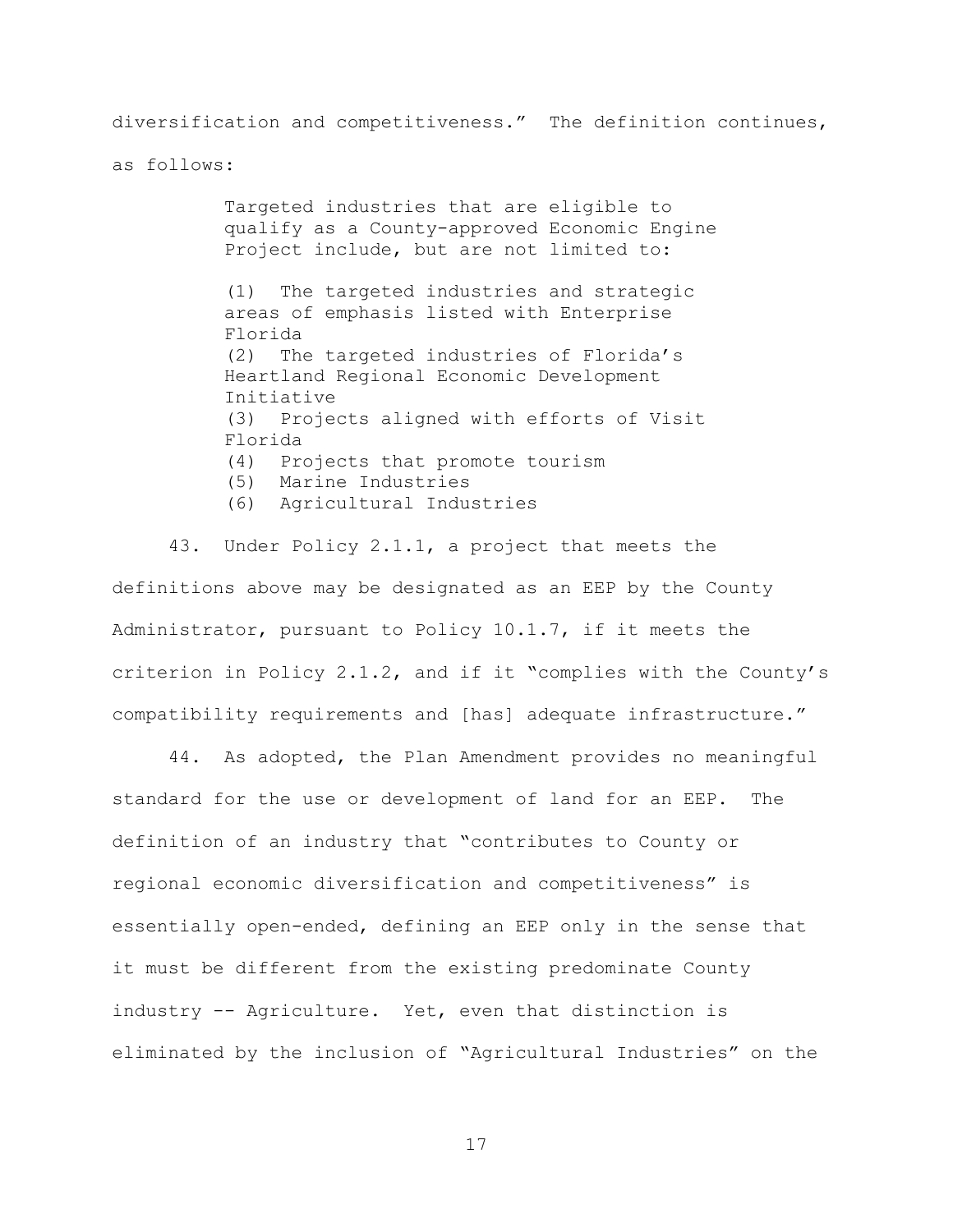diversification and competitiveness." The definition continues, as follows:

> Targeted industries that are eligible to qualify as a County-approved Economic Engine Project include, but are not limited to:
>
> (1) The targeted industries and strategic areas of emphasis listed with Enterprise Florida
> (2) The targeted industries of Florida's Heartland Regional Economic Development Initiative
> (3) Projects aligned with efforts of Visit Florida
> (4) Projects that promote tourism
> (5) Marine Industries
> (6) Agricultural Industries

43. Under Policy 2.1.1, a project that meets the definitions above may be designated as an EEP by the County Administrator, pursuant to Policy 10.1.7, if it meets the criterion in Policy 2.1.2, and if it "complies with the County's compatibility requirements and [has] adequate infrastructure."

44. As adopted, the Plan Amendment provides no meaningful standard for the use or development of land for an EEP. The definition of an industry that "contributes to County or regional economic diversification and competitiveness" is essentially open-ended, defining an EEP only in the sense that it must be different from the existing predominate County industry -- Agriculture. Yet, even that distinction is eliminated by the inclusion of "Agricultural Industries" on the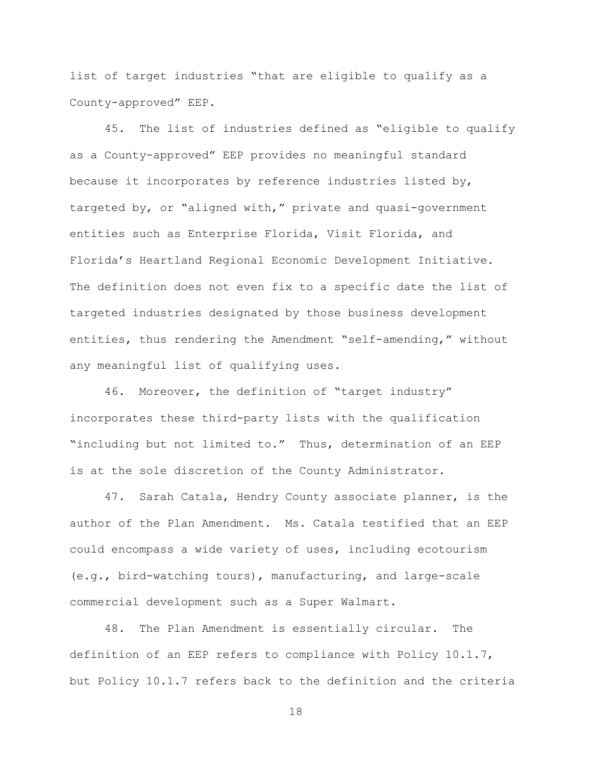list of target industries "that are eligible to qualify as a County-approved" EEP.

45. The list of industries defined as "eligible to qualify as a County-approved" EEP provides no meaningful standard because it incorporates by reference industries listed by, targeted by, or "aligned with," private and quasi-government entities such as Enterprise Florida, Visit Florida, and Florida's Heartland Regional Economic Development Initiative. The definition does not even fix to a specific date the list of targeted industries designated by those business development entities, thus rendering the Amendment "self-amending," without any meaningful list of qualifying uses.

46. Moreover, the definition of "target industry" incorporates these third-party lists with the qualification "including but not limited to." Thus, determination of an EEP is at the sole discretion of the County Administrator.

47. Sarah Catala, Hendry County associate planner, is the author of the Plan Amendment. Ms. Catala testified that an EEP could encompass a wide variety of uses, including ecotourism (e.g., bird-watching tours), manufacturing, and large-scale commercial development such as a Super Walmart.

48. The Plan Amendment is essentially circular. The definition of an EEP refers to compliance with Policy 10.1.7, but Policy 10.1.7 refers back to the definition and the criteria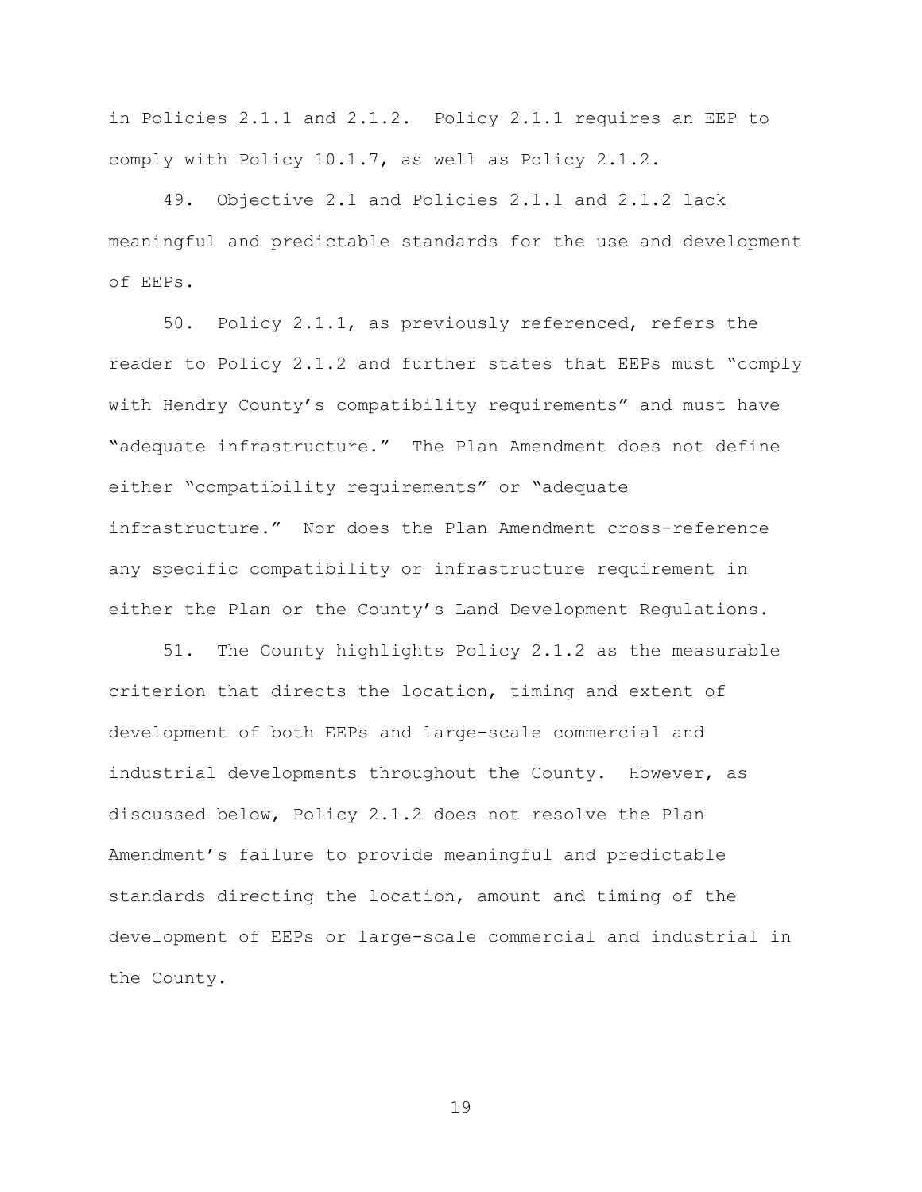in Policies 2.1.1 and 2.1.2. Policy 2.1.1 requires an EEP to comply with Policy 10.1.7, as well as Policy 2.1.2.

49. Objective 2.1 and Policies 2.1.1 and 2.1.2 lack meaningful and predictable standards for the use and development of EEPs.

50. Policy 2.1.1, as previously referenced, refers the reader to Policy 2.1.2 and further states that EEPs must "comply with Hendry County's compatibility requirements" and must have "adequate infrastructure." The Plan Amendment does not define either "compatibility requirements" or "adequate infrastructure." Nor does the Plan Amendment cross-reference any specific compatibility or infrastructure requirement in either the Plan or the County's Land Development Regulations.

51. The County highlights Policy 2.1.2 as the measurable criterion that directs the location, timing and extent of development of both EEPs and large-scale commercial and industrial developments throughout the County. However, as discussed below, Policy 2.1.2 does not resolve the Plan Amendment's failure to provide meaningful and predictable standards directing the location, amount and timing of the development of EEPs or large-scale commercial and industrial in the County.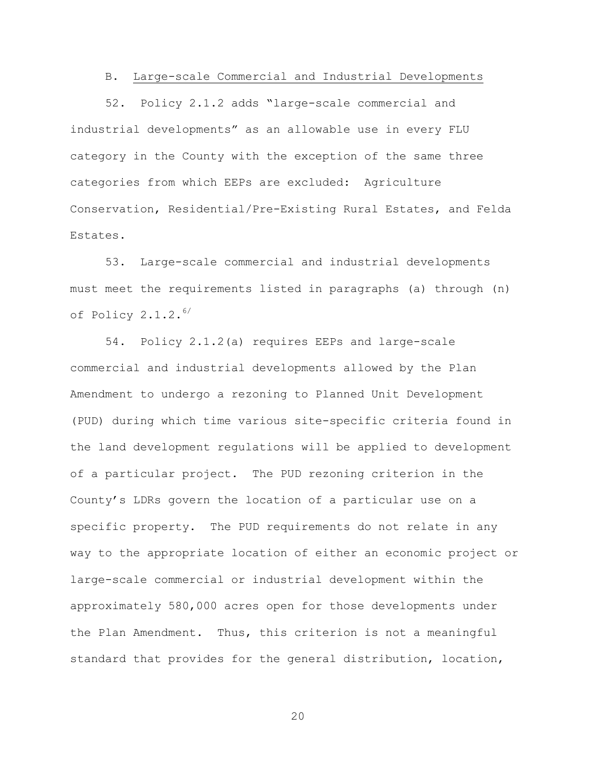B. Large-scale Commercial and Industrial Developments

52. Policy 2.1.2 adds "large-scale commercial and industrial developments" as an allowable use in every FLU category in the County with the exception of the same three categories from which EEPs are excluded: Agriculture Conservation, Residential/Pre-Existing Rural Estates, and Felda Estates.

53. Large-scale commercial and industrial developments must meet the requirements listed in paragraphs (a) through (n) of Policy 2.1.2.[6/]

54. Policy 2.1.2(a) requires EEPs and large-scale commercial and industrial developments allowed by the Plan Amendment to undergo a rezoning to Planned Unit Development (PUD) during which time various site-specific criteria found in the land development regulations will be applied to development of a particular project. The PUD rezoning criterion in the County's LDRs govern the location of a particular use on a specific property. The PUD requirements do not relate in any way to the appropriate location of either an economic project or large-scale commercial or industrial development within the approximately 580,000 acres open for those developments under the Plan Amendment. Thus, this criterion is not a meaningful standard that provides for the general distribution, location,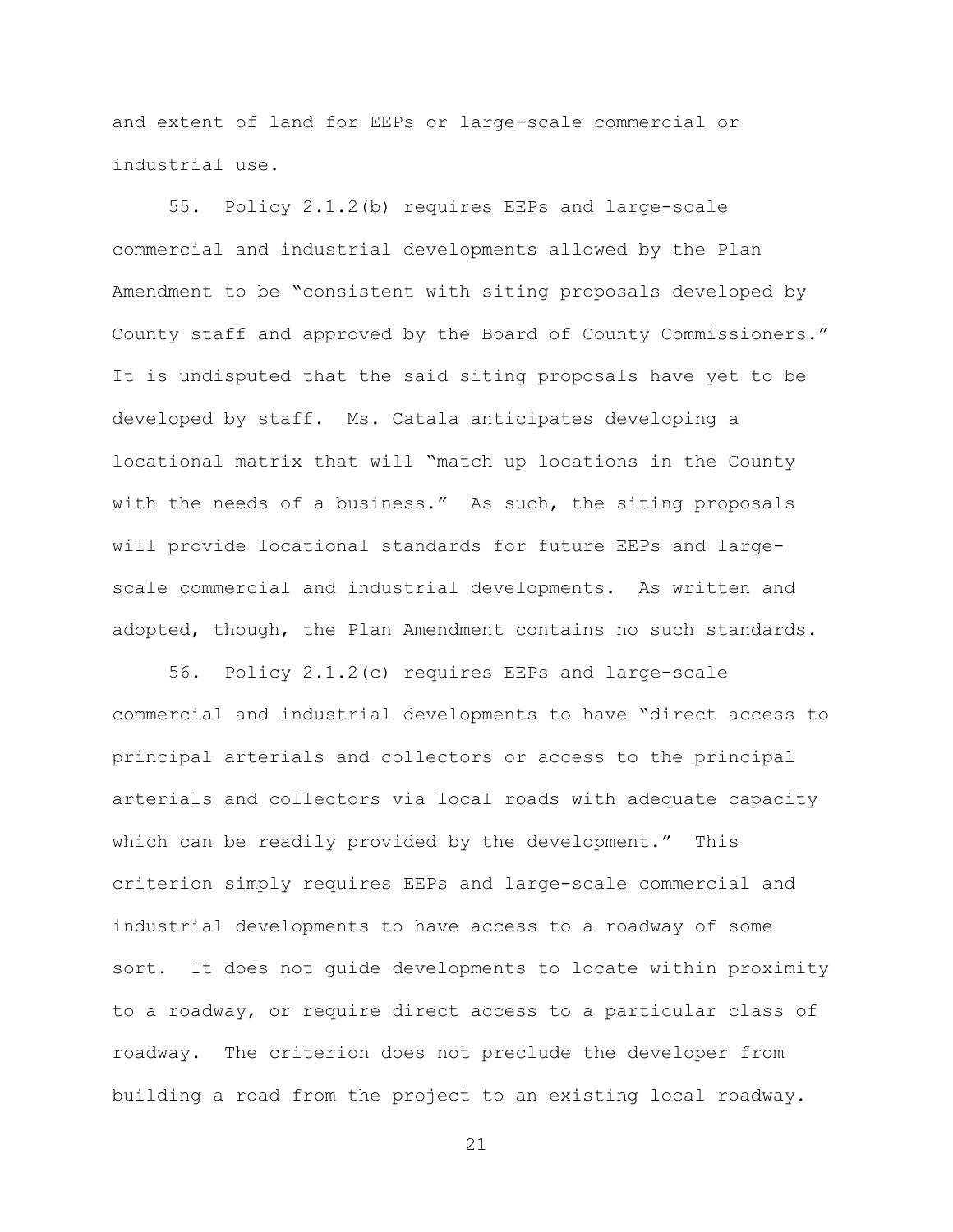and extent of land for EEPs or large-scale commercial or industrial use.

55. Policy 2.1.2(b) requires EEPs and large-scale commercial and industrial developments allowed by the Plan Amendment to be "consistent with siting proposals developed by County staff and approved by the Board of County Commissioners." It is undisputed that the said siting proposals have yet to be developed by staff. Ms. Catala anticipates developing a locational matrix that will "match up locations in the County with the needs of a business." As such, the siting proposals will provide locational standards for future EEPs and large-scale commercial and industrial developments. As written and adopted, though, the Plan Amendment contains no such standards.

56. Policy 2.1.2(c) requires EEPs and large-scale commercial and industrial developments to have "direct access to principal arterials and collectors or access to the principal arterials and collectors via local roads with adequate capacity which can be readily provided by the development." This criterion simply requires EEPs and large-scale commercial and industrial developments to have access to a roadway of some sort. It does not guide developments to locate within proximity to a roadway, or require direct access to a particular class of roadway. The criterion does not preclude the developer from building a road from the project to an existing local roadway.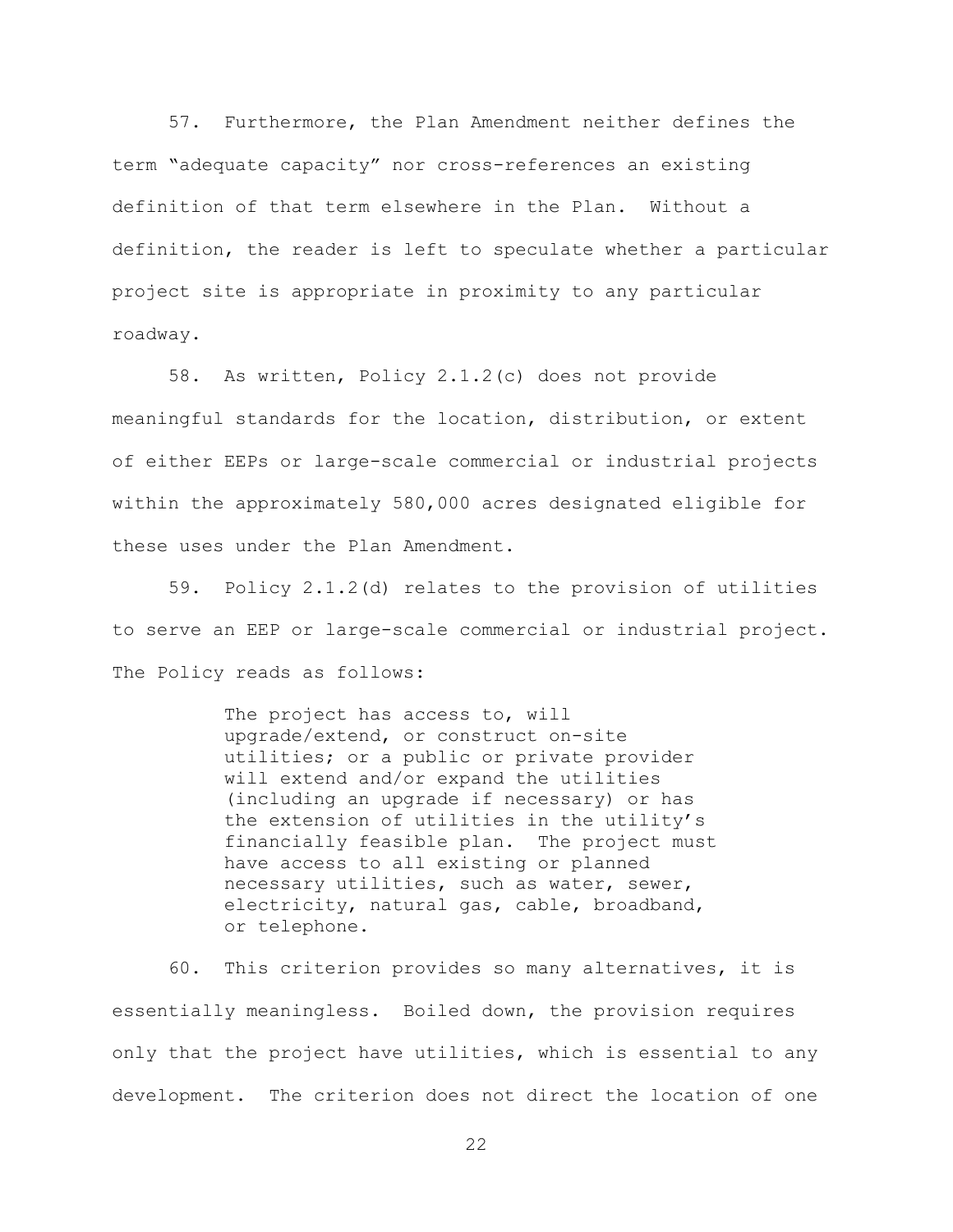57. Furthermore, the Plan Amendment neither defines the term "adequate capacity" nor cross-references an existing definition of that term elsewhere in the Plan. Without a definition, the reader is left to speculate whether a particular project site is appropriate in proximity to any particular roadway.

58. As written, Policy 2.1.2(c) does not provide meaningful standards for the location, distribution, or extent of either EEPs or large-scale commercial or industrial projects within the approximately 580,000 acres designated eligible for these uses under the Plan Amendment.

59. Policy 2.1.2(d) relates to the provision of utilities to serve an EEP or large-scale commercial or industrial project. The Policy reads as follows:

> The project has access to, will upgrade/extend, or construct on-site utilities; or a public or private provider will extend and/or expand the utilities (including an upgrade if necessary) or has the extension of utilities in the utility's financially feasible plan. The project must have access to all existing or planned necessary utilities, such as water, sewer, electricity, natural gas, cable, broadband, or telephone.

60. This criterion provides so many alternatives, it is essentially meaningless. Boiled down, the provision requires only that the project have utilities, which is essential to any development. The criterion does not direct the location of one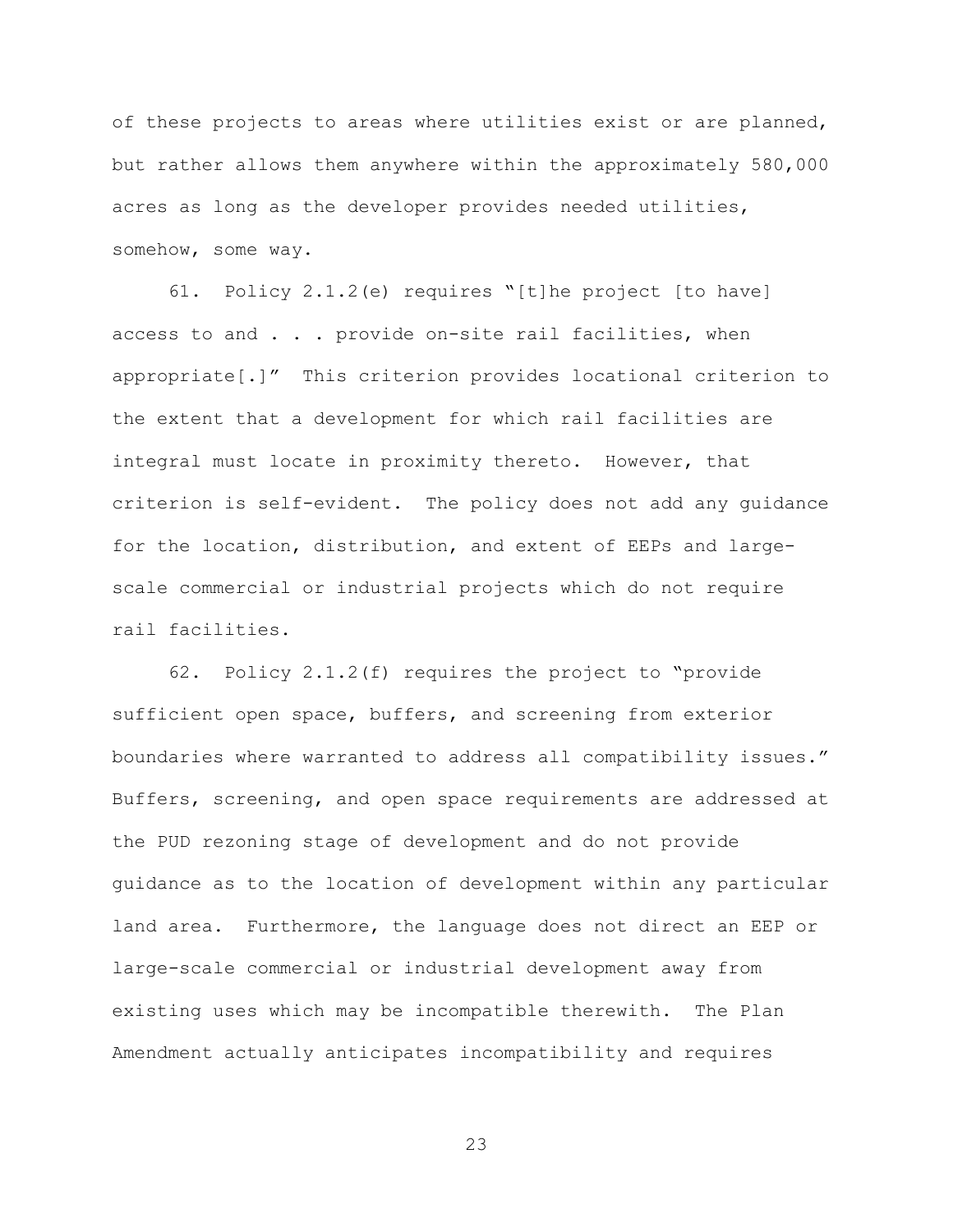of these projects to areas where utilities exist or are planned, but rather allows them anywhere within the approximately 580,000 acres as long as the developer provides needed utilities, somehow, some way.

61. Policy 2.1.2(e) requires "[t]he project [to have] access to and . . . provide on-site rail facilities, when appropriate[.]" This criterion provides locational criterion to the extent that a development for which rail facilities are integral must locate in proximity thereto. However, that criterion is self-evident. The policy does not add any guidance for the location, distribution, and extent of EEPs and large-scale commercial or industrial projects which do not require rail facilities.

62. Policy 2.1.2(f) requires the project to "provide sufficient open space, buffers, and screening from exterior boundaries where warranted to address all compatibility issues." Buffers, screening, and open space requirements are addressed at the PUD rezoning stage of development and do not provide guidance as to the location of development within any particular land area. Furthermore, the language does not direct an EEP or large-scale commercial or industrial development away from existing uses which may be incompatible therewith. The Plan Amendment actually anticipates incompatibility and requires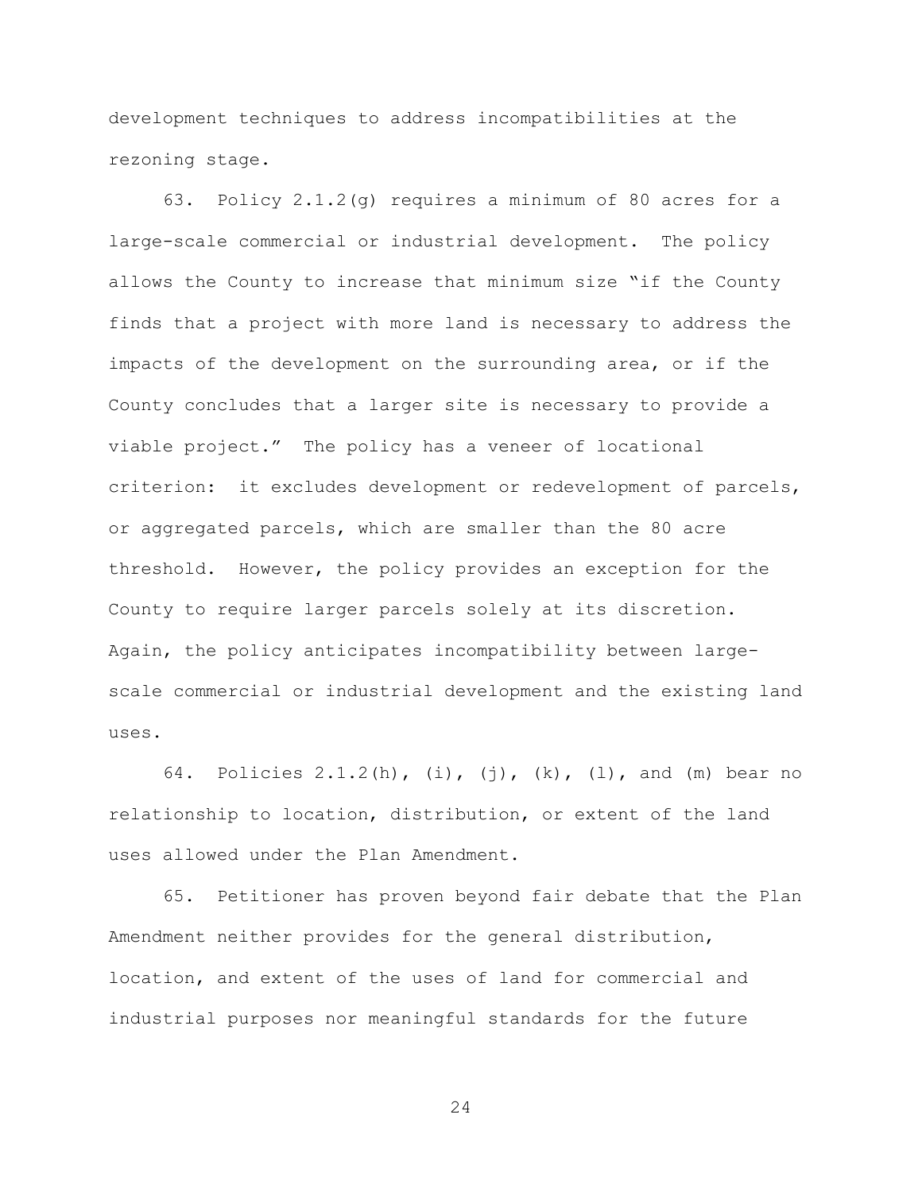development techniques to address incompatibilities at the rezoning stage.

63. Policy 2.1.2(g) requires a minimum of 80 acres for a large-scale commercial or industrial development. The policy allows the County to increase that minimum size "if the County finds that a project with more land is necessary to address the impacts of the development on the surrounding area, or if the County concludes that a larger site is necessary to provide a viable project." The policy has a veneer of locational criterion: it excludes development or redevelopment of parcels, or aggregated parcels, which are smaller than the 80 acre threshold. However, the policy provides an exception for the County to require larger parcels solely at its discretion. Again, the policy anticipates incompatibility between large-scale commercial or industrial development and the existing land uses.

64. Policies 2.1.2(h), (i), (j), (k), (l), and (m) bear no relationship to location, distribution, or extent of the land uses allowed under the Plan Amendment.

65. Petitioner has proven beyond fair debate that the Plan Amendment neither provides for the general distribution, location, and extent of the uses of land for commercial and industrial purposes nor meaningful standards for the future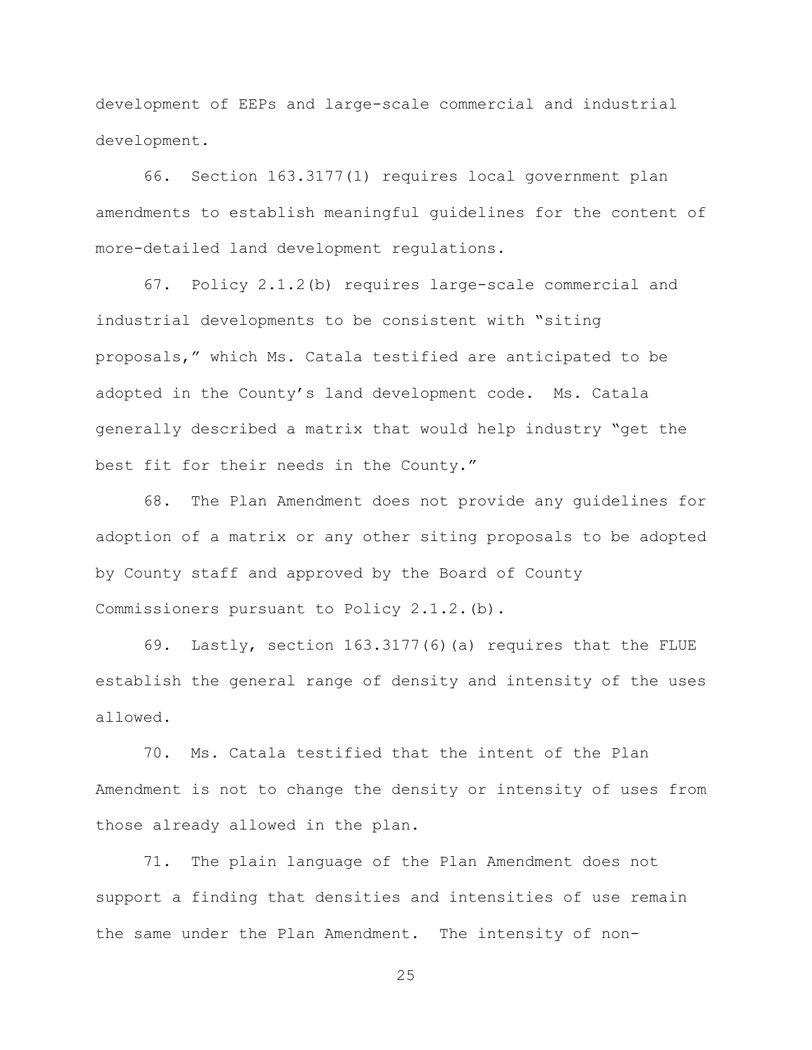development of EEPs and large-scale commercial and industrial development.

66. Section 163.3177(1) requires local government plan amendments to establish meaningful guidelines for the content of more-detailed land development regulations.

67. Policy 2.1.2(b) requires large-scale commercial and industrial developments to be consistent with "siting proposals," which Ms. Catala testified are anticipated to be adopted in the County's land development code. Ms. Catala generally described a matrix that would help industry "get the best fit for their needs in the County."

68. The Plan Amendment does not provide any guidelines for adoption of a matrix or any other siting proposals to be adopted by County staff and approved by the Board of County Commissioners pursuant to Policy 2.1.2.(b).

69. Lastly, section 163.3177(6)(a) requires that the FLUE establish the general range of density and intensity of the uses allowed.

70. Ms. Catala testified that the intent of the Plan Amendment is not to change the density or intensity of uses from those already allowed in the plan.

71. The plain language of the Plan Amendment does not support a finding that densities and intensities of use remain the same under the Plan Amendment. The intensity of non-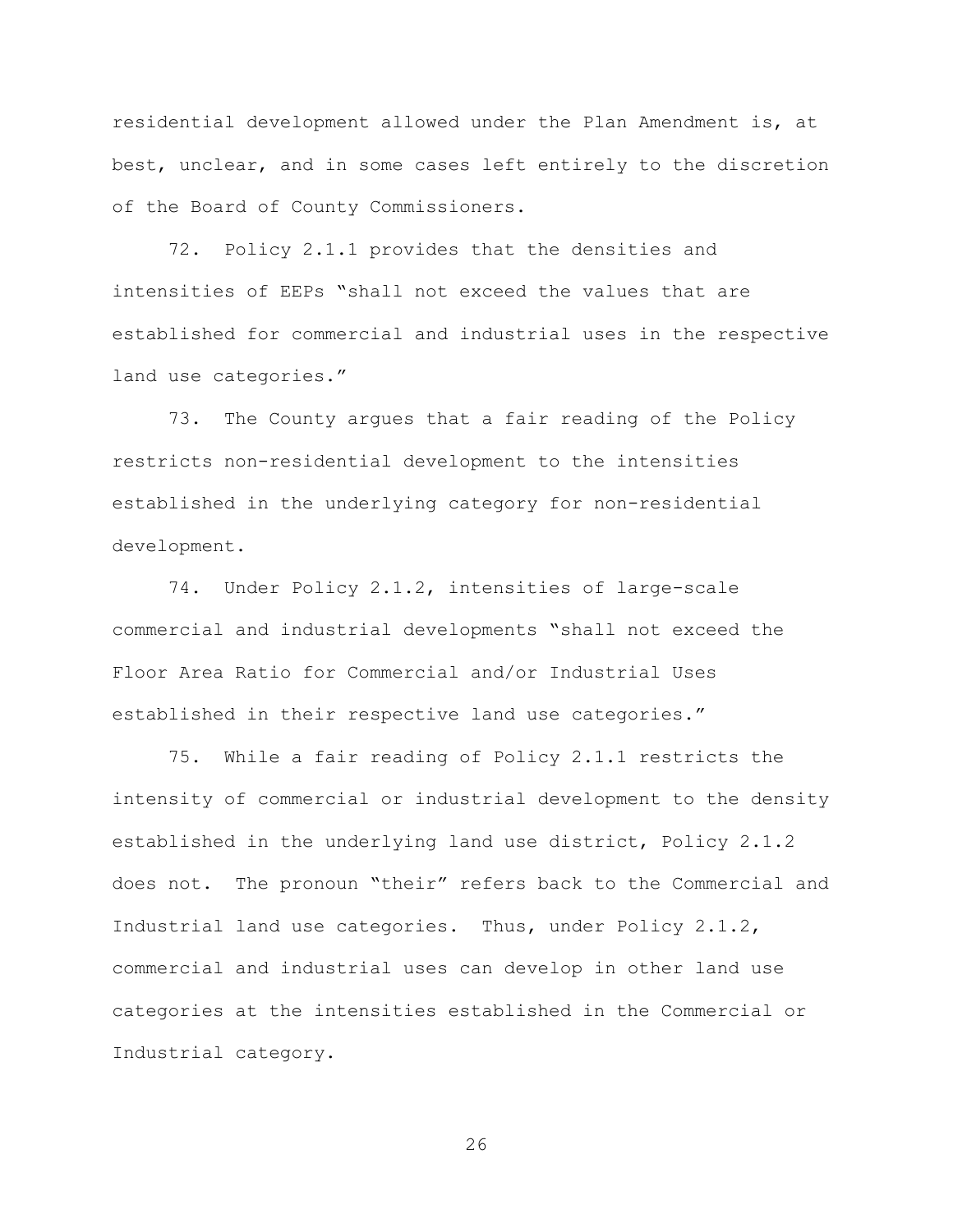residential development allowed under the Plan Amendment is, at best, unclear, and in some cases left entirely to the discretion of the Board of County Commissioners.

72. Policy 2.1.1 provides that the densities and intensities of EEPs "shall not exceed the values that are established for commercial and industrial uses in the respective land use categories."

73. The County argues that a fair reading of the Policy restricts non-residential development to the intensities established in the underlying category for non-residential development.

74. Under Policy 2.1.2, intensities of large-scale commercial and industrial developments "shall not exceed the Floor Area Ratio for Commercial and/or Industrial Uses established in their respective land use categories."

75. While a fair reading of Policy 2.1.1 restricts the intensity of commercial or industrial development to the density established in the underlying land use district, Policy 2.1.2 does not. The pronoun "their" refers back to the Commercial and Industrial land use categories. Thus, under Policy 2.1.2, commercial and industrial uses can develop in other land use categories at the intensities established in the Commercial or Industrial category.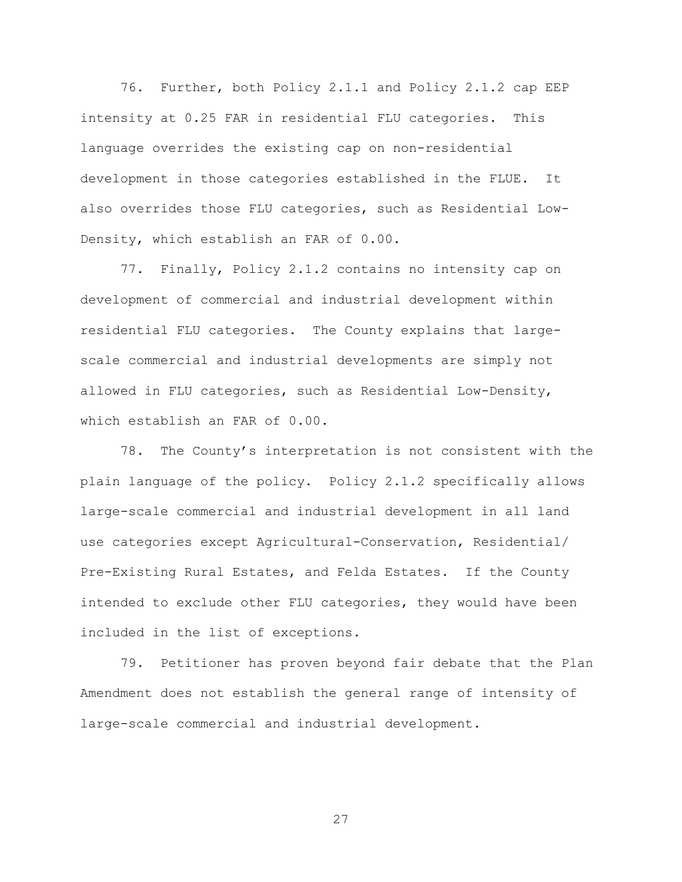76. Further, both Policy 2.1.1 and Policy 2.1.2 cap EEP intensity at 0.25 FAR in residential FLU categories. This language overrides the existing cap on non-residential development in those categories established in the FLUE. It also overrides those FLU categories, such as Residential Low-Density, which establish an FAR of 0.00.

77. Finally, Policy 2.1.2 contains no intensity cap on development of commercial and industrial development within residential FLU categories. The County explains that large-scale commercial and industrial developments are simply not allowed in FLU categories, such as Residential Low-Density, which establish an FAR of 0.00.

78. The County's interpretation is not consistent with the plain language of the policy. Policy 2.1.2 specifically allows large-scale commercial and industrial development in all land use categories except Agricultural-Conservation, Residential/ Pre-Existing Rural Estates, and Felda Estates. If the County intended to exclude other FLU categories, they would have been included in the list of exceptions.

79. Petitioner has proven beyond fair debate that the Plan Amendment does not establish the general range of intensity of large-scale commercial and industrial development.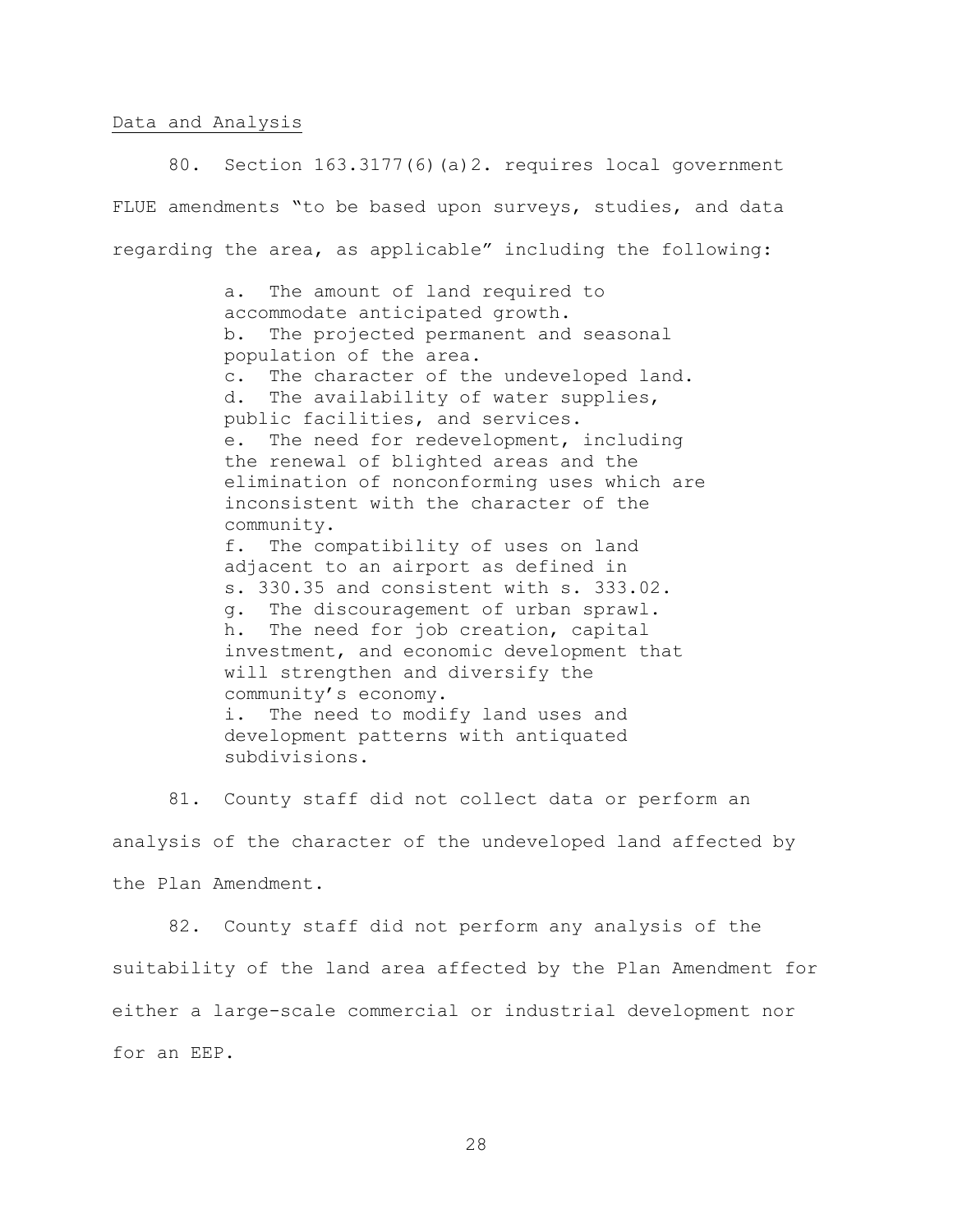Data and Analysis

80. Section 163.3177(6)(a)2. requires local government FLUE amendments "to be based upon surveys, studies, and data regarding the area, as applicable" including the following:

> a. The amount of land required to accommodate anticipated growth.
> b. The projected permanent and seasonal population of the area.
> c. The character of the undeveloped land.
> d. The availability of water supplies, public facilities, and services.
> e. The need for redevelopment, including the renewal of blighted areas and the elimination of nonconforming uses which are inconsistent with the character of the community.
> f. The compatibility of uses on land adjacent to an airport as defined in s. 330.35 and consistent with s. 333.02.
> g. The discouragement of urban sprawl.
> h. The need for job creation, capital investment, and economic development that will strengthen and diversify the community's economy.
> i. The need to modify land uses and development patterns with antiquated subdivisions.

81. County staff did not collect data or perform an analysis of the character of the undeveloped land affected by the Plan Amendment.

82. County staff did not perform any analysis of the suitability of the land area affected by the Plan Amendment for either a large-scale commercial or industrial development nor for an EEP.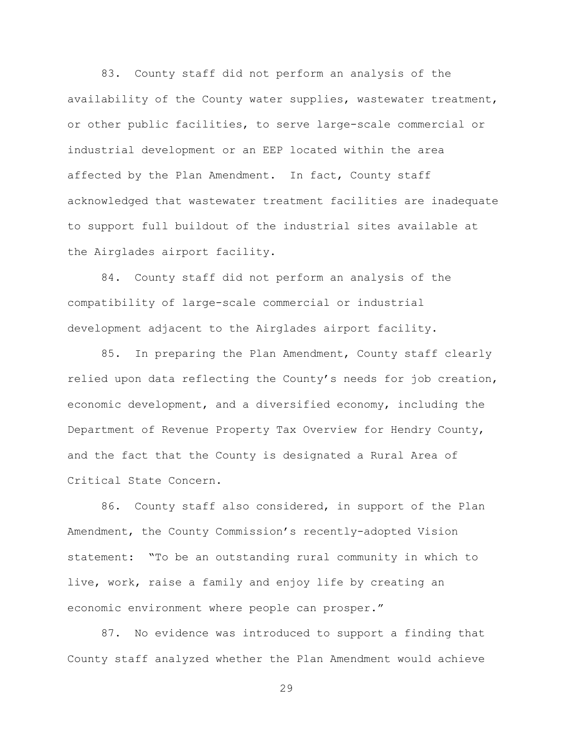83. County staff did not perform an analysis of the availability of the County water supplies, wastewater treatment, or other public facilities, to serve large-scale commercial or industrial development or an EEP located within the area affected by the Plan Amendment. In fact, County staff acknowledged that wastewater treatment facilities are inadequate to support full buildout of the industrial sites available at the Airglades airport facility.

84. County staff did not perform an analysis of the compatibility of large-scale commercial or industrial development adjacent to the Airglades airport facility.

85. In preparing the Plan Amendment, County staff clearly relied upon data reflecting the County's needs for job creation, economic development, and a diversified economy, including the Department of Revenue Property Tax Overview for Hendry County, and the fact that the County is designated a Rural Area of Critical State Concern.

86. County staff also considered, in support of the Plan Amendment, the County Commission's recently-adopted Vision statement: "To be an outstanding rural community in which to live, work, raise a family and enjoy life by creating an economic environment where people can prosper."

87. No evidence was introduced to support a finding that County staff analyzed whether the Plan Amendment would achieve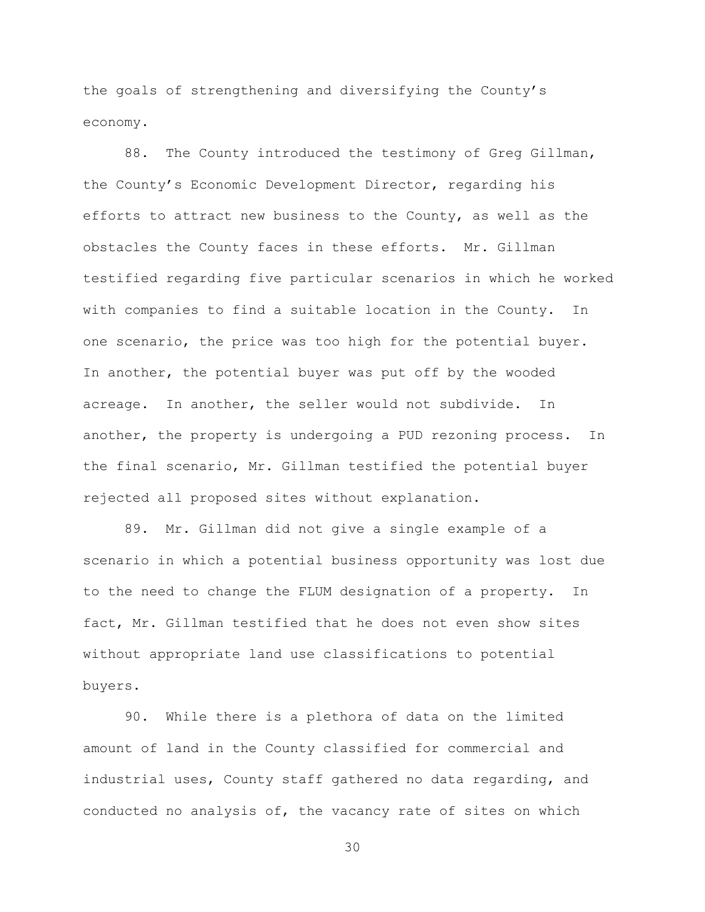the goals of strengthening and diversifying the County's economy.

88. The County introduced the testimony of Greg Gillman, the County's Economic Development Director, regarding his efforts to attract new business to the County, as well as the obstacles the County faces in these efforts. Mr. Gillman testified regarding five particular scenarios in which he worked with companies to find a suitable location in the County. In one scenario, the price was too high for the potential buyer. In another, the potential buyer was put off by the wooded acreage. In another, the seller would not subdivide. In another, the property is undergoing a PUD rezoning process. In the final scenario, Mr. Gillman testified the potential buyer rejected all proposed sites without explanation.

89. Mr. Gillman did not give a single example of a scenario in which a potential business opportunity was lost due to the need to change the FLUM designation of a property. In fact, Mr. Gillman testified that he does not even show sites without appropriate land use classifications to potential buyers.

90. While there is a plethora of data on the limited amount of land in the County classified for commercial and industrial uses, County staff gathered no data regarding, and conducted no analysis of, the vacancy rate of sites on which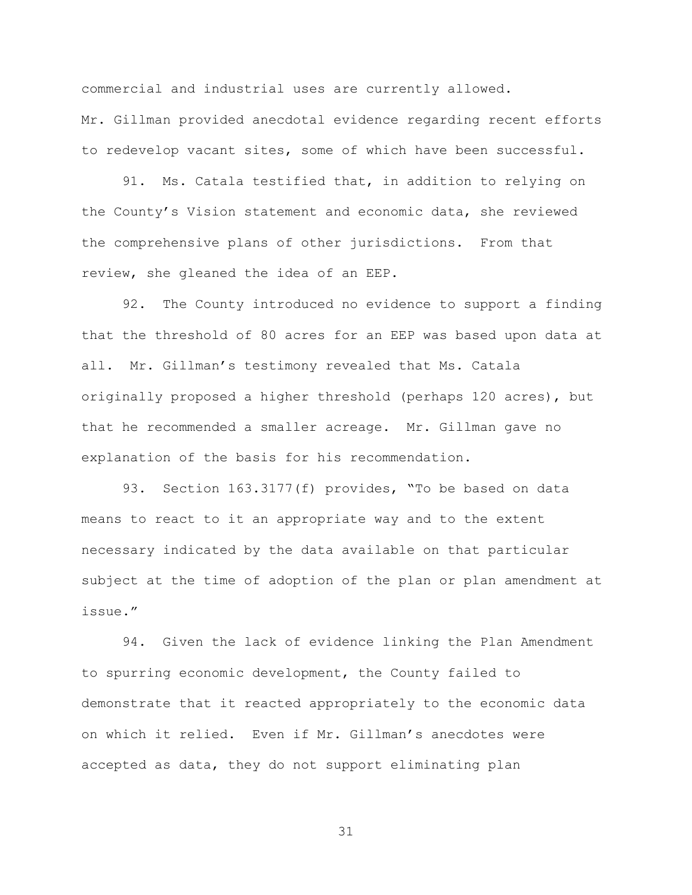commercial and industrial uses are currently allowed. Mr. Gillman provided anecdotal evidence regarding recent efforts to redevelop vacant sites, some of which have been successful.

91. Ms. Catala testified that, in addition to relying on the County's Vision statement and economic data, she reviewed the comprehensive plans of other jurisdictions. From that review, she gleaned the idea of an EEP.

92. The County introduced no evidence to support a finding that the threshold of 80 acres for an EEP was based upon data at all. Mr. Gillman's testimony revealed that Ms. Catala originally proposed a higher threshold (perhaps 120 acres), but that he recommended a smaller acreage. Mr. Gillman gave no explanation of the basis for his recommendation.

93. Section 163.3177(f) provides, "To be based on data means to react to it an appropriate way and to the extent necessary indicated by the data available on that particular subject at the time of adoption of the plan or plan amendment at issue."

94. Given the lack of evidence linking the Plan Amendment to spurring economic development, the County failed to demonstrate that it reacted appropriately to the economic data on which it relied. Even if Mr. Gillman's anecdotes were accepted as data, they do not support eliminating plan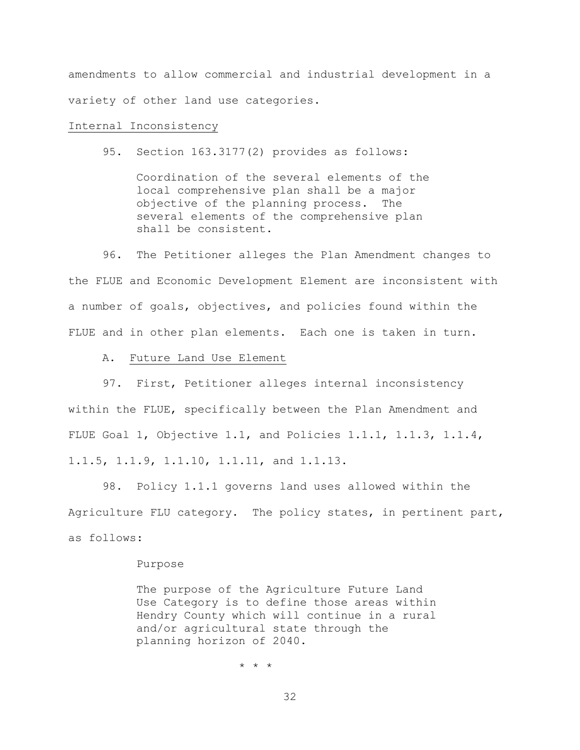amendments to allow commercial and industrial development in a variety of other land use categories.

<u>Internal Inconsistency</u>

95. Section 163.3177(2) provides as follows:

> Coordination of the several elements of the local comprehensive plan shall be a major objective of the planning process. The several elements of the comprehensive plan shall be consistent.

96. The Petitioner alleges the Plan Amendment changes to the FLUE and Economic Development Element are inconsistent with a number of goals, objectives, and policies found within the FLUE and in other plan elements. Each one is taken in turn.

A. <u>Future Land Use Element</u>

97. First, Petitioner alleges internal inconsistency within the FLUE, specifically between the Plan Amendment and FLUE Goal 1, Objective 1.1, and Policies 1.1.1, 1.1.3, 1.1.4, 1.1.5, 1.1.9, 1.1.10, 1.1.11, and 1.1.13.

98. Policy 1.1.1 governs land uses allowed within the Agriculture FLU category. The policy states, in pertinent part, as follows:

> Purpose
>
> The purpose of the Agriculture Future Land Use Category is to define those areas within Hendry County which will continue in a rural and/or agricultural state through the planning horizon of 2040.
>
> \* \* \*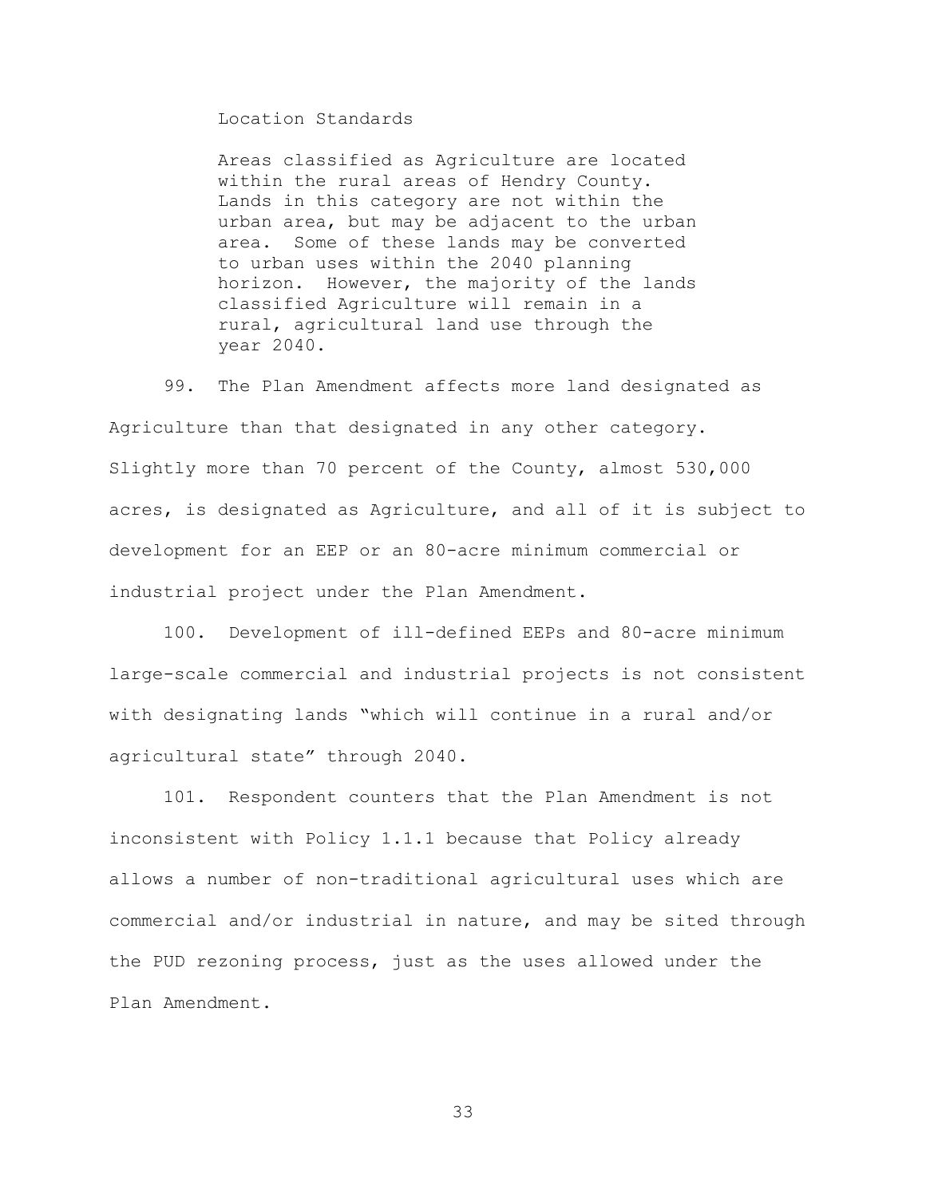> Location Standards
>
> Areas classified as Agriculture are located within the rural areas of Hendry County. Lands in this category are not within the urban area, but may be adjacent to the urban area. Some of these lands may be converted to urban uses within the 2040 planning horizon. However, the majority of the lands classified Agriculture will remain in a rural, agricultural land use through the year 2040.

99. The Plan Amendment affects more land designated as Agriculture than that designated in any other category. Slightly more than 70 percent of the County, almost 530,000 acres, is designated as Agriculture, and all of it is subject to development for an EEP or an 80-acre minimum commercial or industrial project under the Plan Amendment.

100. Development of ill-defined EEPs and 80-acre minimum large-scale commercial and industrial projects is not consistent with designating lands "which will continue in a rural and/or agricultural state" through 2040.

101. Respondent counters that the Plan Amendment is not inconsistent with Policy 1.1.1 because that Policy already allows a number of non-traditional agricultural uses which are commercial and/or industrial in nature, and may be sited through the PUD rezoning process, just as the uses allowed under the Plan Amendment.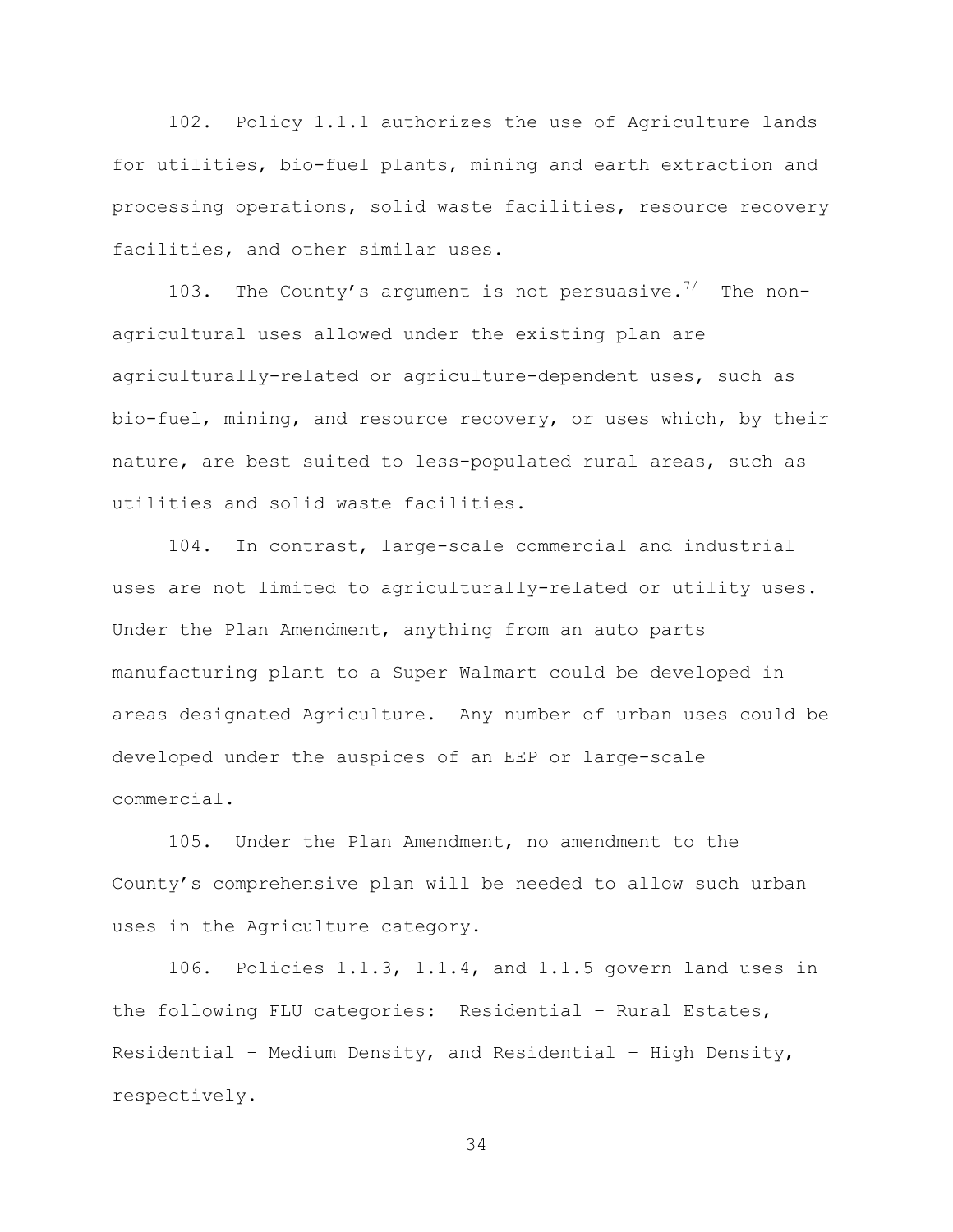102. Policy 1.1.1 authorizes the use of Agriculture lands for utilities, bio-fuel plants, mining and earth extraction and processing operations, solid waste facilities, resource recovery facilities, and other similar uses.

103. The County's argument is not persuasive.[7/] The non-agricultural uses allowed under the existing plan are agriculturally-related or agriculture-dependent uses, such as bio-fuel, mining, and resource recovery, or uses which, by their nature, are best suited to less-populated rural areas, such as utilities and solid waste facilities.

104. In contrast, large-scale commercial and industrial uses are not limited to agriculturally-related or utility uses. Under the Plan Amendment, anything from an auto parts manufacturing plant to a Super Walmart could be developed in areas designated Agriculture. Any number of urban uses could be developed under the auspices of an EEP or large-scale commercial.

105. Under the Plan Amendment, no amendment to the County's comprehensive plan will be needed to allow such urban uses in the Agriculture category.

106. Policies 1.1.3, 1.1.4, and 1.1.5 govern land uses in the following FLU categories: Residential – Rural Estates, Residential – Medium Density, and Residential – High Density, respectively.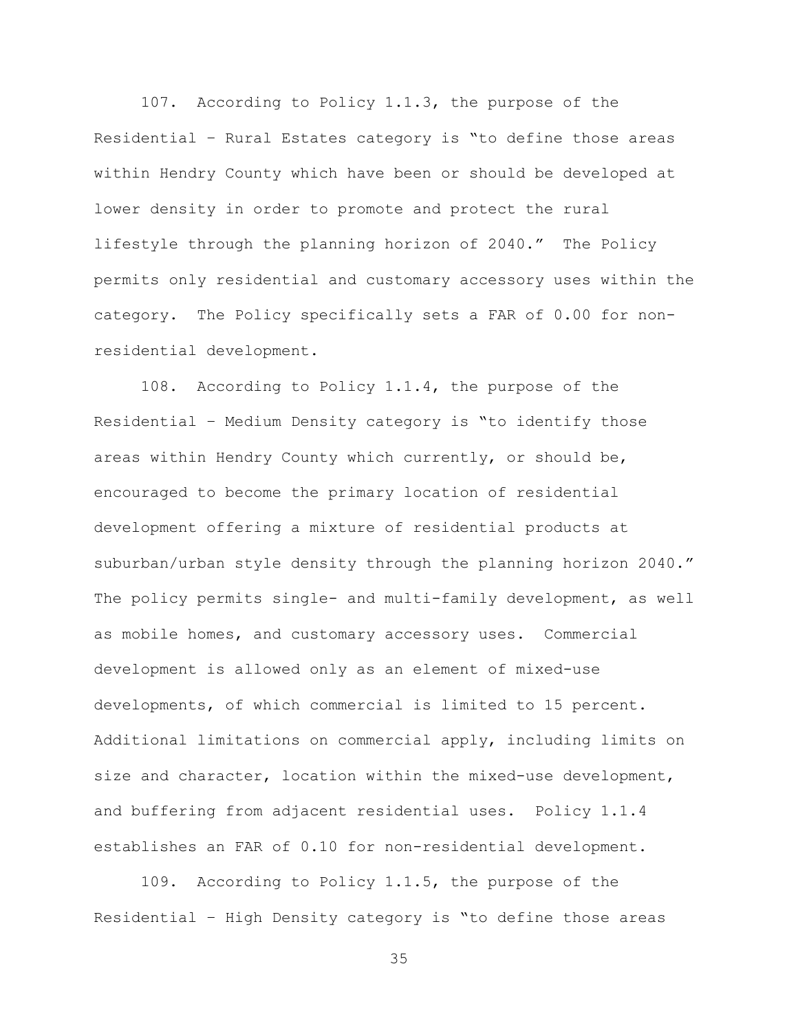107. According to Policy 1.1.3, the purpose of the Residential – Rural Estates category is "to define those areas within Hendry County which have been or should be developed at lower density in order to promote and protect the rural lifestyle through the planning horizon of 2040." The Policy permits only residential and customary accessory uses within the category. The Policy specifically sets a FAR of 0.00 for non-residential development.

108. According to Policy 1.1.4, the purpose of the Residential – Medium Density category is "to identify those areas within Hendry County which currently, or should be, encouraged to become the primary location of residential development offering a mixture of residential products at suburban/urban style density through the planning horizon 2040." The policy permits single- and multi-family development, as well as mobile homes, and customary accessory uses. Commercial development is allowed only as an element of mixed-use developments, of which commercial is limited to 15 percent. Additional limitations on commercial apply, including limits on size and character, location within the mixed-use development, and buffering from adjacent residential uses. Policy 1.1.4 establishes an FAR of 0.10 for non-residential development.

109. According to Policy 1.1.5, the purpose of the Residential – High Density category is "to define those areas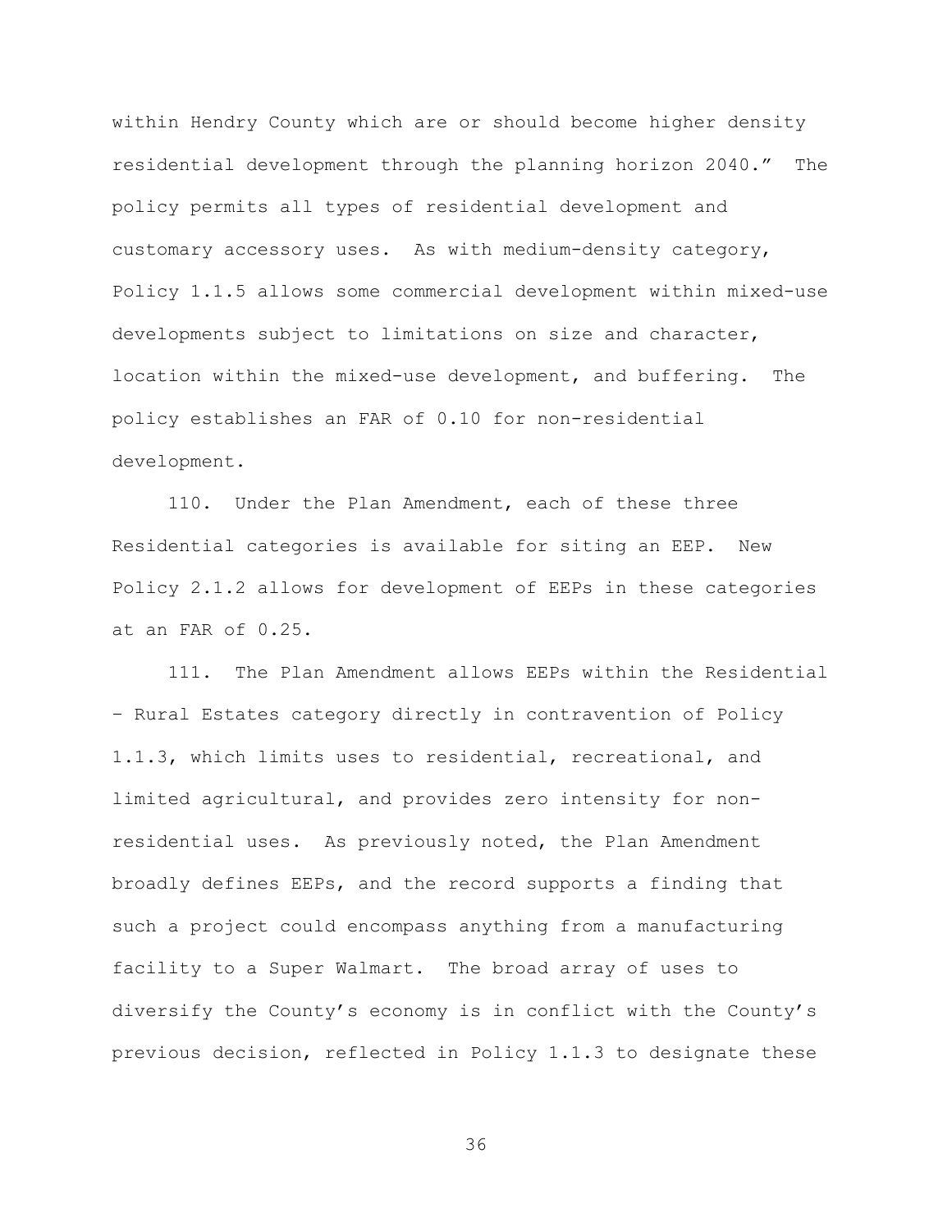within Hendry County which are or should become higher density residential development through the planning horizon 2040." The policy permits all types of residential development and customary accessory uses. As with medium-density category, Policy 1.1.5 allows some commercial development within mixed-use developments subject to limitations on size and character, location within the mixed-use development, and buffering. The policy establishes an FAR of 0.10 for non-residential development.

110. Under the Plan Amendment, each of these three Residential categories is available for siting an EEP. New Policy 2.1.2 allows for development of EEPs in these categories at an FAR of 0.25.

111. The Plan Amendment allows EEPs within the Residential – Rural Estates category directly in contravention of Policy 1.1.3, which limits uses to residential, recreational, and limited agricultural, and provides zero intensity for non-residential uses. As previously noted, the Plan Amendment broadly defines EEPs, and the record supports a finding that such a project could encompass anything from a manufacturing facility to a Super Walmart. The broad array of uses to diversify the County's economy is in conflict with the County's previous decision, reflected in Policy 1.1.3 to designate these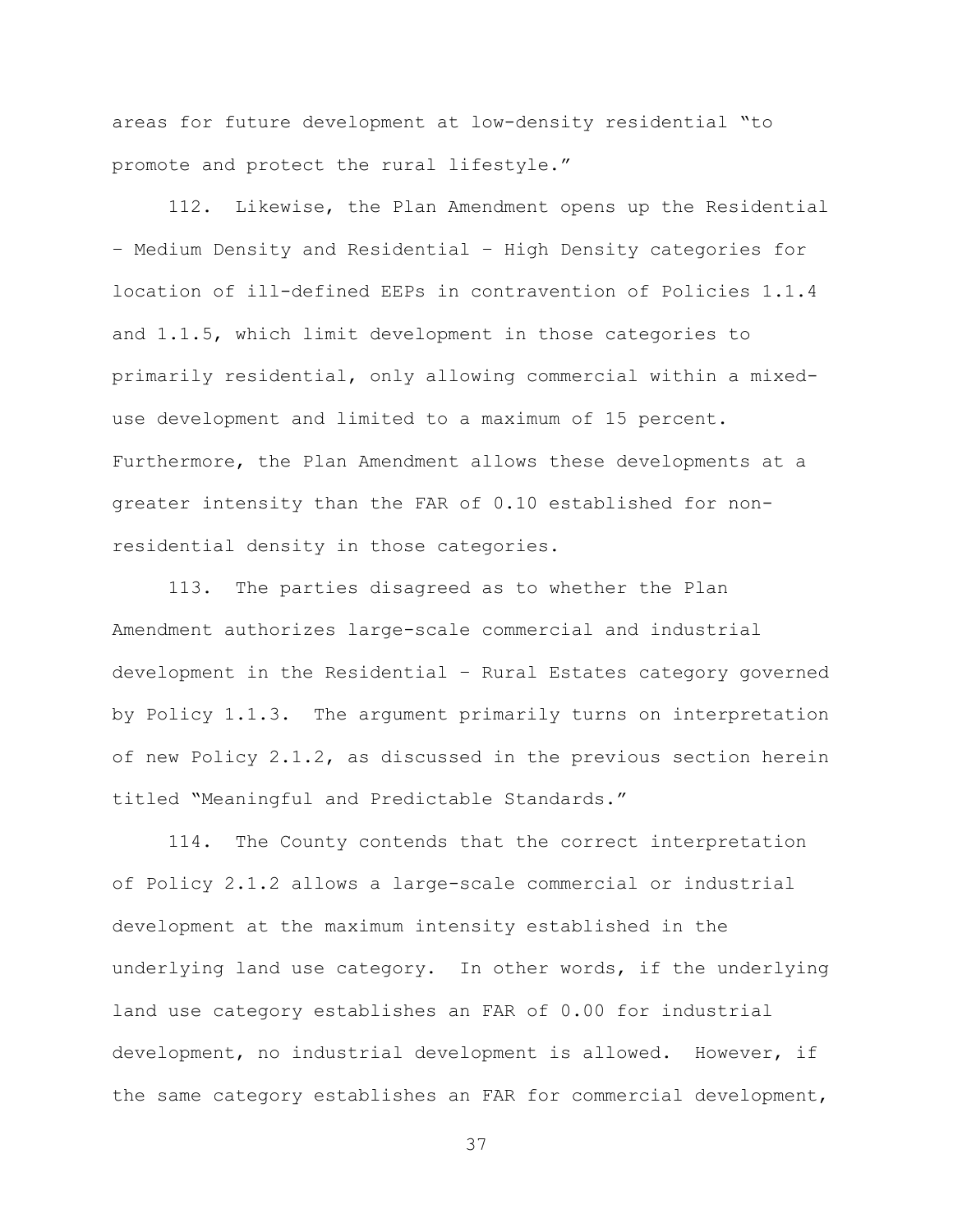areas for future development at low-density residential "to promote and protect the rural lifestyle."

112. Likewise, the Plan Amendment opens up the Residential – Medium Density and Residential – High Density categories for location of ill-defined EEPs in contravention of Policies 1.1.4 and 1.1.5, which limit development in those categories to primarily residential, only allowing commercial within a mixed-use development and limited to a maximum of 15 percent. Furthermore, the Plan Amendment allows these developments at a greater intensity than the FAR of 0.10 established for non-residential density in those categories.

113. The parties disagreed as to whether the Plan Amendment authorizes large-scale commercial and industrial development in the Residential – Rural Estates category governed by Policy 1.1.3. The argument primarily turns on interpretation of new Policy 2.1.2, as discussed in the previous section herein titled "Meaningful and Predictable Standards."

114. The County contends that the correct interpretation of Policy 2.1.2 allows a large-scale commercial or industrial development at the maximum intensity established in the underlying land use category. In other words, if the underlying land use category establishes an FAR of 0.00 for industrial development, no industrial development is allowed. However, if the same category establishes an FAR for commercial development,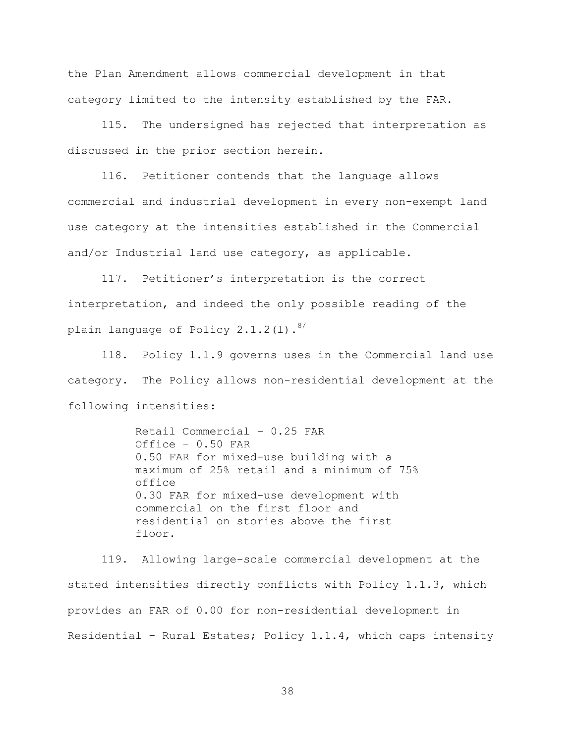the Plan Amendment allows commercial development in that category limited to the intensity established by the FAR.

115. The undersigned has rejected that interpretation as discussed in the prior section herein.

116. Petitioner contends that the language allows commercial and industrial development in every non-exempt land use category at the intensities established in the Commercial and/or Industrial land use category, as applicable.

117. Petitioner's interpretation is the correct interpretation, and indeed the only possible reading of the plain language of Policy 2.1.2(l).[8/]

118. Policy 1.1.9 governs uses in the Commercial land use category. The Policy allows non-residential development at the following intensities:

> Retail Commercial – 0.25 FAR
> Office – 0.50 FAR
> 0.50 FAR for mixed-use building with a maximum of 25% retail and a minimum of 75% office
> 0.30 FAR for mixed-use development with commercial on the first floor and residential on stories above the first floor.

119. Allowing large-scale commercial development at the stated intensities directly conflicts with Policy 1.1.3, which provides an FAR of 0.00 for non-residential development in Residential – Rural Estates; Policy 1.1.4, which caps intensity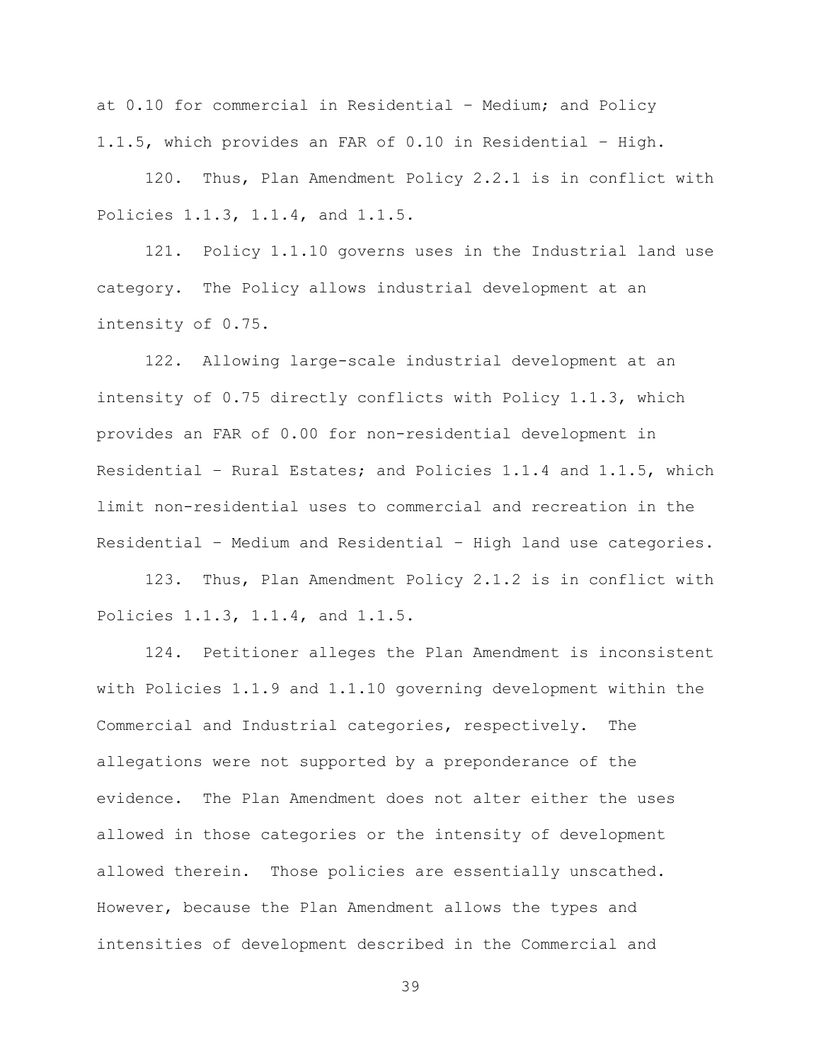at 0.10 for commercial in Residential – Medium; and Policy 1.1.5, which provides an FAR of 0.10 in Residential – High.

120. Thus, Plan Amendment Policy 2.2.1 is in conflict with Policies 1.1.3, 1.1.4, and 1.1.5.

121. Policy 1.1.10 governs uses in the Industrial land use category. The Policy allows industrial development at an intensity of 0.75.

122. Allowing large-scale industrial development at an intensity of 0.75 directly conflicts with Policy 1.1.3, which provides an FAR of 0.00 for non-residential development in Residential – Rural Estates; and Policies 1.1.4 and 1.1.5, which limit non-residential uses to commercial and recreation in the Residential – Medium and Residential – High land use categories.

123. Thus, Plan Amendment Policy 2.1.2 is in conflict with Policies 1.1.3, 1.1.4, and 1.1.5.

124. Petitioner alleges the Plan Amendment is inconsistent with Policies 1.1.9 and 1.1.10 governing development within the Commercial and Industrial categories, respectively. The allegations were not supported by a preponderance of the evidence. The Plan Amendment does not alter either the uses allowed in those categories or the intensity of development allowed therein. Those policies are essentially unscathed. However, because the Plan Amendment allows the types and intensities of development described in the Commercial and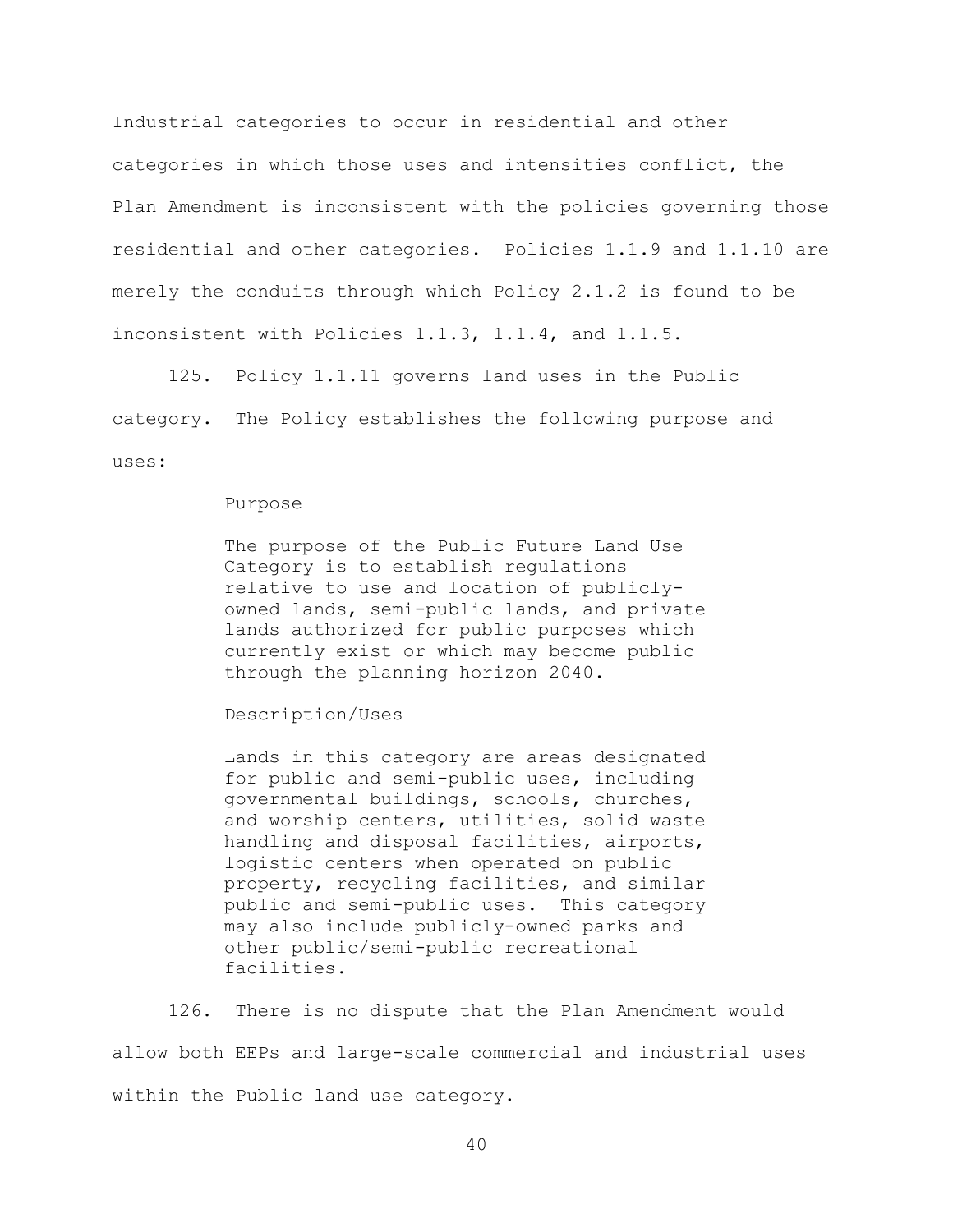Industrial categories to occur in residential and other categories in which those uses and intensities conflict, the Plan Amendment is inconsistent with the policies governing those residential and other categories. Policies 1.1.9 and 1.1.10 are merely the conduits through which Policy 2.1.2 is found to be inconsistent with Policies 1.1.3, 1.1.4, and 1.1.5.

125. Policy 1.1.11 governs land uses in the Public category. The Policy establishes the following purpose and uses:

> Purpose
>
> The purpose of the Public Future Land Use Category is to establish regulations relative to use and location of publicly-owned lands, semi-public lands, and private lands authorized for public purposes which currently exist or which may become public through the planning horizon 2040.
>
> Description/Uses
>
> Lands in this category are areas designated for public and semi-public uses, including governmental buildings, schools, churches, and worship centers, utilities, solid waste handling and disposal facilities, airports, logistic centers when operated on public property, recycling facilities, and similar public and semi-public uses. This category may also include publicly-owned parks and other public/semi-public recreational facilities.

126. There is no dispute that the Plan Amendment would allow both EEPs and large-scale commercial and industrial uses within the Public land use category.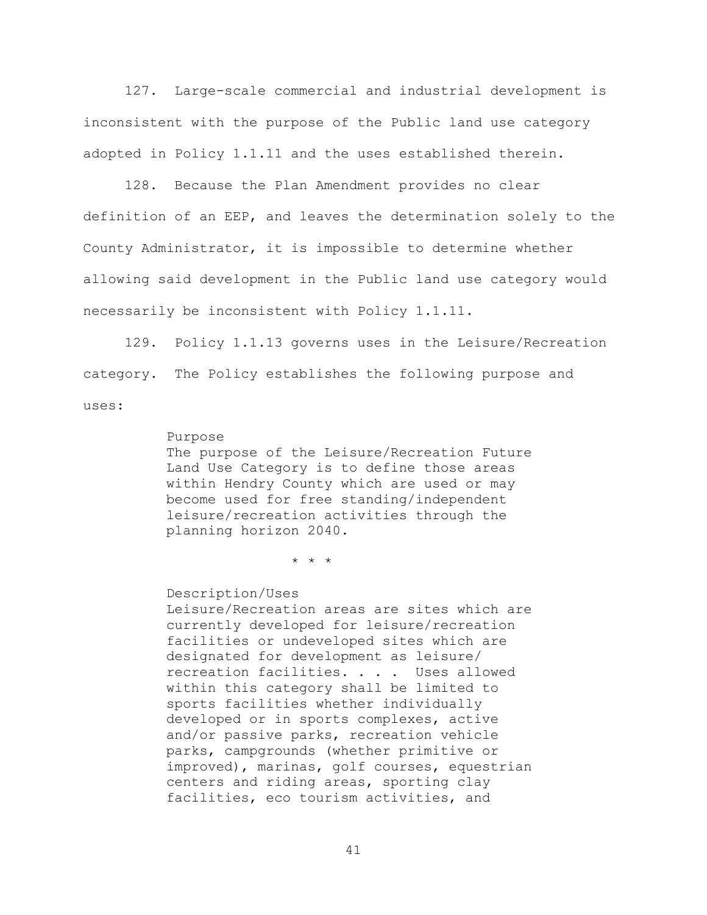127. Large-scale commercial and industrial development is inconsistent with the purpose of the Public land use category adopted in Policy 1.1.11 and the uses established therein.

128. Because the Plan Amendment provides no clear definition of an EEP, and leaves the determination solely to the County Administrator, it is impossible to determine whether allowing said development in the Public land use category would necessarily be inconsistent with Policy 1.1.11.

129. Policy 1.1.13 governs uses in the Leisure/Recreation category. The Policy establishes the following purpose and uses:

> Purpose
> The purpose of the Leisure/Recreation Future Land Use Category is to define those areas within Hendry County which are used or may become used for free standing/independent leisure/recreation activities through the planning horizon 2040.
>
> \* \* \*
>
> Description/Uses
> Leisure/Recreation areas are sites which are currently developed for leisure/recreation facilities or undeveloped sites which are designated for development as leisure/ recreation facilities. . . . Uses allowed within this category shall be limited to sports facilities whether individually developed or in sports complexes, active and/or passive parks, recreation vehicle parks, campgrounds (whether primitive or improved), marinas, golf courses, equestrian centers and riding areas, sporting clay facilities, eco tourism activities, and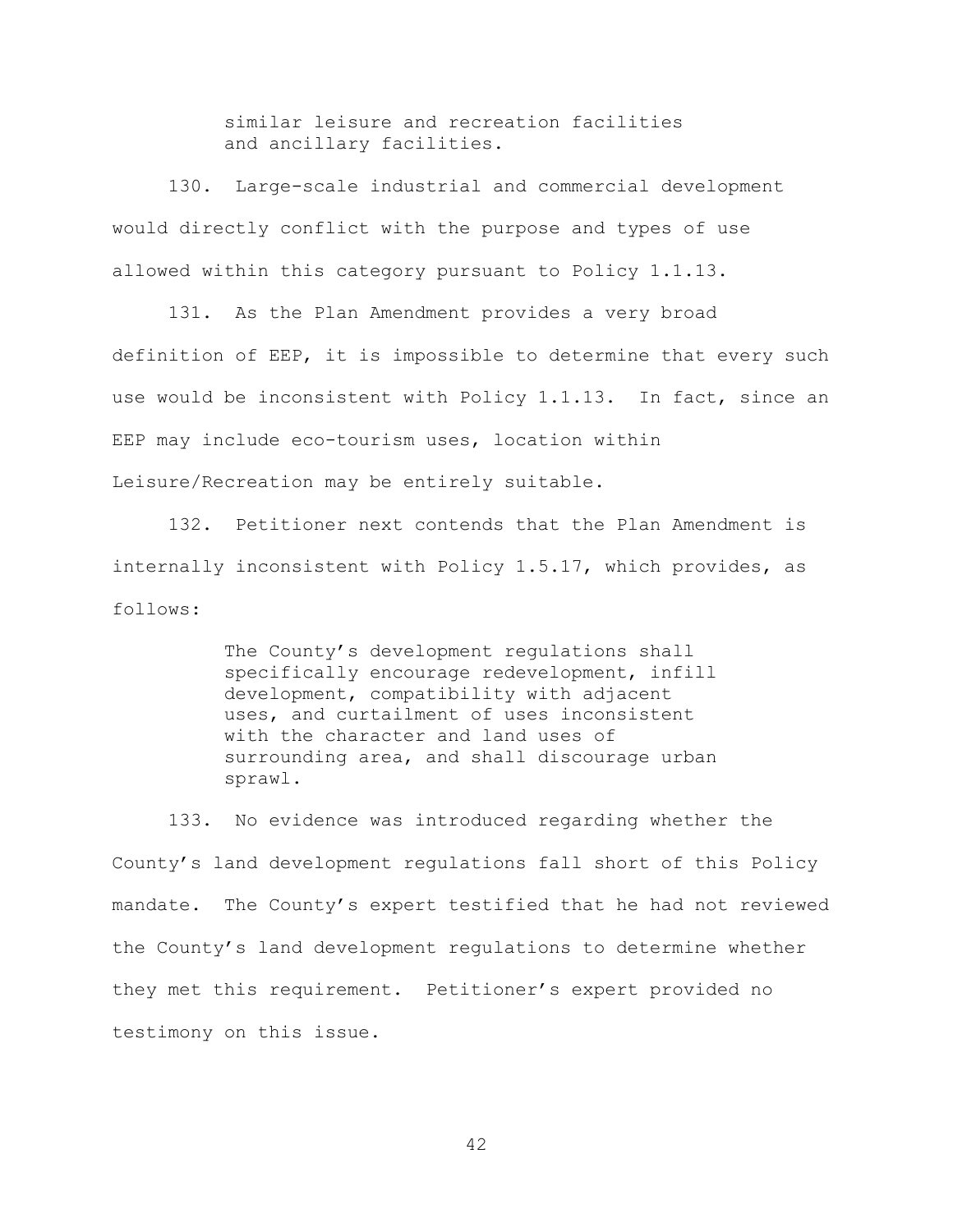> similar leisure and recreation facilities and ancillary facilities.

130. Large-scale industrial and commercial development would directly conflict with the purpose and types of use allowed within this category pursuant to Policy 1.1.13.

131. As the Plan Amendment provides a very broad definition of EEP, it is impossible to determine that every such use would be inconsistent with Policy 1.1.13. In fact, since an EEP may include eco-tourism uses, location within Leisure/Recreation may be entirely suitable.

132. Petitioner next contends that the Plan Amendment is internally inconsistent with Policy 1.5.17, which provides, as follows:

> The County's development regulations shall specifically encourage redevelopment, infill development, compatibility with adjacent uses, and curtailment of uses inconsistent with the character and land uses of surrounding area, and shall discourage urban sprawl.

133. No evidence was introduced regarding whether the County's land development regulations fall short of this Policy mandate. The County's expert testified that he had not reviewed the County's land development regulations to determine whether they met this requirement. Petitioner's expert provided no testimony on this issue.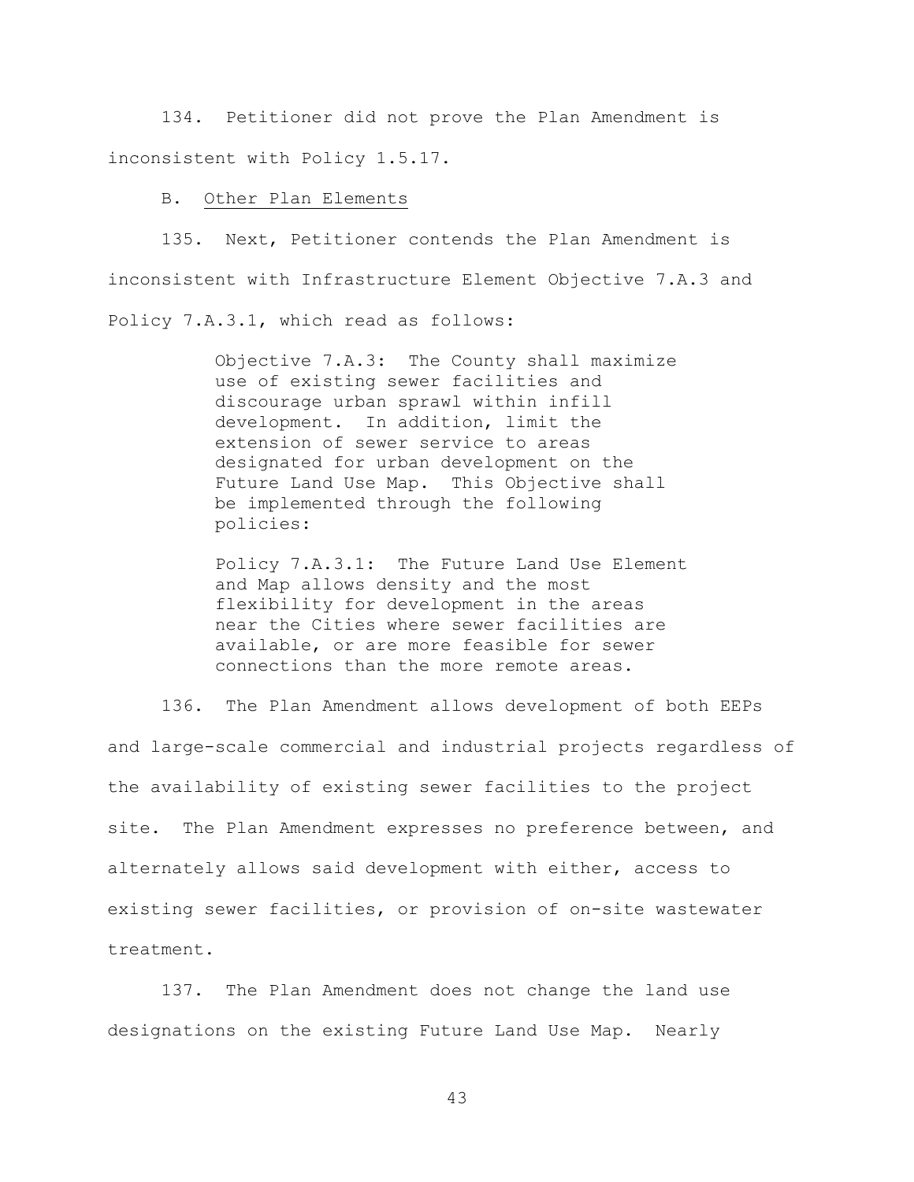134. Petitioner did not prove the Plan Amendment is inconsistent with Policy 1.5.17.

B. Other Plan Elements

135. Next, Petitioner contends the Plan Amendment is inconsistent with Infrastructure Element Objective 7.A.3 and Policy 7.A.3.1, which read as follows:

> Objective 7.A.3: The County shall maximize use of existing sewer facilities and discourage urban sprawl within infill development. In addition, limit the extension of sewer service to areas designated for urban development on the Future Land Use Map. This Objective shall be implemented through the following policies:
>
> Policy 7.A.3.1: The Future Land Use Element and Map allows density and the most flexibility for development in the areas near the Cities where sewer facilities are available, or are more feasible for sewer connections than the more remote areas.

136. The Plan Amendment allows development of both EEPs and large-scale commercial and industrial projects regardless of the availability of existing sewer facilities to the project site. The Plan Amendment expresses no preference between, and alternately allows said development with either, access to existing sewer facilities, or provision of on-site wastewater treatment.

137. The Plan Amendment does not change the land use designations on the existing Future Land Use Map. Nearly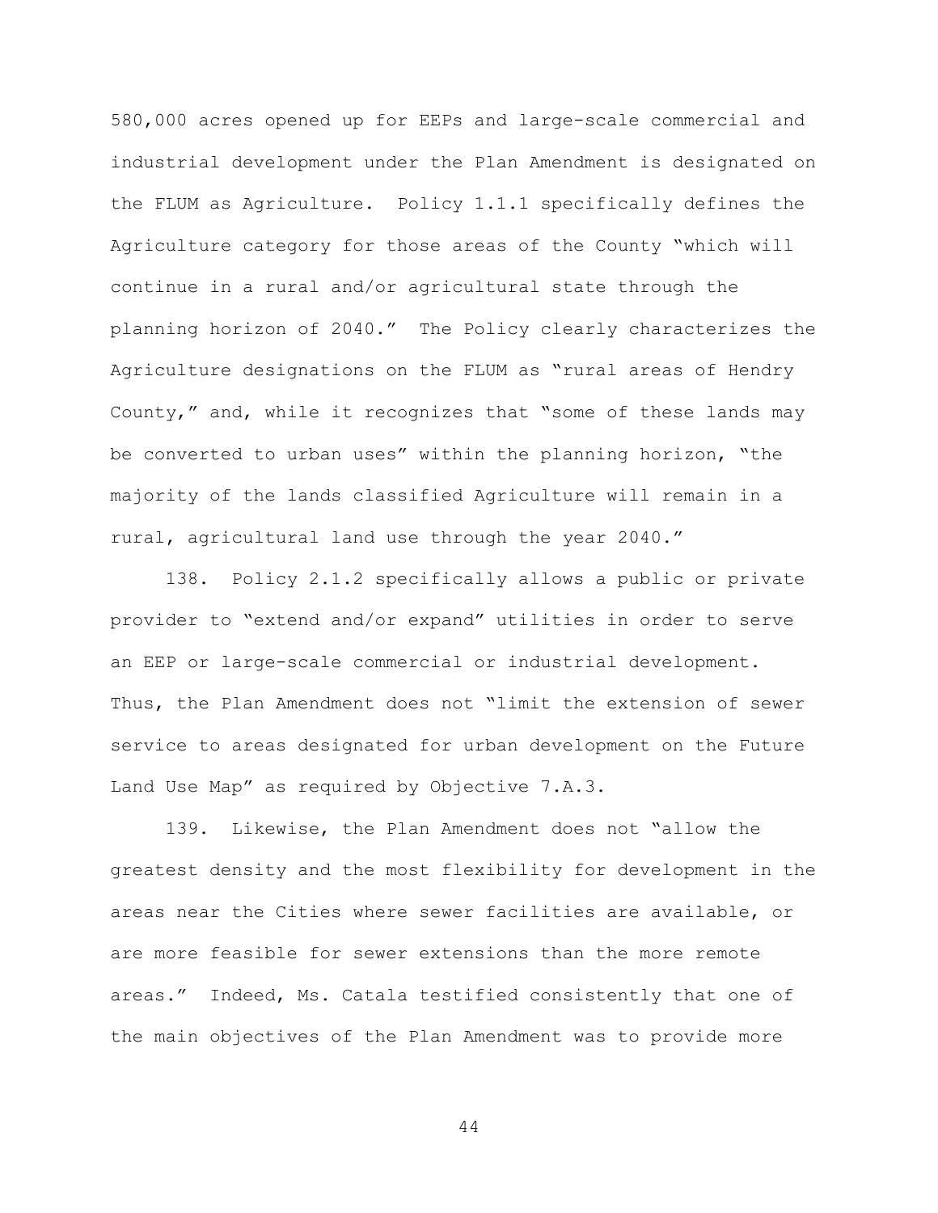580,000 acres opened up for EEPs and large-scale commercial and industrial development under the Plan Amendment is designated on the FLUM as Agriculture. Policy 1.1.1 specifically defines the Agriculture category for those areas of the County "which will continue in a rural and/or agricultural state through the planning horizon of 2040." The Policy clearly characterizes the Agriculture designations on the FLUM as "rural areas of Hendry County," and, while it recognizes that "some of these lands may be converted to urban uses" within the planning horizon, "the majority of the lands classified Agriculture will remain in a rural, agricultural land use through the year 2040."

138. Policy 2.1.2 specifically allows a public or private provider to "extend and/or expand" utilities in order to serve an EEP or large-scale commercial or industrial development. Thus, the Plan Amendment does not "limit the extension of sewer service to areas designated for urban development on the Future Land Use Map" as required by Objective 7.A.3.

139. Likewise, the Plan Amendment does not "allow the greatest density and the most flexibility for development in the areas near the Cities where sewer facilities are available, or are more feasible for sewer extensions than the more remote areas." Indeed, Ms. Catala testified consistently that one of the main objectives of the Plan Amendment was to provide more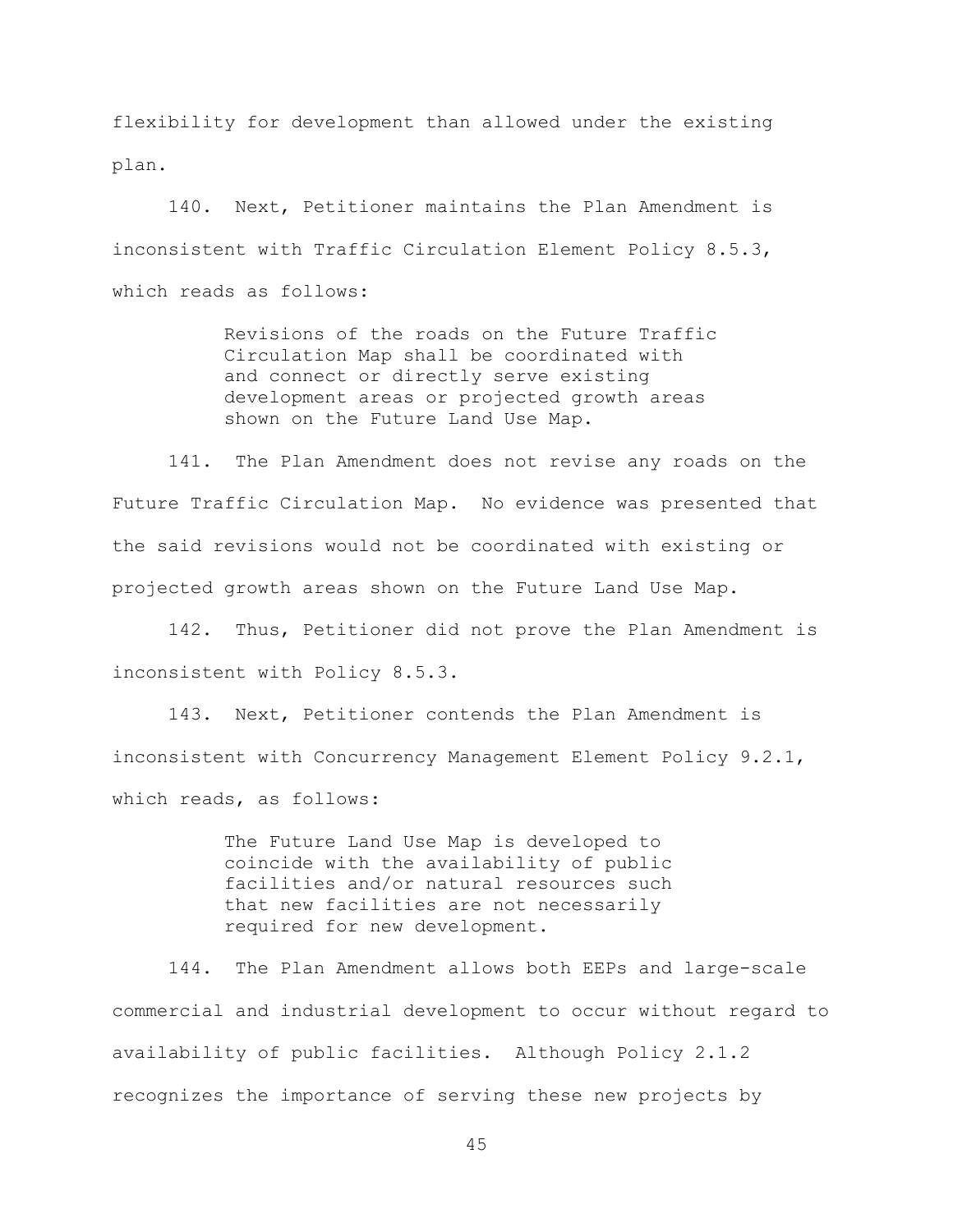flexibility for development than allowed under the existing plan.

140. Next, Petitioner maintains the Plan Amendment is inconsistent with Traffic Circulation Element Policy 8.5.3, which reads as follows:

> Revisions of the roads on the Future Traffic Circulation Map shall be coordinated with and connect or directly serve existing development areas or projected growth areas shown on the Future Land Use Map.

141. The Plan Amendment does not revise any roads on the Future Traffic Circulation Map. No evidence was presented that the said revisions would not be coordinated with existing or projected growth areas shown on the Future Land Use Map.

142. Thus, Petitioner did not prove the Plan Amendment is inconsistent with Policy 8.5.3.

143. Next, Petitioner contends the Plan Amendment is inconsistent with Concurrency Management Element Policy 9.2.1, which reads, as follows:

> The Future Land Use Map is developed to coincide with the availability of public facilities and/or natural resources such that new facilities are not necessarily required for new development.

144. The Plan Amendment allows both EEPs and large-scale commercial and industrial development to occur without regard to availability of public facilities. Although Policy 2.1.2 recognizes the importance of serving these new projects by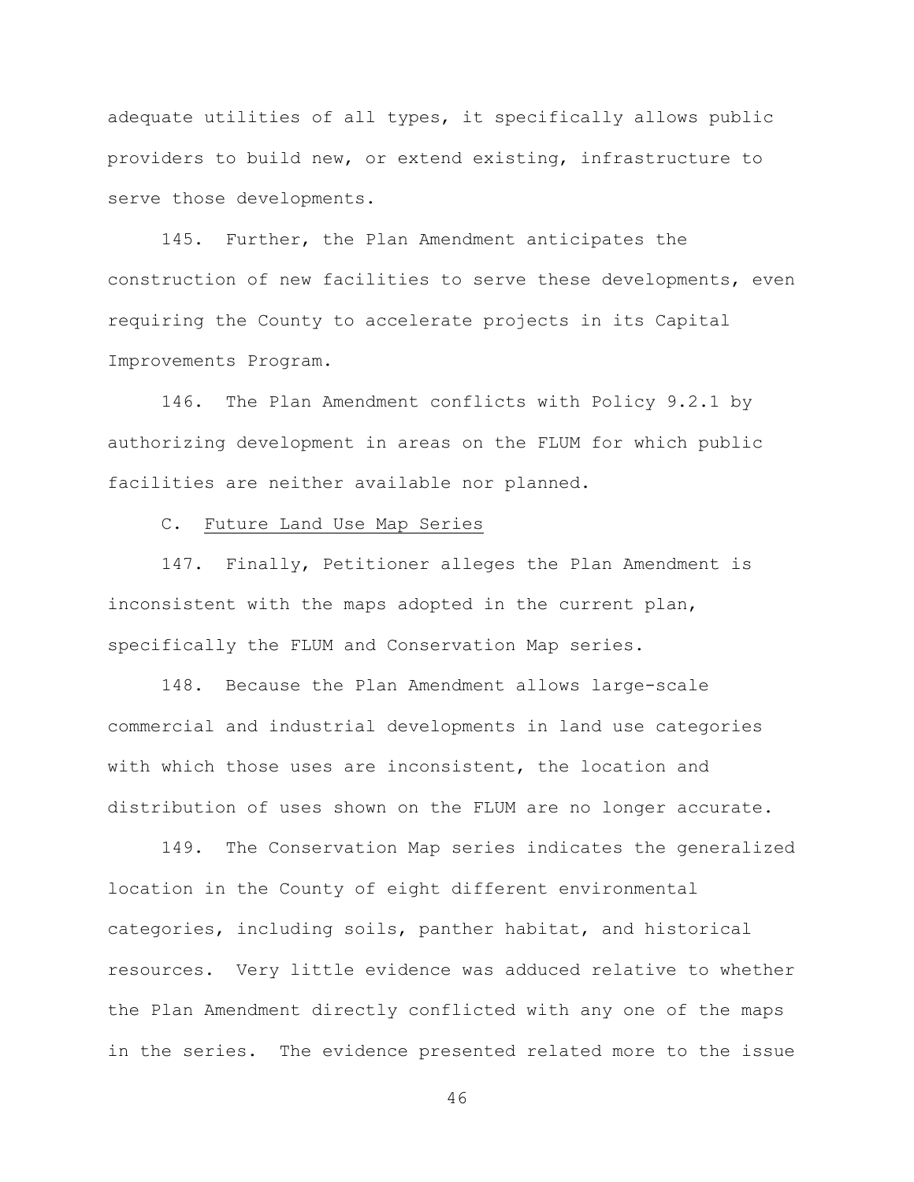adequate utilities of all types, it specifically allows public providers to build new, or extend existing, infrastructure to serve those developments.

145. Further, the Plan Amendment anticipates the construction of new facilities to serve these developments, even requiring the County to accelerate projects in its Capital Improvements Program.

146. The Plan Amendment conflicts with Policy 9.2.1 by authorizing development in areas on the FLUM for which public facilities are neither available nor planned.

C. Future Land Use Map Series

147. Finally, Petitioner alleges the Plan Amendment is inconsistent with the maps adopted in the current plan, specifically the FLUM and Conservation Map series.

148. Because the Plan Amendment allows large-scale commercial and industrial developments in land use categories with which those uses are inconsistent, the location and distribution of uses shown on the FLUM are no longer accurate.

149. The Conservation Map series indicates the generalized location in the County of eight different environmental categories, including soils, panther habitat, and historical resources. Very little evidence was adduced relative to whether the Plan Amendment directly conflicted with any one of the maps in the series. The evidence presented related more to the issue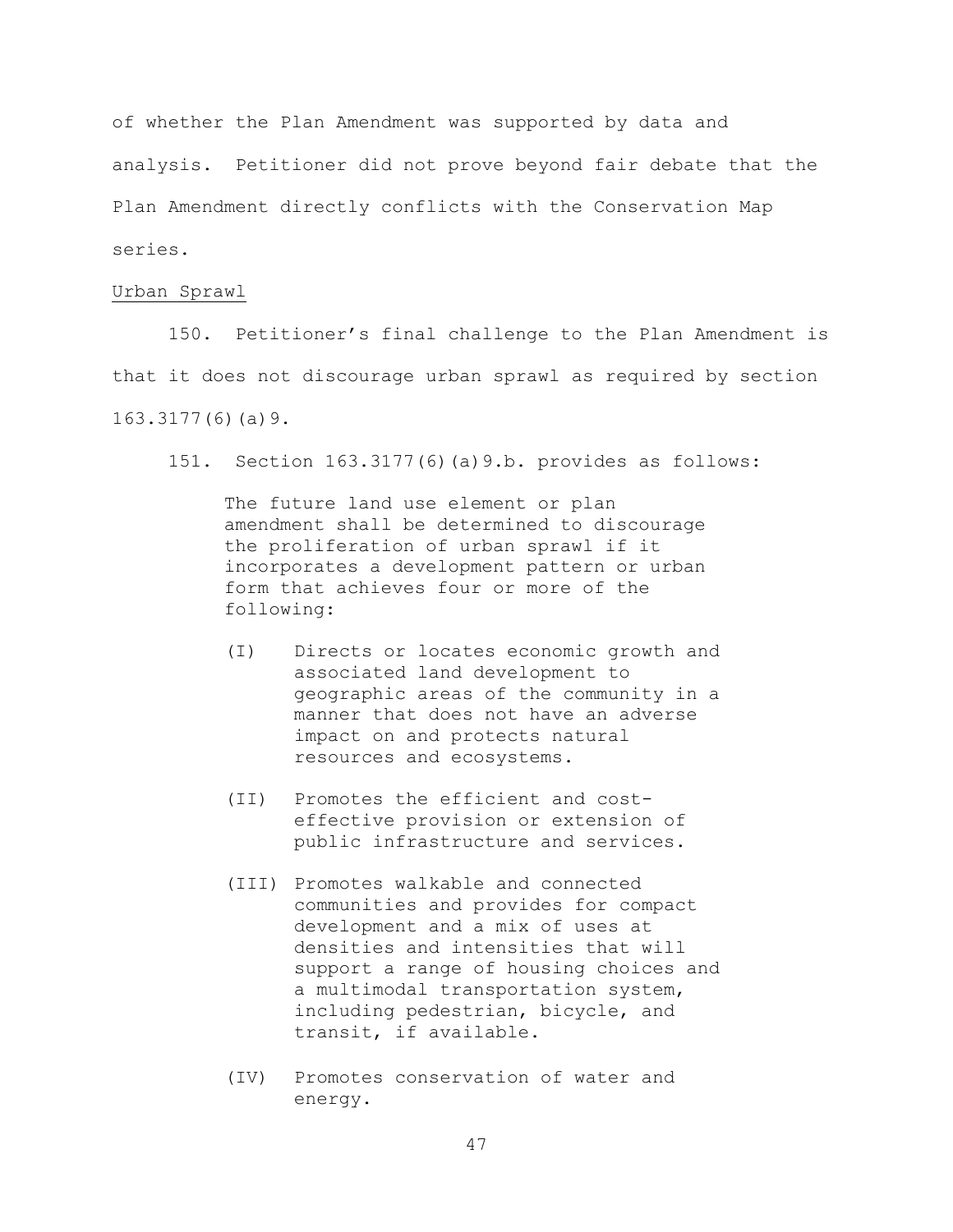of whether the Plan Amendment was supported by data and analysis. Petitioner did not prove beyond fair debate that the Plan Amendment directly conflicts with the Conservation Map series.

<u>Urban Sprawl</u>

150. Petitioner's final challenge to the Plan Amendment is that it does not discourage urban sprawl as required by section 163.3177(6)(a)9.

151. Section 163.3177(6)(a)9.b. provides as follows:

> The future land use element or plan amendment shall be determined to discourage the proliferation of urban sprawl if it incorporates a development pattern or urban form that achieves four or more of the following:
>
> (I) Directs or locates economic growth and associated land development to geographic areas of the community in a manner that does not have an adverse impact on and protects natural resources and ecosystems.
>
> (II) Promotes the efficient and cost-effective provision or extension of public infrastructure and services.
>
> (III) Promotes walkable and connected communities and provides for compact development and a mix of uses at densities and intensities that will support a range of housing choices and a multimodal transportation system, including pedestrian, bicycle, and transit, if available.
>
> (IV) Promotes conservation of water and energy.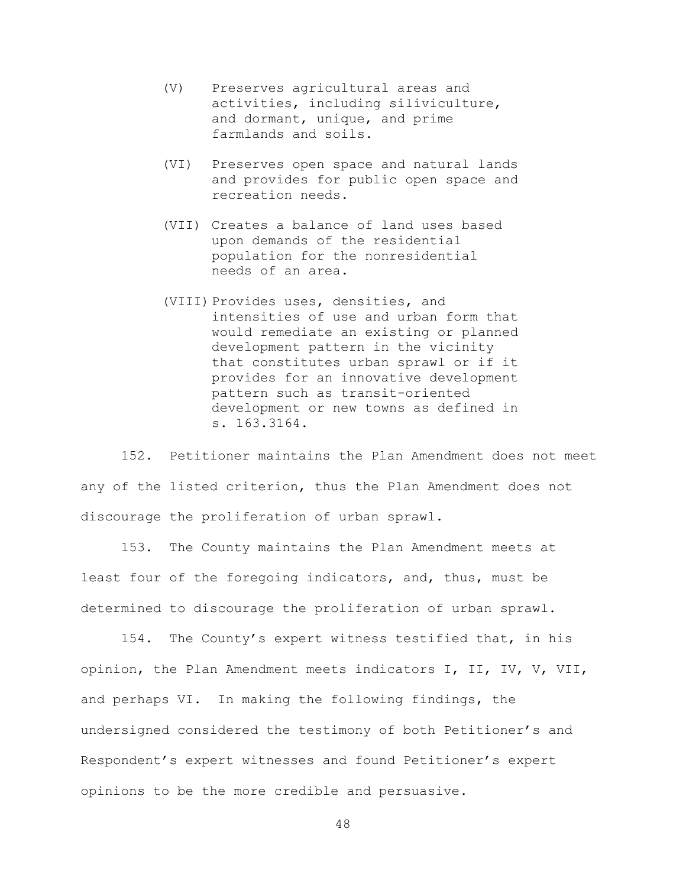(V) Preserves agricultural areas and activities, including siliviculture, and dormant, unique, and prime farmlands and soils.

(VI) Preserves open space and natural lands and provides for public open space and recreation needs.

(VII) Creates a balance of land uses based upon demands of the residential population for the nonresidential needs of an area.

(VIII) Provides uses, densities, and intensities of use and urban form that would remediate an existing or planned development pattern in the vicinity that constitutes urban sprawl or if it provides for an innovative development pattern such as transit-oriented development or new towns as defined in s. 163.3164.

152. Petitioner maintains the Plan Amendment does not meet any of the listed criterion, thus the Plan Amendment does not discourage the proliferation of urban sprawl.

153. The County maintains the Plan Amendment meets at least four of the foregoing indicators, and, thus, must be determined to discourage the proliferation of urban sprawl.

154. The County's expert witness testified that, in his opinion, the Plan Amendment meets indicators I, II, IV, V, VII, and perhaps VI. In making the following findings, the undersigned considered the testimony of both Petitioner's and Respondent's expert witnesses and found Petitioner's expert opinions to be the more credible and persuasive.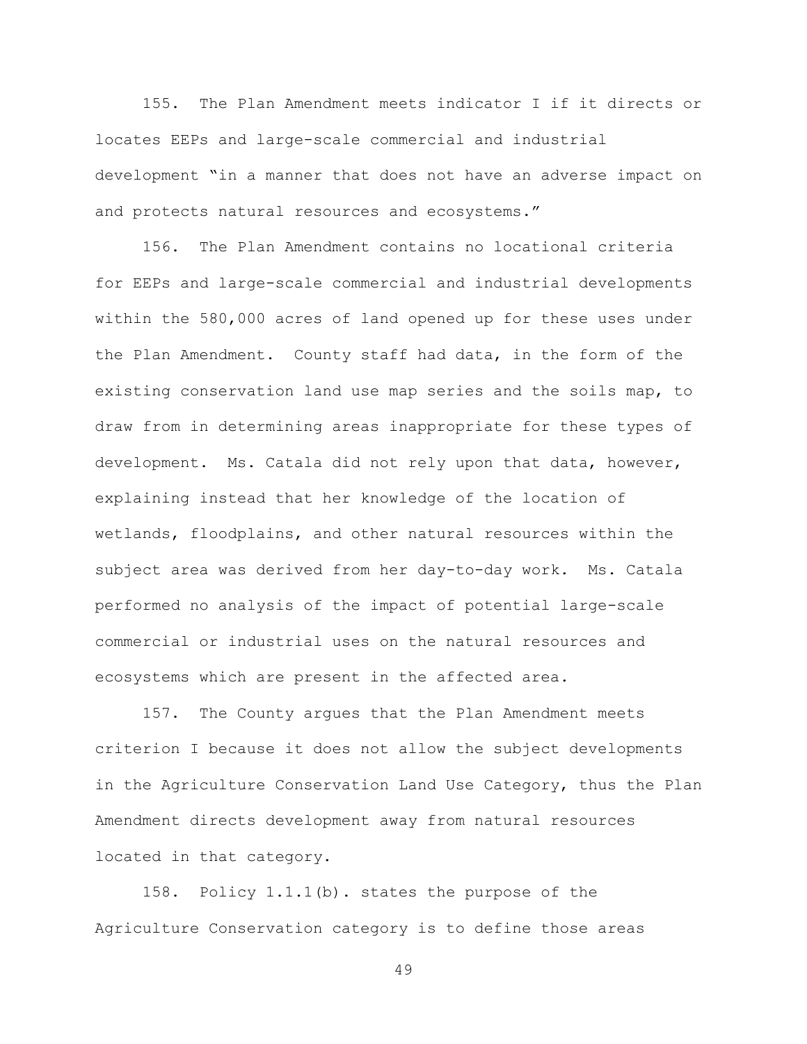155. The Plan Amendment meets indicator I if it directs or locates EEPs and large-scale commercial and industrial development "in a manner that does not have an adverse impact on and protects natural resources and ecosystems."

156. The Plan Amendment contains no locational criteria for EEPs and large-scale commercial and industrial developments within the 580,000 acres of land opened up for these uses under the Plan Amendment. County staff had data, in the form of the existing conservation land use map series and the soils map, to draw from in determining areas inappropriate for these types of development. Ms. Catala did not rely upon that data, however, explaining instead that her knowledge of the location of wetlands, floodplains, and other natural resources within the subject area was derived from her day-to-day work. Ms. Catala performed no analysis of the impact of potential large-scale commercial or industrial uses on the natural resources and ecosystems which are present in the affected area.

157. The County argues that the Plan Amendment meets criterion I because it does not allow the subject developments in the Agriculture Conservation Land Use Category, thus the Plan Amendment directs development away from natural resources located in that category.

158. Policy 1.1.1(b). states the purpose of the Agriculture Conservation category is to define those areas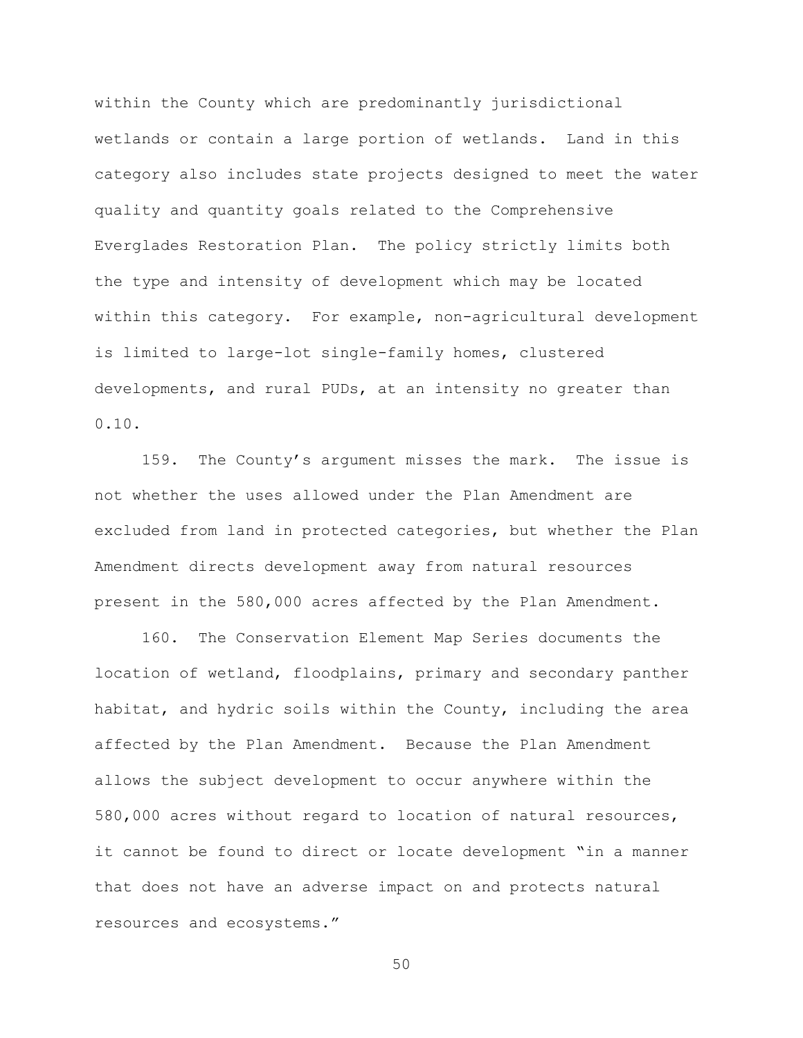within the County which are predominantly jurisdictional wetlands or contain a large portion of wetlands. Land in this category also includes state projects designed to meet the water quality and quantity goals related to the Comprehensive Everglades Restoration Plan. The policy strictly limits both the type and intensity of development which may be located within this category. For example, non-agricultural development is limited to large-lot single-family homes, clustered developments, and rural PUDs, at an intensity no greater than 0.10.

159. The County's argument misses the mark. The issue is not whether the uses allowed under the Plan Amendment are excluded from land in protected categories, but whether the Plan Amendment directs development away from natural resources present in the 580,000 acres affected by the Plan Amendment.

160. The Conservation Element Map Series documents the location of wetland, floodplains, primary and secondary panther habitat, and hydric soils within the County, including the area affected by the Plan Amendment. Because the Plan Amendment allows the subject development to occur anywhere within the 580,000 acres without regard to location of natural resources, it cannot be found to direct or locate development "in a manner that does not have an adverse impact on and protects natural resources and ecosystems."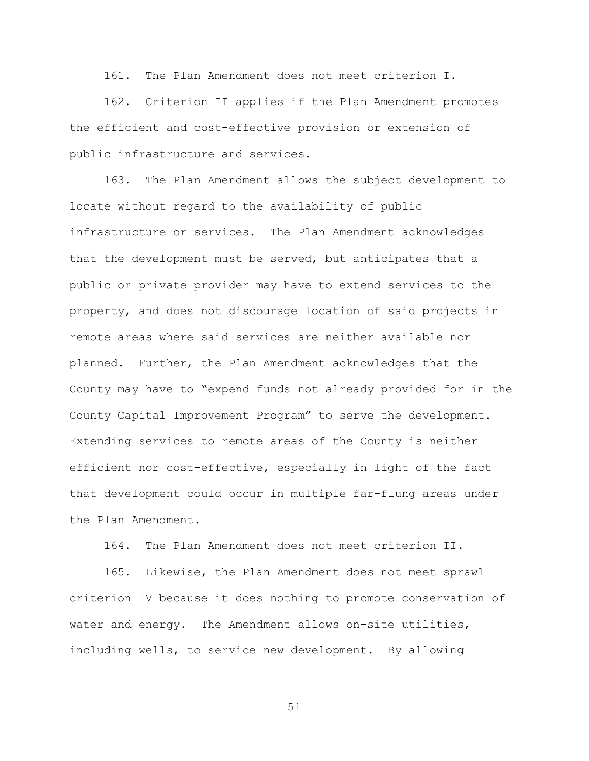161. The Plan Amendment does not meet criterion I.

162. Criterion II applies if the Plan Amendment promotes the efficient and cost-effective provision or extension of public infrastructure and services.

163. The Plan Amendment allows the subject development to locate without regard to the availability of public infrastructure or services. The Plan Amendment acknowledges that the development must be served, but anticipates that a public or private provider may have to extend services to the property, and does not discourage location of said projects in remote areas where said services are neither available nor planned. Further, the Plan Amendment acknowledges that the County may have to "expend funds not already provided for in the County Capital Improvement Program" to serve the development. Extending services to remote areas of the County is neither efficient nor cost-effective, especially in light of the fact that development could occur in multiple far-flung areas under the Plan Amendment.

164. The Plan Amendment does not meet criterion II.

165. Likewise, the Plan Amendment does not meet sprawl criterion IV because it does nothing to promote conservation of water and energy. The Amendment allows on-site utilities, including wells, to service new development. By allowing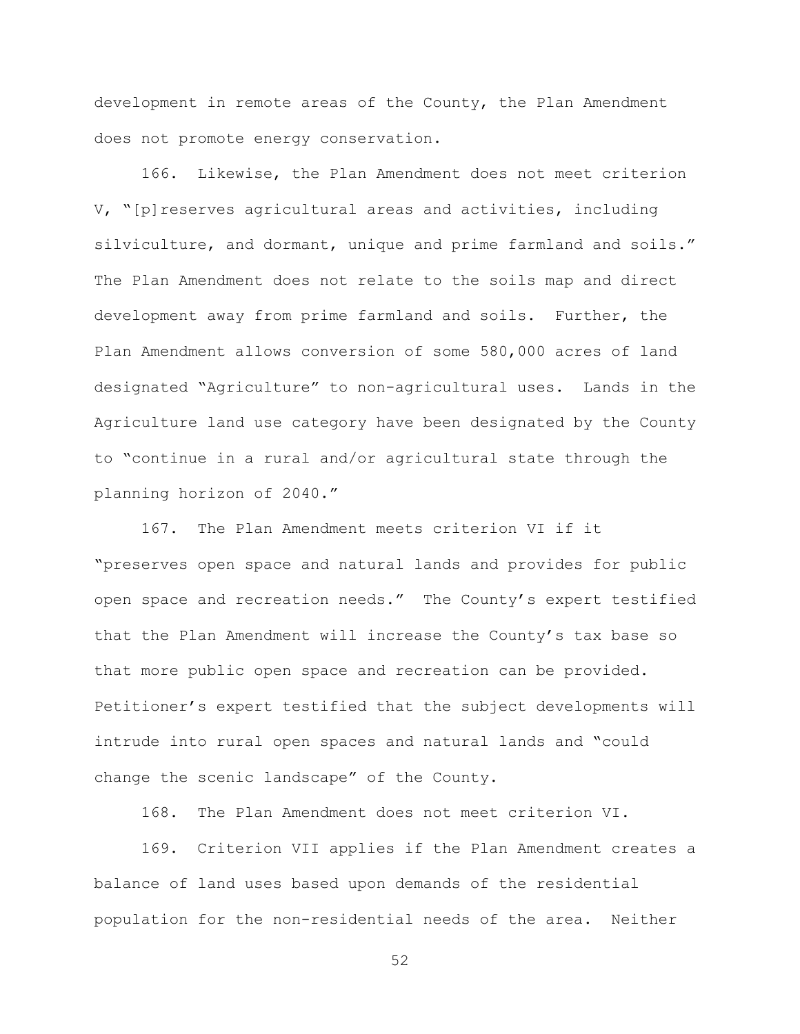development in remote areas of the County, the Plan Amendment does not promote energy conservation.

166. Likewise, the Plan Amendment does not meet criterion V, "[p]reserves agricultural areas and activities, including silviculture, and dormant, unique and prime farmland and soils." The Plan Amendment does not relate to the soils map and direct development away from prime farmland and soils. Further, the Plan Amendment allows conversion of some 580,000 acres of land designated "Agriculture" to non-agricultural uses. Lands in the Agriculture land use category have been designated by the County to "continue in a rural and/or agricultural state through the planning horizon of 2040."

167. The Plan Amendment meets criterion VI if it "preserves open space and natural lands and provides for public open space and recreation needs." The County's expert testified that the Plan Amendment will increase the County's tax base so that more public open space and recreation can be provided. Petitioner's expert testified that the subject developments will intrude into rural open spaces and natural lands and "could change the scenic landscape" of the County.

168. The Plan Amendment does not meet criterion VI.

169. Criterion VII applies if the Plan Amendment creates a balance of land uses based upon demands of the residential population for the non-residential needs of the area. Neither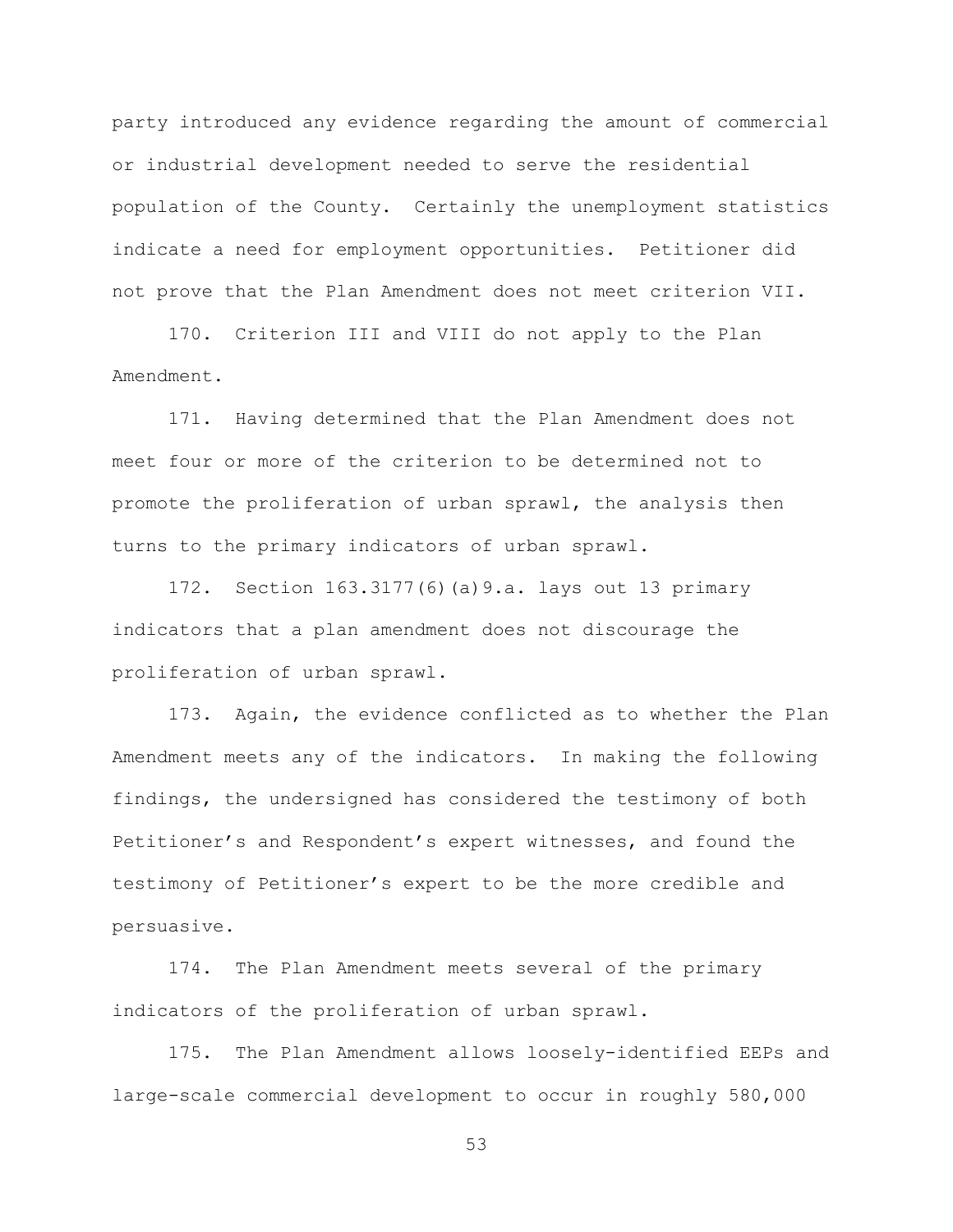party introduced any evidence regarding the amount of commercial or industrial development needed to serve the residential population of the County. Certainly the unemployment statistics indicate a need for employment opportunities. Petitioner did not prove that the Plan Amendment does not meet criterion VII.

170. Criterion III and VIII do not apply to the Plan Amendment.

171. Having determined that the Plan Amendment does not meet four or more of the criterion to be determined not to promote the proliferation of urban sprawl, the analysis then turns to the primary indicators of urban sprawl.

172. Section 163.3177(6)(a)9.a. lays out 13 primary indicators that a plan amendment does not discourage the proliferation of urban sprawl.

173. Again, the evidence conflicted as to whether the Plan Amendment meets any of the indicators. In making the following findings, the undersigned has considered the testimony of both Petitioner's and Respondent's expert witnesses, and found the testimony of Petitioner's expert to be the more credible and persuasive.

174. The Plan Amendment meets several of the primary indicators of the proliferation of urban sprawl.

175. The Plan Amendment allows loosely-identified EEPs and large-scale commercial development to occur in roughly 580,000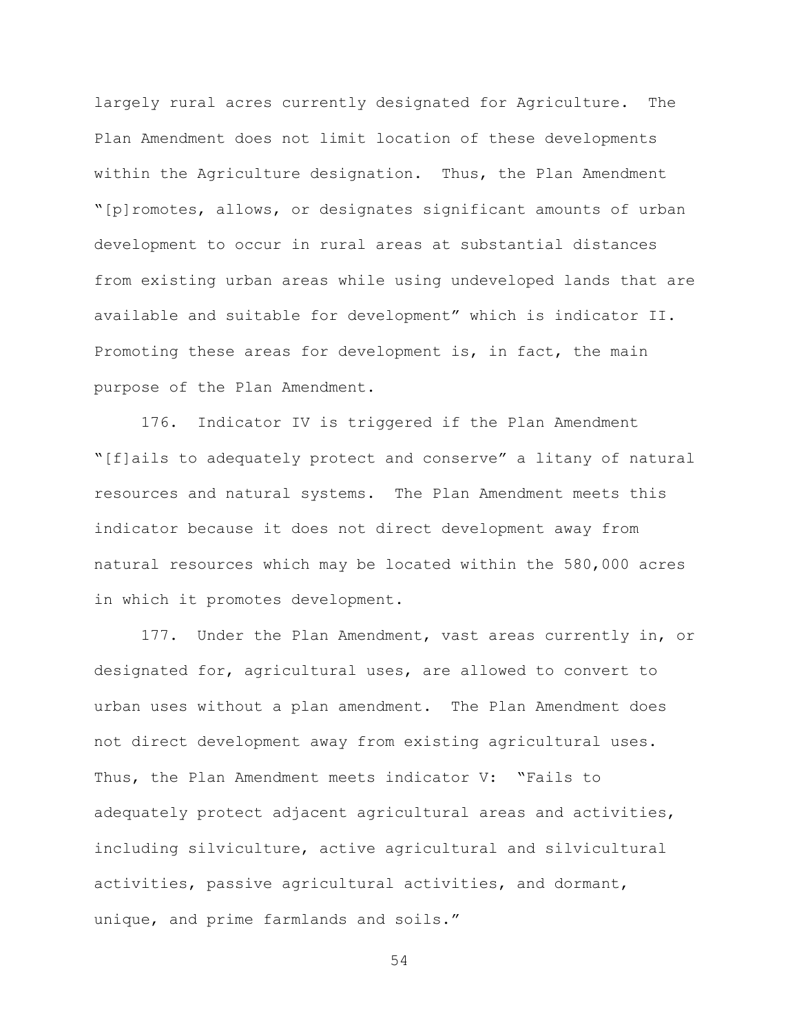largely rural acres currently designated for Agriculture. The Plan Amendment does not limit location of these developments within the Agriculture designation. Thus, the Plan Amendment "[p]romotes, allows, or designates significant amounts of urban development to occur in rural areas at substantial distances from existing urban areas while using undeveloped lands that are available and suitable for development" which is indicator II. Promoting these areas for development is, in fact, the main purpose of the Plan Amendment.

176. Indicator IV is triggered if the Plan Amendment "[f]ails to adequately protect and conserve" a litany of natural resources and natural systems. The Plan Amendment meets this indicator because it does not direct development away from natural resources which may be located within the 580,000 acres in which it promotes development.

177. Under the Plan Amendment, vast areas currently in, or designated for, agricultural uses, are allowed to convert to urban uses without a plan amendment. The Plan Amendment does not direct development away from existing agricultural uses. Thus, the Plan Amendment meets indicator V: "Fails to adequately protect adjacent agricultural areas and activities, including silviculture, active agricultural and silvicultural activities, passive agricultural activities, and dormant, unique, and prime farmlands and soils."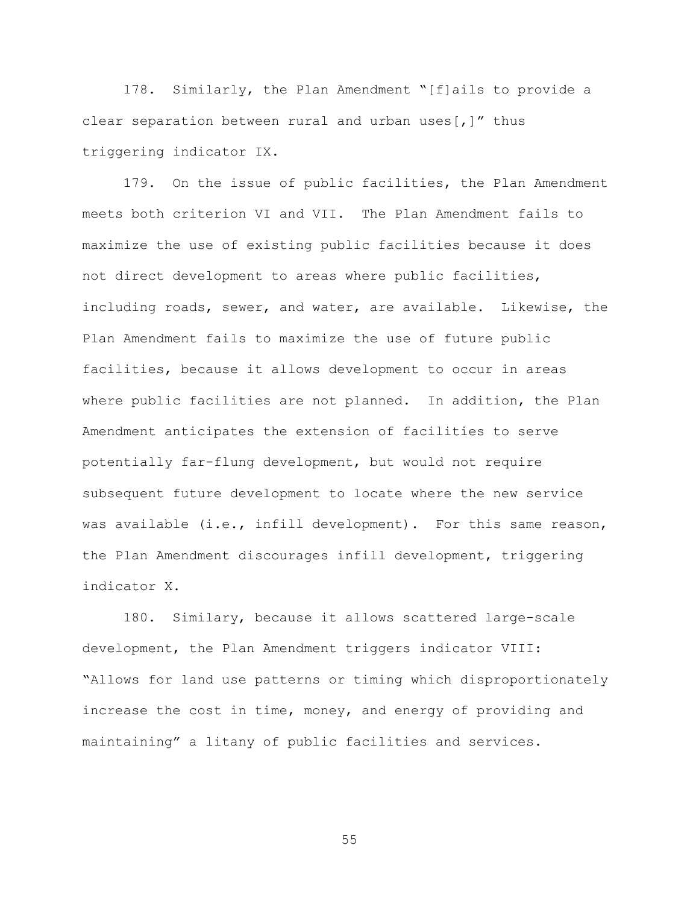178. Similarly, the Plan Amendment "[f]ails to provide a clear separation between rural and urban uses[,]" thus triggering indicator IX.

179. On the issue of public facilities, the Plan Amendment meets both criterion VI and VII. The Plan Amendment fails to maximize the use of existing public facilities because it does not direct development to areas where public facilities, including roads, sewer, and water, are available. Likewise, the Plan Amendment fails to maximize the use of future public facilities, because it allows development to occur in areas where public facilities are not planned. In addition, the Plan Amendment anticipates the extension of facilities to serve potentially far-flung development, but would not require subsequent future development to locate where the new service was available (i.e., infill development). For this same reason, the Plan Amendment discourages infill development, triggering indicator X.

180. Similary, because it allows scattered large-scale development, the Plan Amendment triggers indicator VIII: "Allows for land use patterns or timing which disproportionately increase the cost in time, money, and energy of providing and maintaining" a litany of public facilities and services.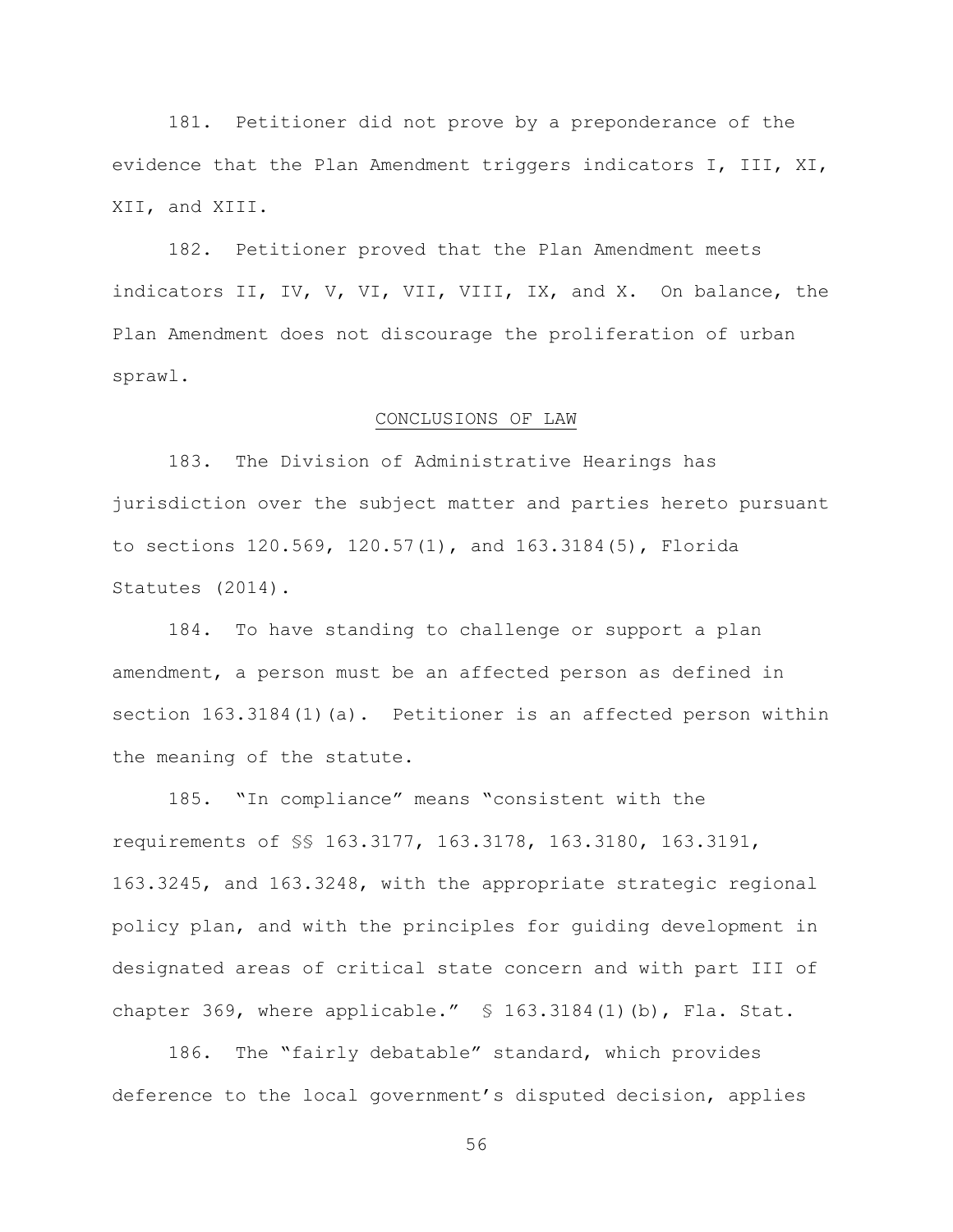181. Petitioner did not prove by a preponderance of the evidence that the Plan Amendment triggers indicators I, III, XI, XII, and XIII.

182. Petitioner proved that the Plan Amendment meets indicators II, IV, V, VI, VII, VIII, IX, and X. On balance, the Plan Amendment does not discourage the proliferation of urban sprawl.

## CONCLUSIONS OF LAW

183. The Division of Administrative Hearings has jurisdiction over the subject matter and parties hereto pursuant to sections 120.569, 120.57(1), and 163.3184(5), Florida Statutes (2014).

184. To have standing to challenge or support a plan amendment, a person must be an affected person as defined in section 163.3184(1)(a). Petitioner is an affected person within the meaning of the statute.

185. "In compliance" means "consistent with the requirements of §§ 163.3177, 163.3178, 163.3180, 163.3191, 163.3245, and 163.3248, with the appropriate strategic regional policy plan, and with the principles for guiding development in designated areas of critical state concern and with part III of chapter 369, where applicable." § 163.3184(1)(b), Fla. Stat.

186. The "fairly debatable" standard, which provides deference to the local government's disputed decision, applies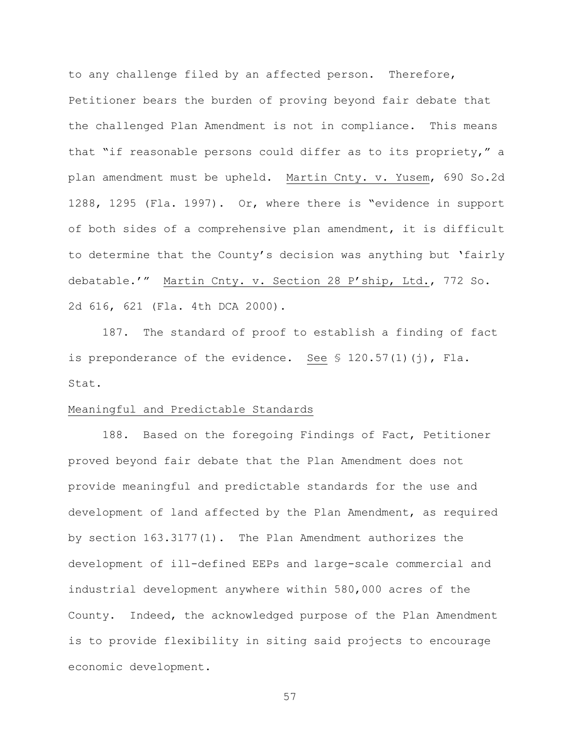to any challenge filed by an affected person. Therefore, Petitioner bears the burden of proving beyond fair debate that the challenged Plan Amendment is not in compliance. This means that "if reasonable persons could differ as to its propriety," a plan amendment must be upheld. Martin Cnty. v. Yusem, 690 So.2d 1288, 1295 (Fla. 1997). Or, where there is "evidence in support of both sides of a comprehensive plan amendment, it is difficult to determine that the County's decision was anything but 'fairly debatable.'" Martin Cnty. v. Section 28 P'ship, Ltd., 772 So. 2d 616, 621 (Fla. 4th DCA 2000).

187. The standard of proof to establish a finding of fact is preponderance of the evidence. See § 120.57(1)(j), Fla. Stat.

Meaningful and Predictable Standards

188. Based on the foregoing Findings of Fact, Petitioner proved beyond fair debate that the Plan Amendment does not provide meaningful and predictable standards for the use and development of land affected by the Plan Amendment, as required by section 163.3177(1). The Plan Amendment authorizes the development of ill-defined EEPs and large-scale commercial and industrial development anywhere within 580,000 acres of the County. Indeed, the acknowledged purpose of the Plan Amendment is to provide flexibility in siting said projects to encourage economic development.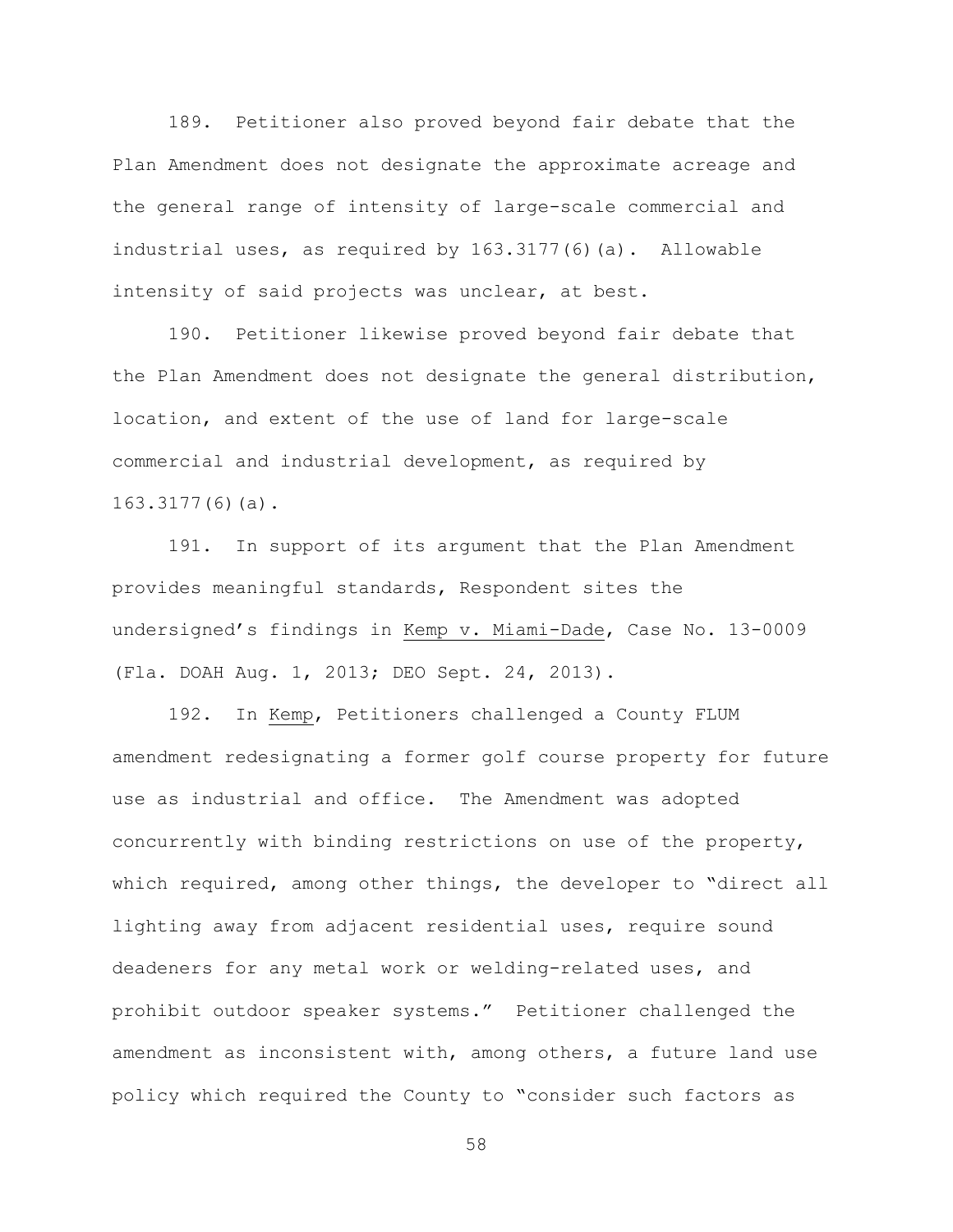189. Petitioner also proved beyond fair debate that the Plan Amendment does not designate the approximate acreage and the general range of intensity of large-scale commercial and industrial uses, as required by 163.3177(6)(a). Allowable intensity of said projects was unclear, at best.

190. Petitioner likewise proved beyond fair debate that the Plan Amendment does not designate the general distribution, location, and extent of the use of land for large-scale commercial and industrial development, as required by 163.3177(6)(a).

191. In support of its argument that the Plan Amendment provides meaningful standards, Respondent sites the undersigned's findings in Kemp v. Miami-Dade, Case No. 13-0009 (Fla. DOAH Aug. 1, 2013; DEO Sept. 24, 2013).

192. In Kemp, Petitioners challenged a County FLUM amendment redesignating a former golf course property for future use as industrial and office. The Amendment was adopted concurrently with binding restrictions on use of the property, which required, among other things, the developer to "direct all lighting away from adjacent residential uses, require sound deadeners for any metal work or welding-related uses, and prohibit outdoor speaker systems." Petitioner challenged the amendment as inconsistent with, among others, a future land use policy which required the County to "consider such factors as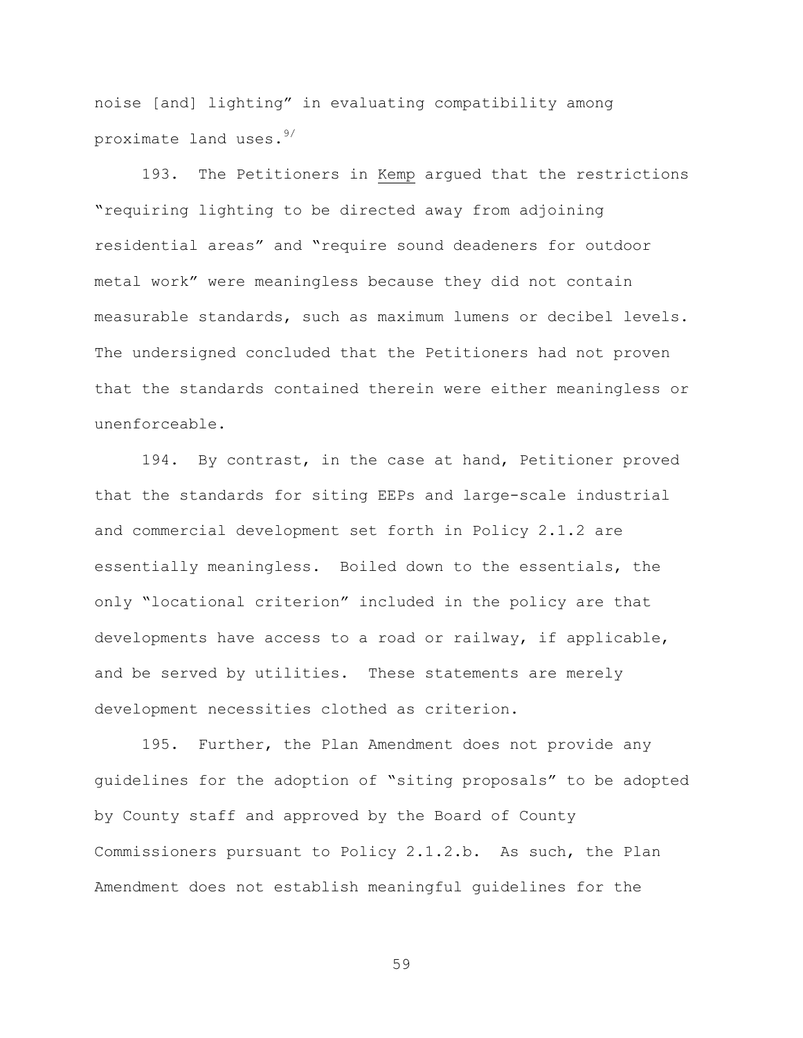noise [and] lighting" in evaluating compatibility among proximate land uses.[9/]

193. The Petitioners in Kemp argued that the restrictions "requiring lighting to be directed away from adjoining residential areas" and "require sound deadeners for outdoor metal work" were meaningless because they did not contain measurable standards, such as maximum lumens or decibel levels. The undersigned concluded that the Petitioners had not proven that the standards contained therein were either meaningless or unenforceable.

194. By contrast, in the case at hand, Petitioner proved that the standards for siting EEPs and large-scale industrial and commercial development set forth in Policy 2.1.2 are essentially meaningless. Boiled down to the essentials, the only "locational criterion" included in the policy are that developments have access to a road or railway, if applicable, and be served by utilities. These statements are merely development necessities clothed as criterion.

195. Further, the Plan Amendment does not provide any guidelines for the adoption of "siting proposals" to be adopted by County staff and approved by the Board of County Commissioners pursuant to Policy 2.1.2.b. As such, the Plan Amendment does not establish meaningful guidelines for the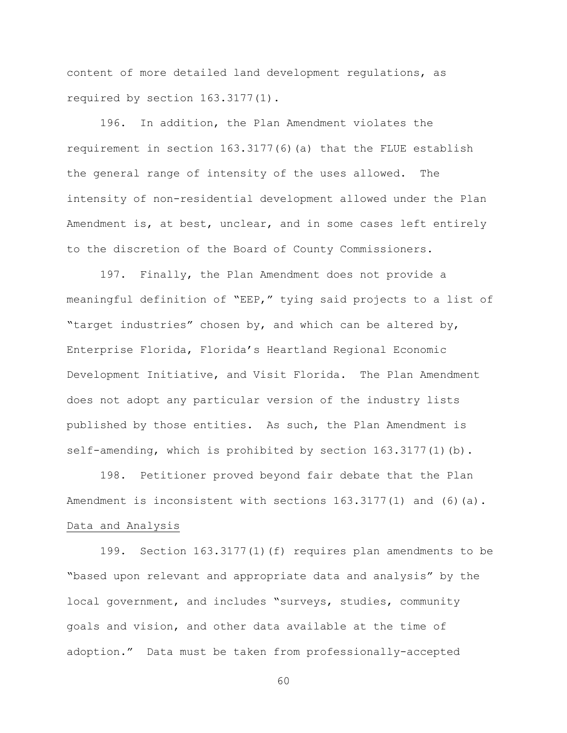content of more detailed land development regulations, as required by section 163.3177(1).

196. In addition, the Plan Amendment violates the requirement in section 163.3177(6)(a) that the FLUE establish the general range of intensity of the uses allowed. The intensity of non-residential development allowed under the Plan Amendment is, at best, unclear, and in some cases left entirely to the discretion of the Board of County Commissioners.

197. Finally, the Plan Amendment does not provide a meaningful definition of "EEP," tying said projects to a list of "target industries" chosen by, and which can be altered by, Enterprise Florida, Florida's Heartland Regional Economic Development Initiative, and Visit Florida. The Plan Amendment does not adopt any particular version of the industry lists published by those entities. As such, the Plan Amendment is self-amending, which is prohibited by section 163.3177(1)(b).

198. Petitioner proved beyond fair debate that the Plan Amendment is inconsistent with sections 163.3177(1) and (6)(a).

<u>Data and Analysis</u>

199. Section 163.3177(1)(f) requires plan amendments to be "based upon relevant and appropriate data and analysis" by the local government, and includes "surveys, studies, community goals and vision, and other data available at the time of adoption." Data must be taken from professionally-accepted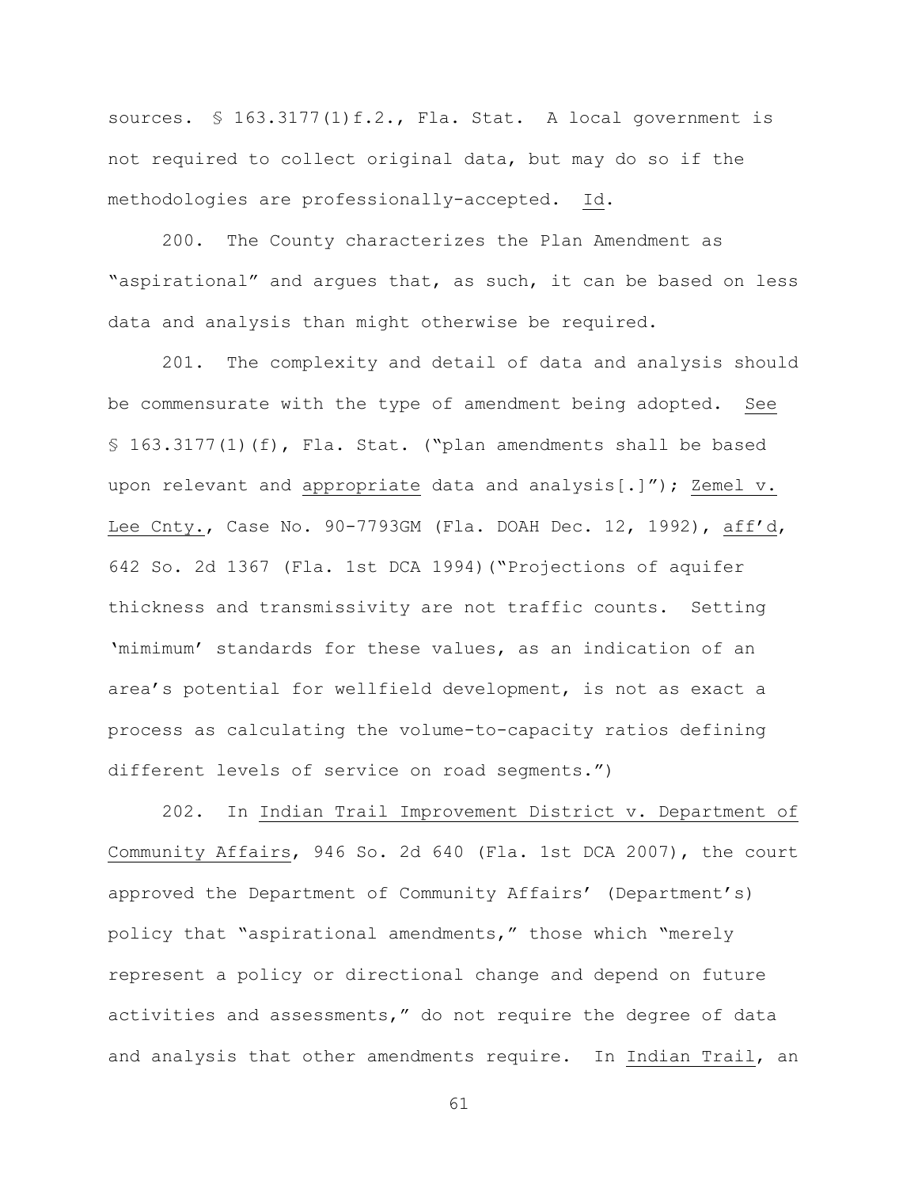sources. § 163.3177(1)f.2., Fla. Stat. A local government is not required to collect original data, but may do so if the methodologies are professionally-accepted. Id.

200. The County characterizes the Plan Amendment as "aspirational" and argues that, as such, it can be based on less data and analysis than might otherwise be required.

201. The complexity and detail of data and analysis should be commensurate with the type of amendment being adopted. See § 163.3177(1)(f), Fla. Stat. ("plan amendments shall be based upon relevant and appropriate data and analysis[.]"); Zemel v. Lee Cnty., Case No. 90-7793GM (Fla. DOAH Dec. 12, 1992), aff'd, 642 So. 2d 1367 (Fla. 1st DCA 1994)("Projections of aquifer thickness and transmissivity are not traffic counts. Setting 'mimimum' standards for these values, as an indication of an area's potential for wellfield development, is not as exact a process as calculating the volume-to-capacity ratios defining different levels of service on road segments.")

202. In Indian Trail Improvement District v. Department of Community Affairs, 946 So. 2d 640 (Fla. 1st DCA 2007), the court approved the Department of Community Affairs' (Department's) policy that "aspirational amendments," those which "merely represent a policy or directional change and depend on future activities and assessments," do not require the degree of data and analysis that other amendments require. In Indian Trail, an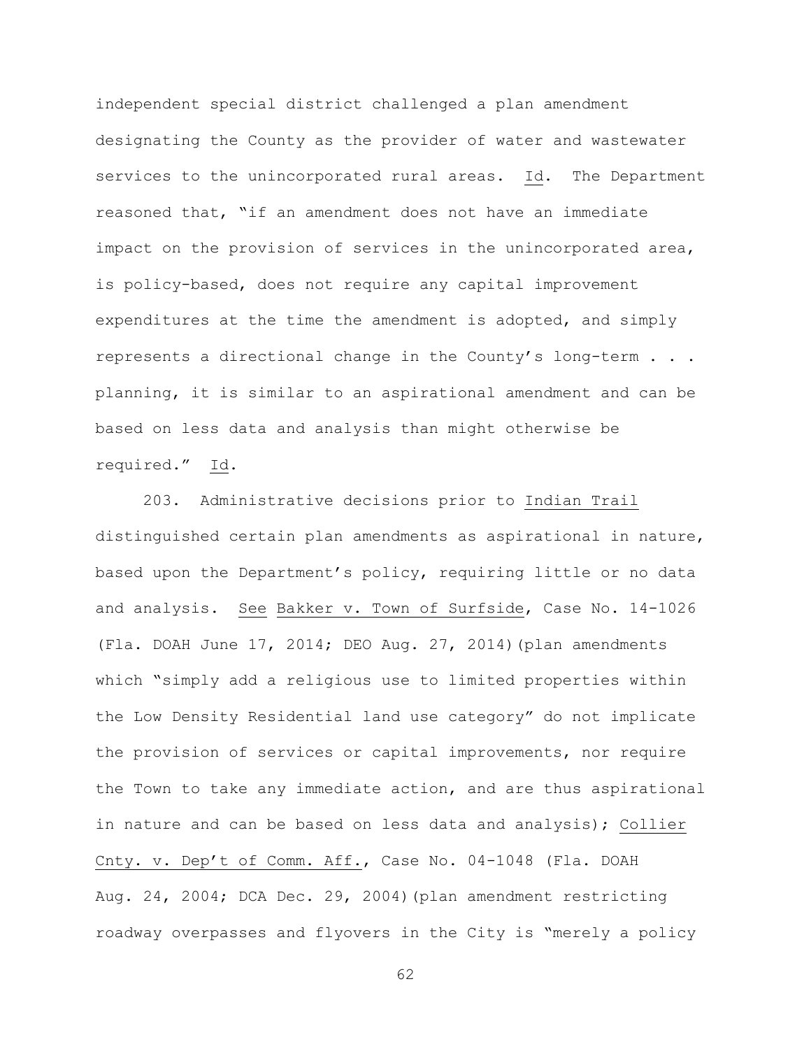independent special district challenged a plan amendment designating the County as the provider of water and wastewater services to the unincorporated rural areas. Id. The Department reasoned that, "if an amendment does not have an immediate impact on the provision of services in the unincorporated area, is policy-based, does not require any capital improvement expenditures at the time the amendment is adopted, and simply represents a directional change in the County's long-term . . . planning, it is similar to an aspirational amendment and can be based on less data and analysis than might otherwise be required." Id.

203. Administrative decisions prior to Indian Trail distinguished certain plan amendments as aspirational in nature, based upon the Department's policy, requiring little or no data and analysis. See Bakker v. Town of Surfside, Case No. 14-1026 (Fla. DOAH June 17, 2014; DEO Aug. 27, 2014)(plan amendments which "simply add a religious use to limited properties within the Low Density Residential land use category" do not implicate the provision of services or capital improvements, nor require the Town to take any immediate action, and are thus aspirational in nature and can be based on less data and analysis); Collier Cnty. v. Dep't of Comm. Aff., Case No. 04-1048 (Fla. DOAH Aug. 24, 2004; DCA Dec. 29, 2004)(plan amendment restricting roadway overpasses and flyovers in the City is "merely a policy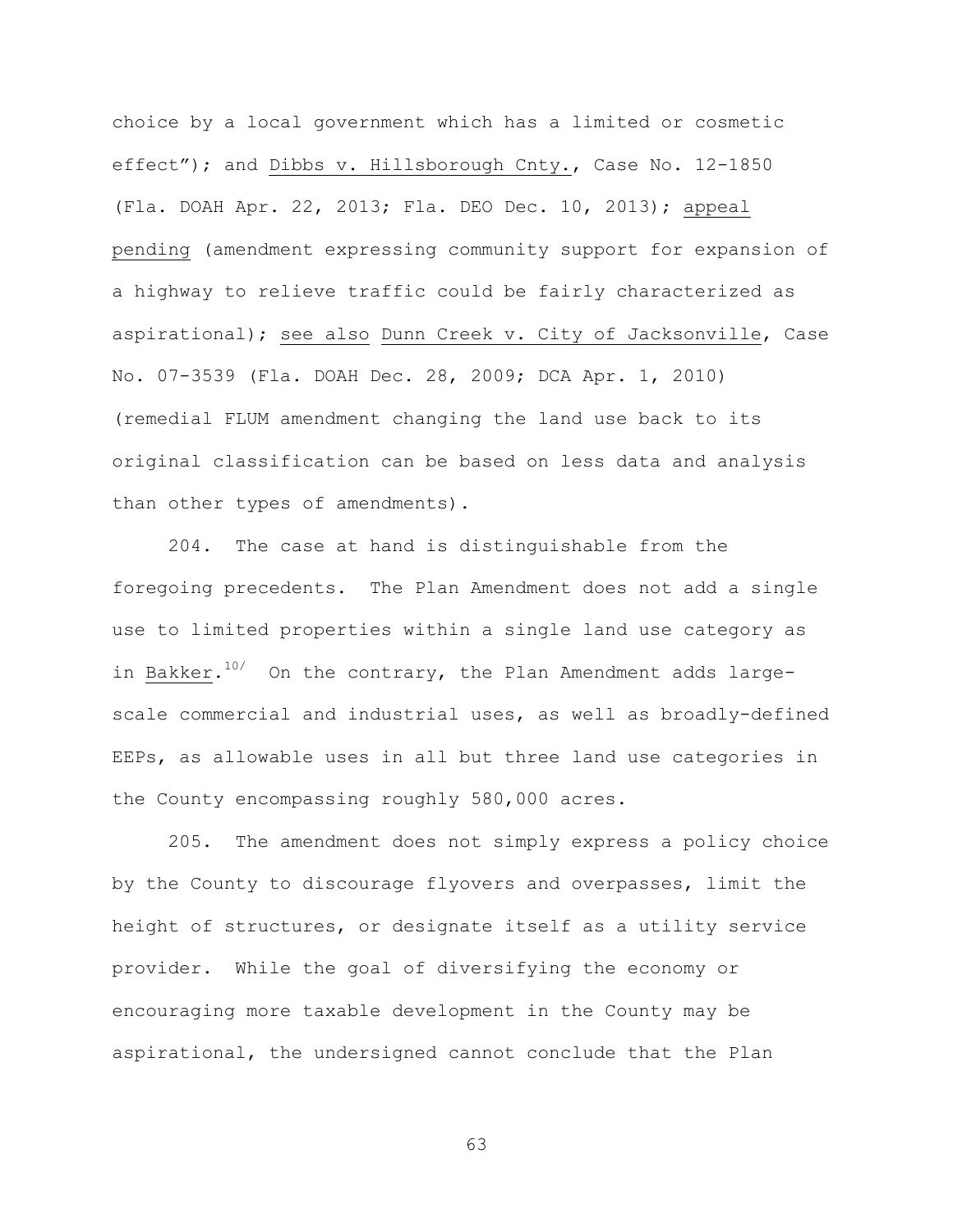choice by a local government which has a limited or cosmetic effect"); and Dibbs v. Hillsborough Cnty., Case No. 12-1850 (Fla. DOAH Apr. 22, 2013; Fla. DEO Dec. 10, 2013); appeal pending (amendment expressing community support for expansion of a highway to relieve traffic could be fairly characterized as aspirational); see also Dunn Creek v. City of Jacksonville, Case No. 07-3539 (Fla. DOAH Dec. 28, 2009; DCA Apr. 1, 2010) (remedial FLUM amendment changing the land use back to its original classification can be based on less data and analysis than other types of amendments).

204. The case at hand is distinguishable from the foregoing precedents. The Plan Amendment does not add a single use to limited properties within a single land use category as in Bakker.[10/] On the contrary, the Plan Amendment adds large-scale commercial and industrial uses, as well as broadly-defined EEPs, as allowable uses in all but three land use categories in the County encompassing roughly 580,000 acres.

205. The amendment does not simply express a policy choice by the County to discourage flyovers and overpasses, limit the height of structures, or designate itself as a utility service provider. While the goal of diversifying the economy or encouraging more taxable development in the County may be aspirational, the undersigned cannot conclude that the Plan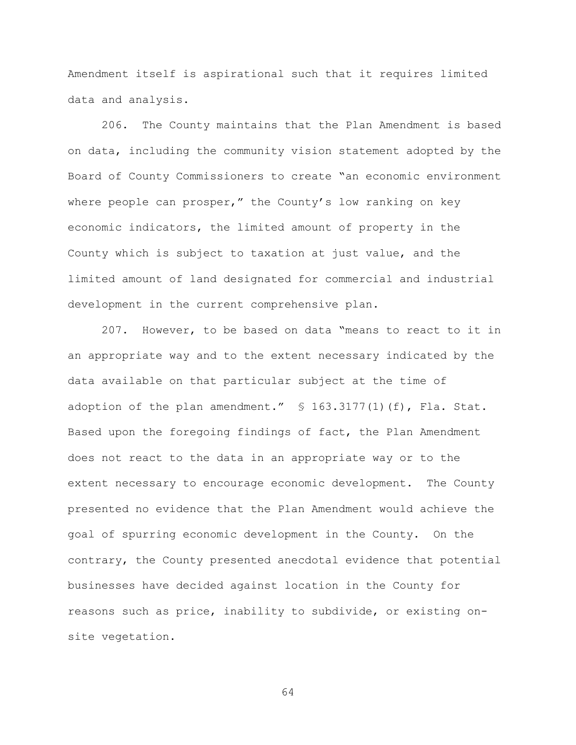Amendment itself is aspirational such that it requires limited data and analysis.

206. The County maintains that the Plan Amendment is based on data, including the community vision statement adopted by the Board of County Commissioners to create "an economic environment where people can prosper," the County's low ranking on key economic indicators, the limited amount of property in the County which is subject to taxation at just value, and the limited amount of land designated for commercial and industrial development in the current comprehensive plan.

207. However, to be based on data "means to react to it in an appropriate way and to the extent necessary indicated by the data available on that particular subject at the time of adoption of the plan amendment." § 163.3177(1)(f), Fla. Stat. Based upon the foregoing findings of fact, the Plan Amendment does not react to the data in an appropriate way or to the extent necessary to encourage economic development. The County presented no evidence that the Plan Amendment would achieve the goal of spurring economic development in the County. On the contrary, the County presented anecdotal evidence that potential businesses have decided against location in the County for reasons such as price, inability to subdivide, or existing on-site vegetation.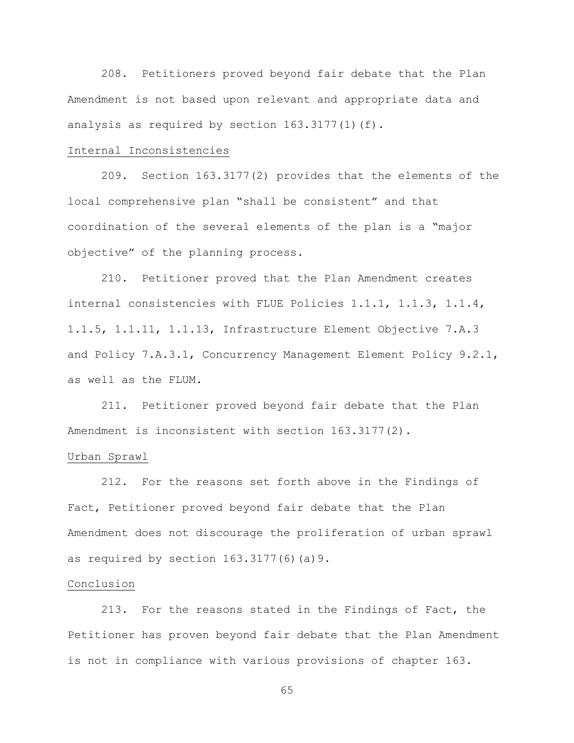208. Petitioners proved beyond fair debate that the Plan Amendment is not based upon relevant and appropriate data and analysis as required by section 163.3177(1)(f).

<u>Internal Inconsistencies</u>

209. Section 163.3177(2) provides that the elements of the local comprehensive plan "shall be consistent" and that coordination of the several elements of the plan is a "major objective" of the planning process.

210. Petitioner proved that the Plan Amendment creates internal consistencies with FLUE Policies 1.1.1, 1.1.3, 1.1.4, 1.1.5, 1.1.11, 1.1.13, Infrastructure Element Objective 7.A.3 and Policy 7.A.3.1, Concurrency Management Element Policy 9.2.1, as well as the FLUM.

211. Petitioner proved beyond fair debate that the Plan Amendment is inconsistent with section 163.3177(2).

<u>Urban Sprawl</u>

212. For the reasons set forth above in the Findings of Fact, Petitioner proved beyond fair debate that the Plan Amendment does not discourage the proliferation of urban sprawl as required by section 163.3177(6)(a)9.

<u>Conclusion</u>

213. For the reasons stated in the Findings of Fact, the Petitioner has proven beyond fair debate that the Plan Amendment is not in compliance with various provisions of chapter 163.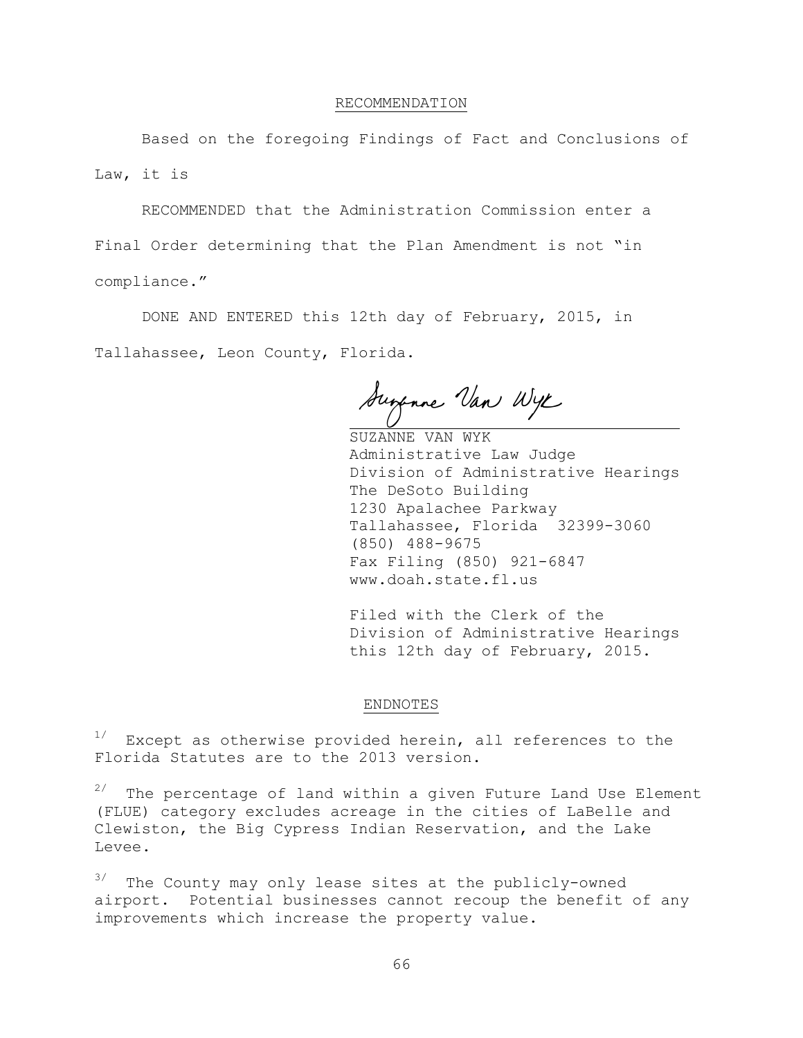## RECOMMENDATION

Based on the foregoing Findings of Fact and Conclusions of Law, it is

RECOMMENDED that the Administration Commission enter a Final Order determining that the Plan Amendment is not "in compliance."

DONE AND ENTERED this 12th day of February, 2015, in Tallahassee, Leon County, Florida.

SUZANNE VAN WYK
Administrative Law Judge
Division of Administrative Hearings
The DeSoto Building
1230 Apalachee Parkway
Tallahassee, Florida 32399-3060
(850) 488-9675
Fax Filing (850) 921-6847
www.doah.state.fl.us

Filed with the Clerk of the
Division of Administrative Hearings
this 12th day of February, 2015.

## ENDNOTES

[1/] Except as otherwise provided herein, all references to the Florida Statutes are to the 2013 version.

[2/] The percentage of land within a given Future Land Use Element (FLUE) category excludes acreage in the cities of LaBelle and Clewiston, the Big Cypress Indian Reservation, and the Lake Levee.

[3/] The County may only lease sites at the publicly-owned airport. Potential businesses cannot recoup the benefit of any improvements which increase the property value.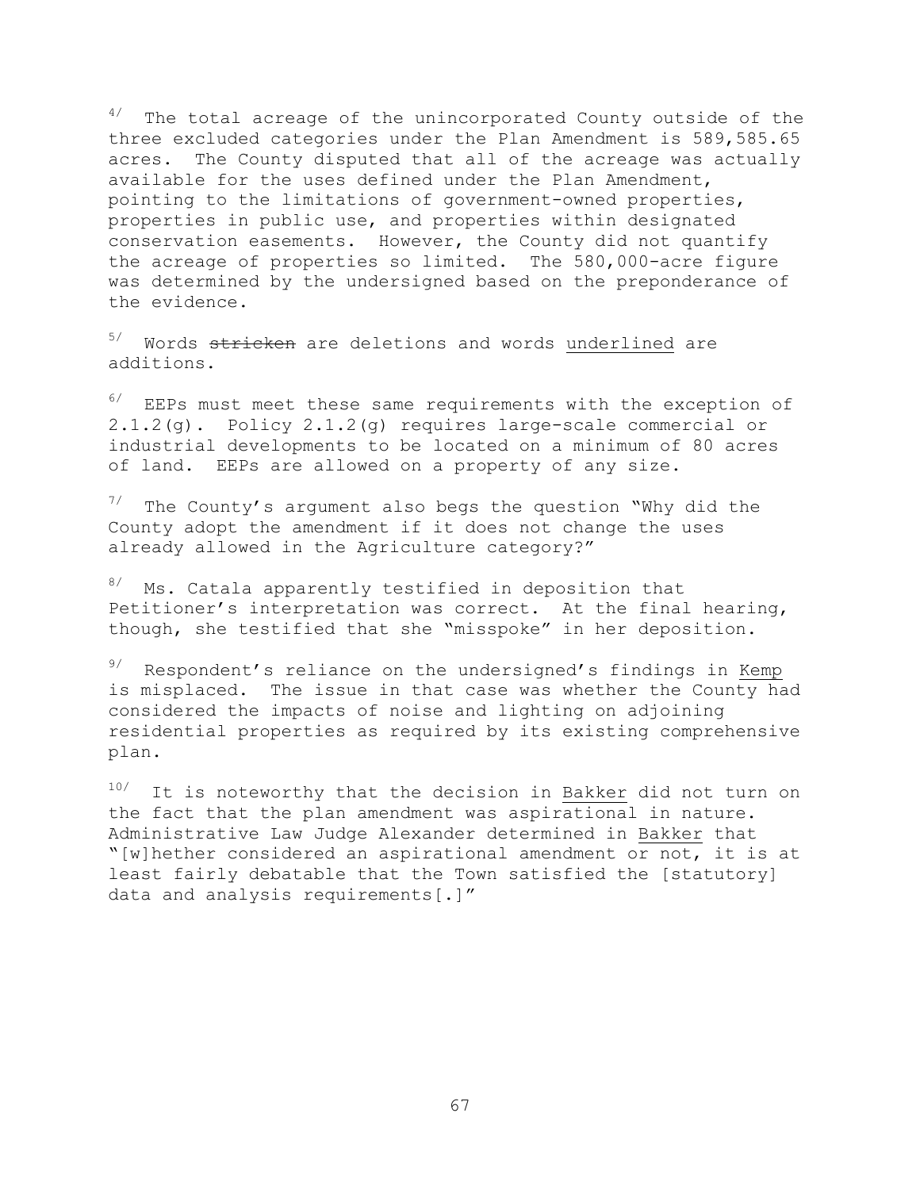[4] The total acreage of the unincorporated County outside of the three excluded categories under the Plan Amendment is 589,585.65 acres. The County disputed that all of the acreage was actually available for the uses defined under the Plan Amendment, pointing to the limitations of government-owned properties, properties in public use, and properties within designated conservation easements. However, the County did not quantify the acreage of properties so limited. The 580,000-acre figure was determined by the undersigned based on the preponderance of the evidence.

[5] Words ~~stricken~~ are deletions and words <u>underlined</u> are additions.

[6] EEPs must meet these same requirements with the exception of 2.1.2(g). Policy 2.1.2(g) requires large-scale commercial or industrial developments to be located on a minimum of 80 acres of land. EEPs are allowed on a property of any size.

[7] The County's argument also begs the question "Why did the County adopt the amendment if it does not change the uses already allowed in the Agriculture category?"

[8] Ms. Catala apparently testified in deposition that Petitioner's interpretation was correct. At the final hearing, though, she testified that she "misspoke" in her deposition.

[9] Respondent's reliance on the undersigned's findings in <u>Kemp</u> is misplaced. The issue in that case was whether the County had considered the impacts of noise and lighting on adjoining residential properties as required by its existing comprehensive plan.

[10] It is noteworthy that the decision in <u>Bakker</u> did not turn on the fact that the plan amendment was aspirational in nature. Administrative Law Judge Alexander determined in <u>Bakker</u> that "[w]hether considered an aspirational amendment or not, it is at least fairly debatable that the Town satisfied the [statutory] data and analysis requirements[.]"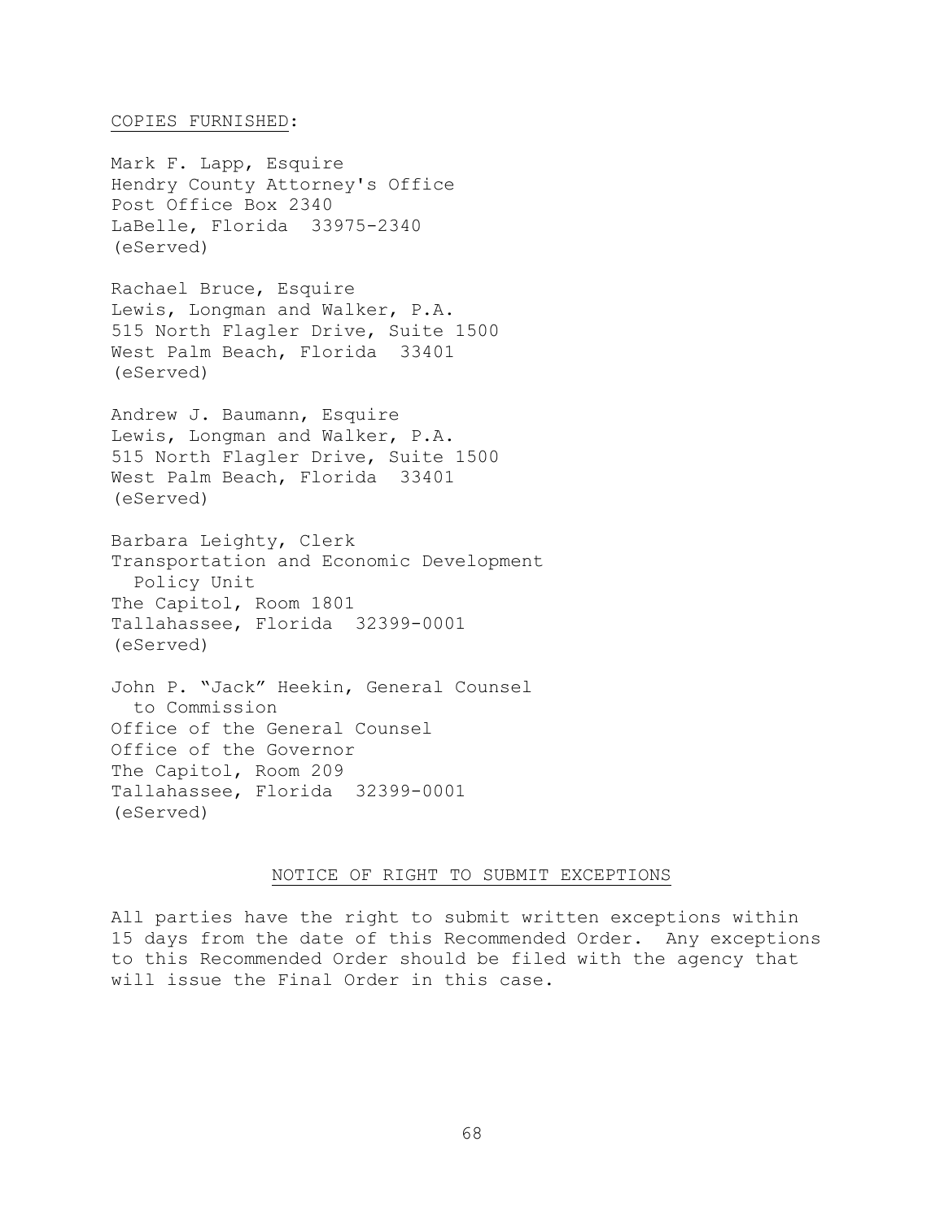COPIES FURNISHED:

Mark F. Lapp, Esquire
Hendry County Attorney's Office
Post Office Box 2340
LaBelle, Florida 33975-2340
(eServed)

Rachael Bruce, Esquire
Lewis, Longman and Walker, P.A.
515 North Flagler Drive, Suite 1500
West Palm Beach, Florida 33401
(eServed)

Andrew J. Baumann, Esquire
Lewis, Longman and Walker, P.A.
515 North Flagler Drive, Suite 1500
West Palm Beach, Florida 33401
(eServed)

Barbara Leighty, Clerk
Transportation and Economic Development
Policy Unit
The Capitol, Room 1801
Tallahassee, Florida 32399-0001
(eServed)

John P. "Jack" Heekin, General Counsel
to Commission
Office of the General Counsel
Office of the Governor
The Capitol, Room 209
Tallahassee, Florida 32399-0001
(eServed)

## NOTICE OF RIGHT TO SUBMIT EXCEPTIONS

All parties have the right to submit written exceptions within 15 days from the date of this Recommended Order. Any exceptions to this Recommended Order should be filed with the agency that will issue the Final Order in this case.